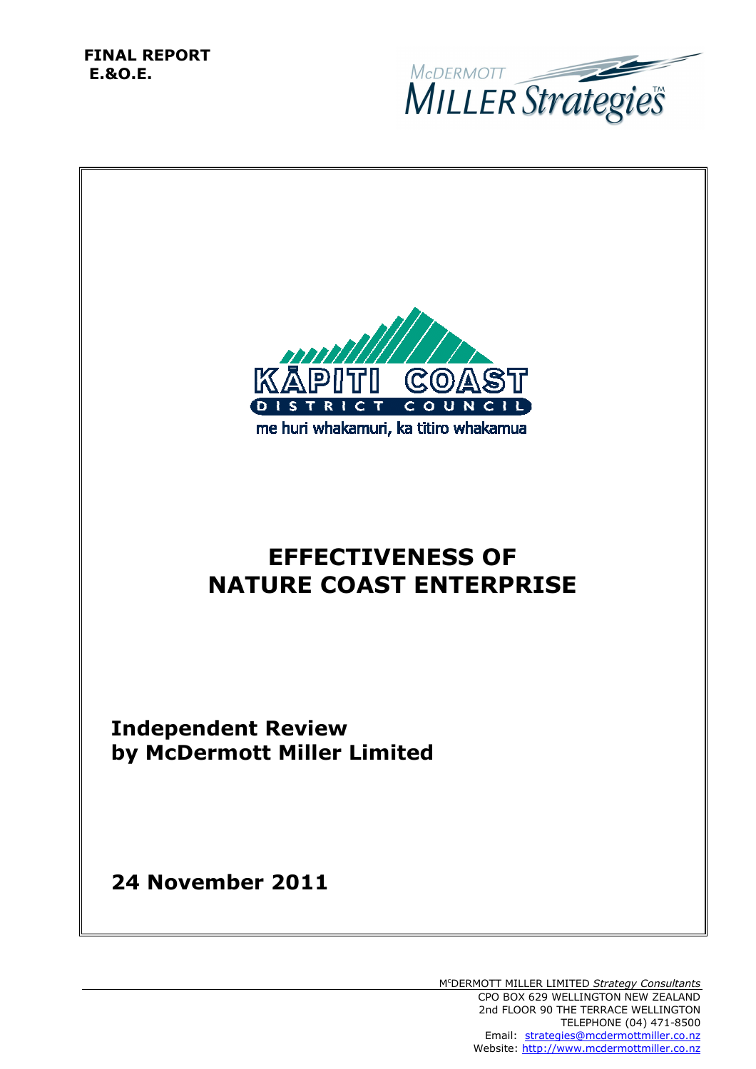**FINAL REPORT**
**E.&O.E.**

McDERMOTT MILLER Strategies™

KĀPITI COAST
DISTRICT COUNCIL
me huri whakamuri, ka titiro whakamua

# EFFECTIVENESS OF NATURE COAST ENTERPRISE

## Independent Review by McDermott Miller Limited

## 24 November 2011

McDERMOTT MILLER LIMITED *Strategy Consultants*
CPO BOX 629 WELLINGTON NEW ZEALAND
2nd FLOOR 90 THE TERRACE WELLINGTON
TELEPHONE (04) 471-8500
Email: strategies@mcdermottmiller.co.nz
Website: http://www.mcdermottmiller.co.nz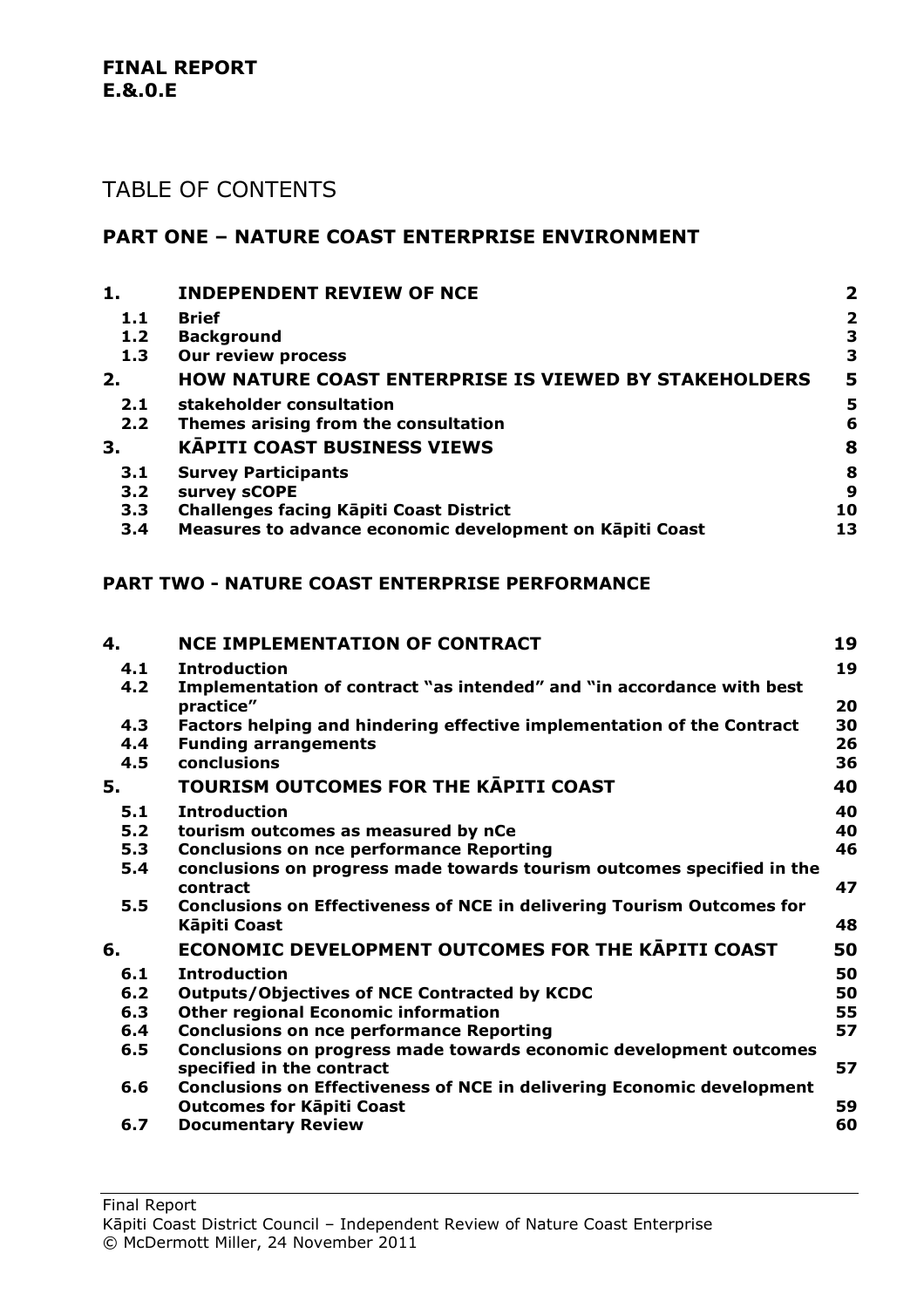**FINAL REPORT**
**E.&.0.E**

# TABLE OF CONTENTS

## PART ONE – NATURE COAST ENTERPRISE ENVIRONMENT

| | | |
|---|---|---|
| **1.** | **INDEPENDENT REVIEW OF NCE** | **2** |
| **1.1** | **Brief** | **2** |
| **1.2** | **Background** | **3** |
| **1.3** | **Our review process** | **3** |
| **2.** | **HOW NATURE COAST ENTERPRISE IS VIEWED BY STAKEHOLDERS** | **5** |
| **2.1** | **stakeholder consultation** | **5** |
| **2.2** | **Themes arising from the consultation** | **6** |
| **3.** | **KĀPITI COAST BUSINESS VIEWS** | **8** |
| **3.1** | **Survey Participants** | **8** |
| **3.2** | **survey sCOPE** | **9** |
| **3.3** | **Challenges facing Kāpiti Coast District** | **10** |
| **3.4** | **Measures to advance economic development on Kāpiti Coast** | **13** |

## PART TWO - NATURE COAST ENTERPRISE PERFORMANCE

| | | |
|---|---|---|
| **4.** | **NCE IMPLEMENTATION OF CONTRACT** | **19** |
| **4.1** | **Introduction** | **19** |
| **4.2** | **Implementation of contract "as intended" and "in accordance with best practice"** | **20** |
| **4.3** | **Factors helping and hindering effective implementation of the Contract** | **30** |
| **4.4** | **Funding arrangements** | **26** |
| **4.5** | **conclusions** | **36** |
| **5.** | **TOURISM OUTCOMES FOR THE KĀPITI COAST** | **40** |
| **5.1** | **Introduction** | **40** |
| **5.2** | **tourism outcomes as measured by nCe** | **40** |
| **5.3** | **Conclusions on nce performance Reporting** | **46** |
| **5.4** | **conclusions on progress made towards tourism outcomes specified in the contract** | **47** |
| **5.5** | **Conclusions on Effectiveness of NCE in delivering Tourism Outcomes for Kāpiti Coast** | **48** |
| **6.** | **ECONOMIC DEVELOPMENT OUTCOMES FOR THE KĀPITI COAST** | **50** |
| **6.1** | **Introduction** | **50** |
| **6.2** | **Outputs/Objectives of NCE Contracted by KCDC** | **50** |
| **6.3** | **Other regional Economic information** | **55** |
| **6.4** | **Conclusions on nce performance Reporting** | **57** |
| **6.5** | **Conclusions on progress made towards economic development outcomes specified in the contract** | **57** |
| **6.6** | **Conclusions on Effectiveness of NCE in delivering Economic development Outcomes for Kāpiti Coast** | **59** |
| **6.7** | **Documentary Review** | **60** |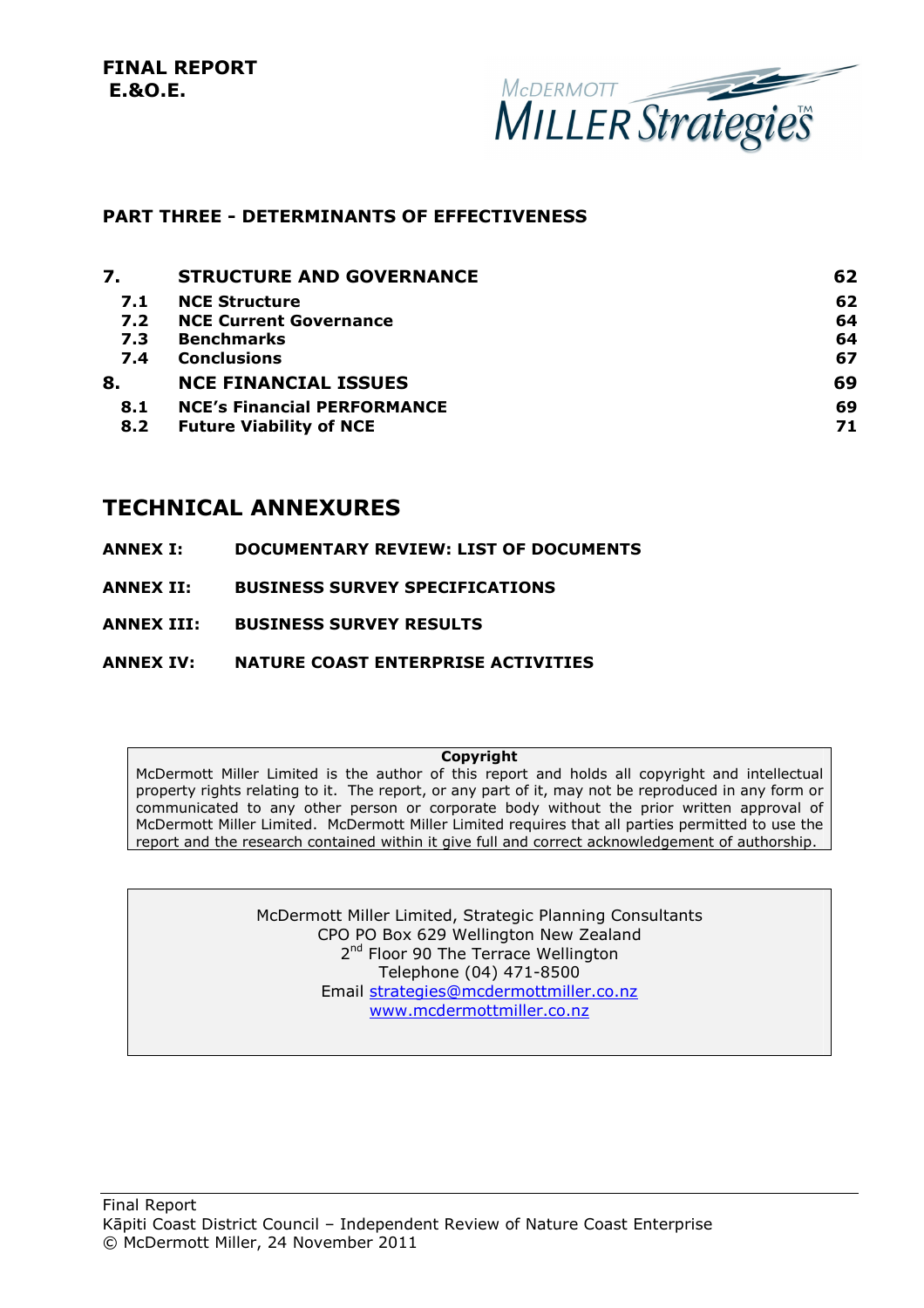**FINAL REPORT**
**E.&O.E.**

**PART THREE - DETERMINANTS OF EFFECTIVENESS**

| | | |
|---|---|---|
| **7.** | **STRUCTURE AND GOVERNANCE** | **62** |
| **7.1** | **NCE Structure** | **62** |
| **7.2** | **NCE Current Governance** | **64** |
| **7.3** | **Benchmarks** | **64** |
| **7.4** | **Conclusions** | **67** |
| **8.** | **NCE FINANCIAL ISSUES** | **69** |
| **8.1** | **NCE's Financial PERFORMANCE** | **69** |
| **8.2** | **Future Viability of NCE** | **71** |

## TECHNICAL ANNEXURES

**ANNEX I: DOCUMENTARY REVIEW: LIST OF DOCUMENTS**

**ANNEX II: BUSINESS SURVEY SPECIFICATIONS**

**ANNEX III: BUSINESS SURVEY RESULTS**

**ANNEX IV: NATURE COAST ENTERPRISE ACTIVITIES**

**Copyright**

McDermott Miller Limited is the author of this report and holds all copyright and intellectual property rights relating to it. The report, or any part of it, may not be reproduced in any form or communicated to any other person or corporate body without the prior written approval of McDermott Miller Limited. McDermott Miller Limited requires that all parties permitted to use the report and the research contained within it give full and correct acknowledgement of authorship.

McDermott Miller Limited, Strategic Planning Consultants
CPO PO Box 629 Wellington New Zealand
2nd Floor 90 The Terrace Wellington
Telephone (04) 471-8500
Email strategies@mcdermottmiller.co.nz
www.mcdermottmiller.co.nz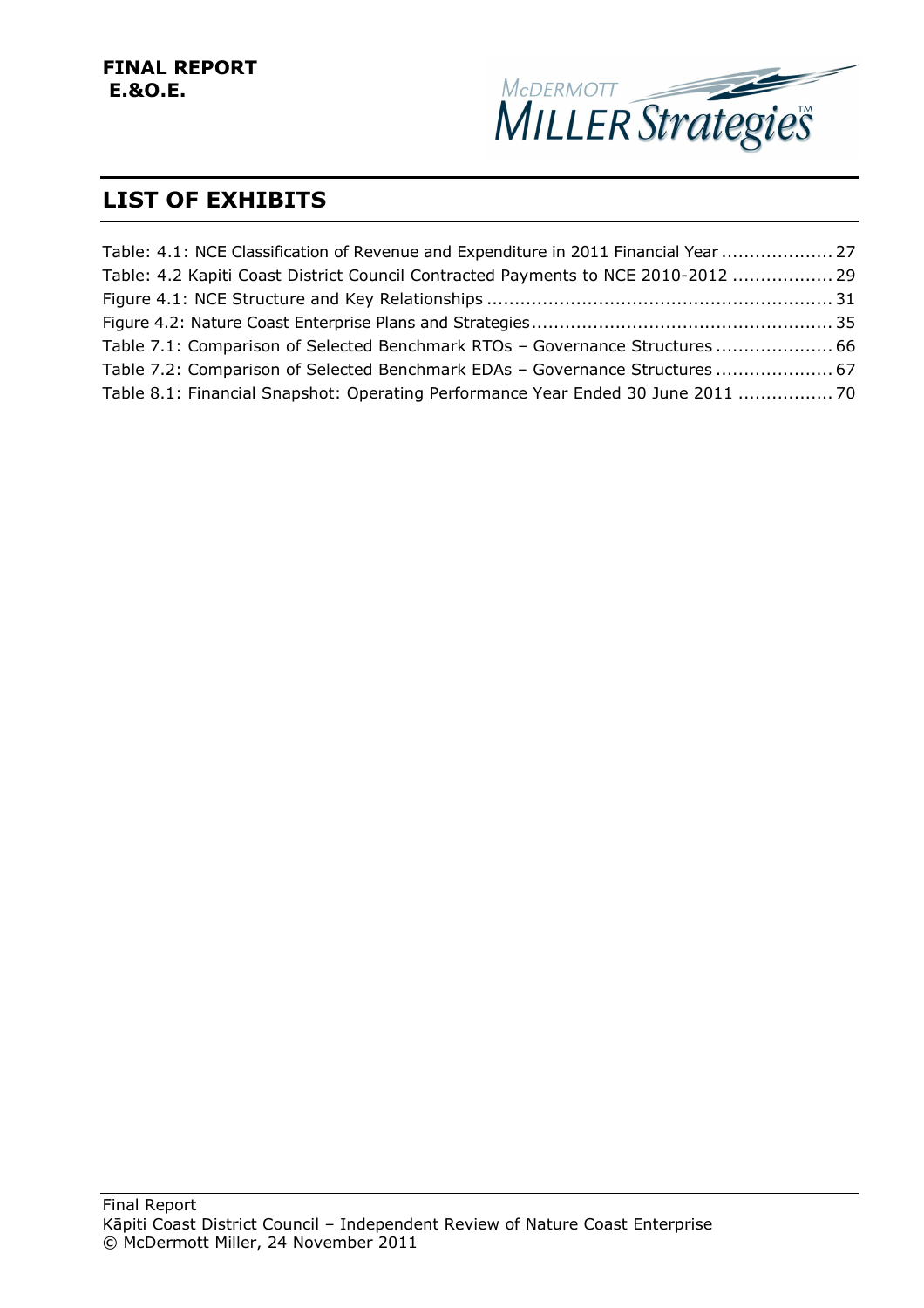## LIST OF EXHIBITS

Table: 4.1: NCE Classification of Revenue and Expenditure in 2011 Financial Year .................... 27
Table: 4.2 Kapiti Coast District Council Contracted Payments to NCE 2010-2012 .................. 29
Figure 4.1: NCE Structure and Key Relationships .............................................................. 31
Figure 4.2: Nature Coast Enterprise Plans and Strategies...................................................... 35
Table 7.1: Comparison of Selected Benchmark RTOs – Governance Structures ..................... 66
Table 7.2: Comparison of Selected Benchmark EDAs – Governance Structures ..................... 67
Table 8.1: Financial Snapshot: Operating Performance Year Ended 30 June 2011 ................. 70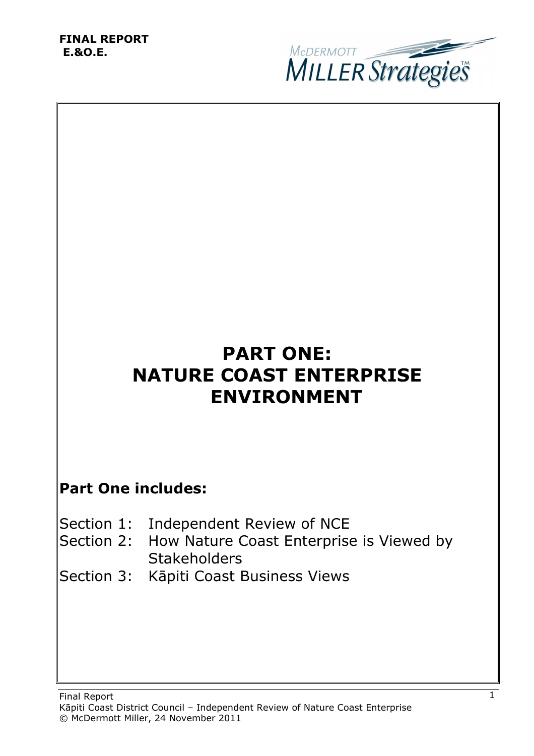**FINAL REPORT**
**E.&O.E.**

# PART ONE: NATURE COAST ENTERPRISE ENVIRONMENT

## Part One includes:

Section 1: Independent Review of NCE
Section 2: How Nature Coast Enterprise is Viewed by Stakeholders
Section 3: Kāpiti Coast Business Views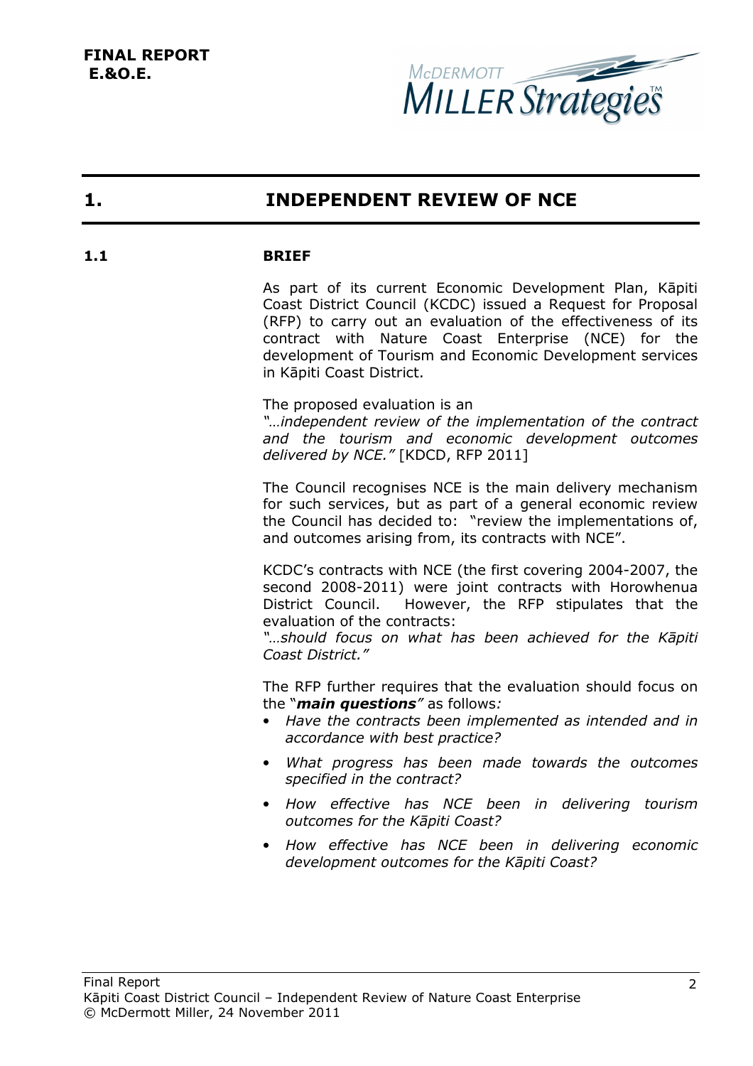**FINAL REPORT**
**E.&O.E.**

# 1. INDEPENDENT REVIEW OF NCE

## 1.1 BRIEF

As part of its current Economic Development Plan, Kāpiti Coast District Council (KCDC) issued a Request for Proposal (RFP) to carry out an evaluation of the effectiveness of its contract with Nature Coast Enterprise (NCE) for the development of Tourism and Economic Development services in Kāpiti Coast District.

The proposed evaluation is an
*"…independent review of the implementation of the contract and the tourism and economic development outcomes delivered by NCE."* [KDCD, RFP 2011]

The Council recognises NCE is the main delivery mechanism for such services, but as part of a general economic review the Council has decided to: "review the implementations of, and outcomes arising from, its contracts with NCE".

KCDC's contracts with NCE (the first covering 2004-2007, the second 2008-2011) were joint contracts with Horowhenua District Council. However, the RFP stipulates that the evaluation of the contracts:
*"…should focus on what has been achieved for the Kāpiti Coast District."*

The RFP further requires that the evaluation should focus on the "***main questions***" as follows*:*

- *Have the contracts been implemented as intended and in accordance with best practice?*
- *What progress has been made towards the outcomes specified in the contract?*
- *How effective has NCE been in delivering tourism outcomes for the Kāpiti Coast?*
- *How effective has NCE been in delivering economic development outcomes for the Kāpiti Coast?*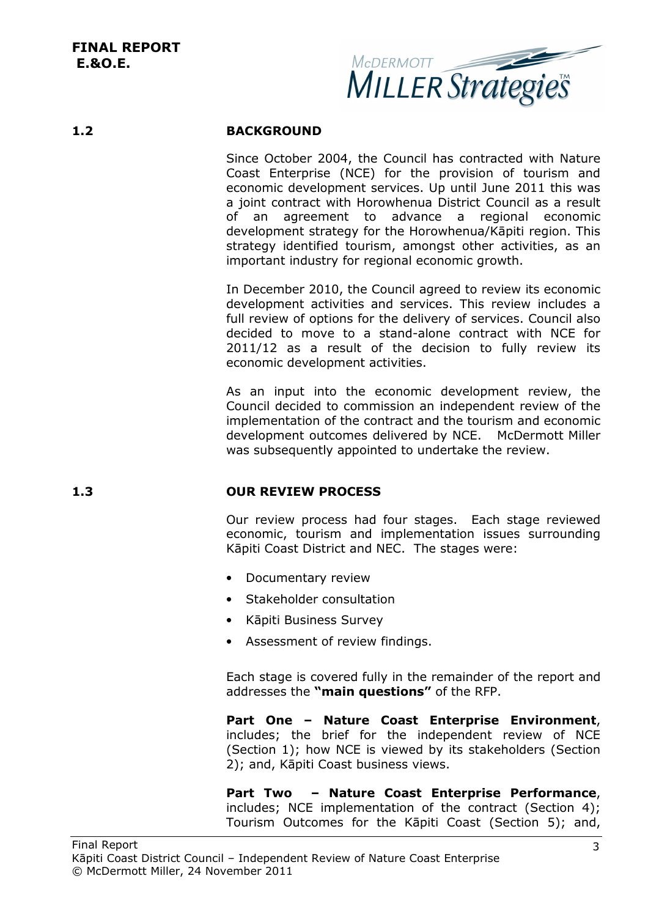## 1.2 BACKGROUND

Since October 2004, the Council has contracted with Nature Coast Enterprise (NCE) for the provision of tourism and economic development services. Up until June 2011 this was a joint contract with Horowhenua District Council as a result of an agreement to advance a regional economic development strategy for the Horowhenua/Kāpiti region. This strategy identified tourism, amongst other activities, as an important industry for regional economic growth.

In December 2010, the Council agreed to review its economic development activities and services. This review includes a full review of options for the delivery of services. Council also decided to move to a stand-alone contract with NCE for 2011/12 as a result of the decision to fully review its economic development activities.

As an input into the economic development review, the Council decided to commission an independent review of the implementation of the contract and the tourism and economic development outcomes delivered by NCE. McDermott Miller was subsequently appointed to undertake the review.

## 1.3 OUR REVIEW PROCESS

Our review process had four stages. Each stage reviewed economic, tourism and implementation issues surrounding Kāpiti Coast District and NEC. The stages were:

- Documentary review
- Stakeholder consultation
- Kāpiti Business Survey
- Assessment of review findings.

Each stage is covered fully in the remainder of the report and addresses the **"main questions"** of the RFP.

**Part One – Nature Coast Enterprise Environment**, includes; the brief for the independent review of NCE (Section 1); how NCE is viewed by its stakeholders (Section 2); and, Kāpiti Coast business views.

**Part Two – Nature Coast Enterprise Performance**, includes; NCE implementation of the contract (Section 4); Tourism Outcomes for the Kāpiti Coast (Section 5); and,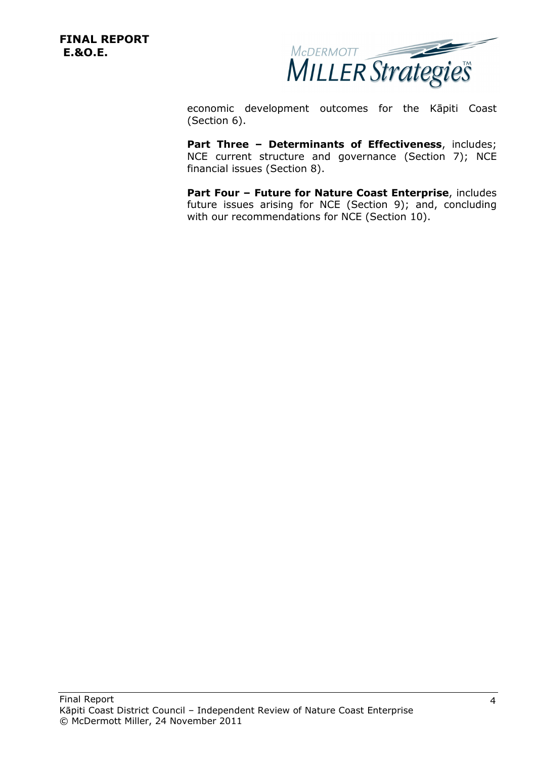economic development outcomes for the Kāpiti Coast (Section 6).

**Part Three – Determinants of Effectiveness**, includes; NCE current structure and governance (Section 7); NCE financial issues (Section 8).

**Part Four – Future for Nature Coast Enterprise**, includes future issues arising for NCE (Section 9); and, concluding with our recommendations for NCE (Section 10).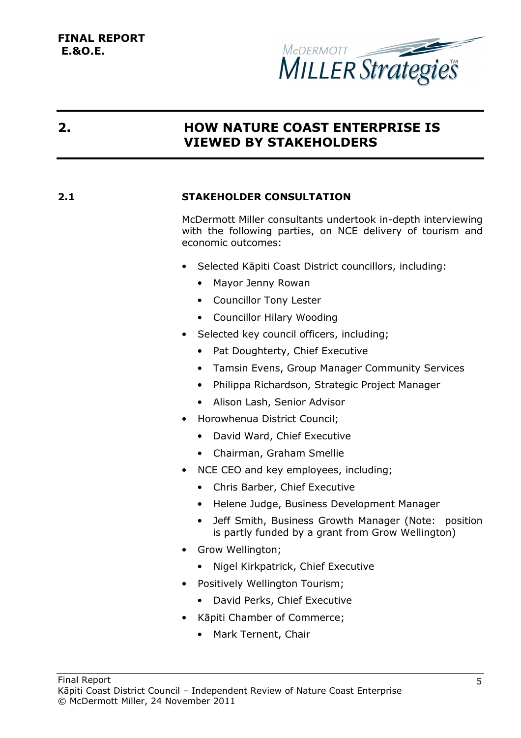**FINAL REPORT**
**E.&O.E.**

# 2. HOW NATURE COAST ENTERPRISE IS VIEWED BY STAKEHOLDERS

## 2.1 STAKEHOLDER CONSULTATION

McDermott Miller consultants undertook in-depth interviewing with the following parties, on NCE delivery of tourism and economic outcomes:

- Selected Kāpiti Coast District councillors, including:
    - Mayor Jenny Rowan
    - Councillor Tony Lester
    - Councillor Hilary Wooding
- Selected key council officers, including;
    - Pat Doughterty, Chief Executive
    - Tamsin Evens, Group Manager Community Services
    - Philippa Richardson, Strategic Project Manager
    - Alison Lash, Senior Advisor
- Horowhenua District Council;
    - David Ward, Chief Executive
    - Chairman, Graham Smellie
- NCE CEO and key employees, including;
    - Chris Barber, Chief Executive
    - Helene Judge, Business Development Manager
    - Jeff Smith, Business Growth Manager (Note: position is partly funded by a grant from Grow Wellington)
- Grow Wellington;
    - Nigel Kirkpatrick, Chief Executive
- Positively Wellington Tourism;
    - David Perks, Chief Executive
- Kāpiti Chamber of Commerce;
    - Mark Ternent, Chair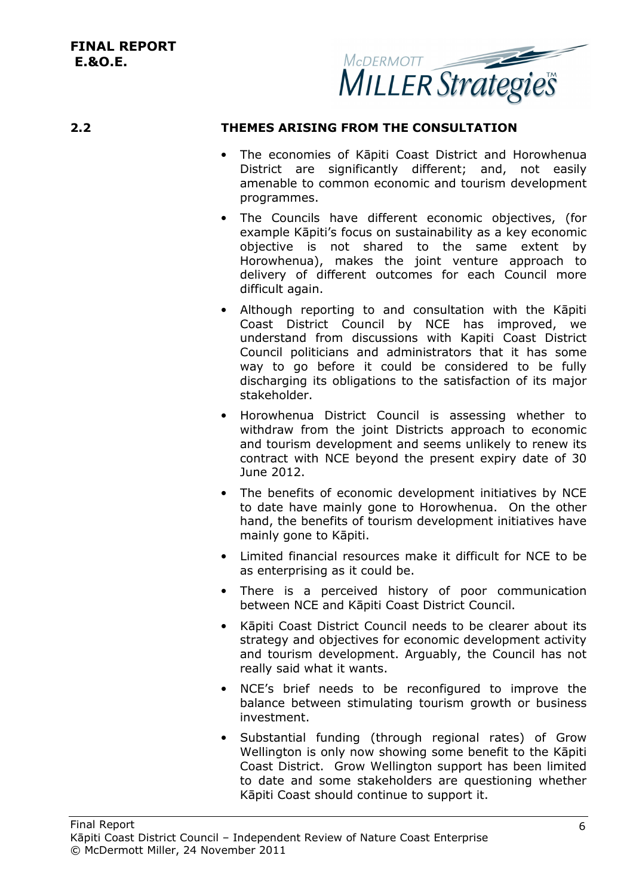## 2.2 THEMES ARISING FROM THE CONSULTATION

- The economies of Kāpiti Coast District and Horowhenua District are significantly different; and, not easily amenable to common economic and tourism development programmes.
- The Councils have different economic objectives, (for example Kāpiti's focus on sustainability as a key economic objective is not shared to the same extent by Horowhenua), makes the joint venture approach to delivery of different outcomes for each Council more difficult again.
- Although reporting to and consultation with the Kāpiti Coast District Council by NCE has improved, we understand from discussions with Kapiti Coast District Council politicians and administrators that it has some way to go before it could be considered to be fully discharging its obligations to the satisfaction of its major stakeholder.
- Horowhenua District Council is assessing whether to withdraw from the joint Districts approach to economic and tourism development and seems unlikely to renew its contract with NCE beyond the present expiry date of 30 June 2012.
- The benefits of economic development initiatives by NCE to date have mainly gone to Horowhenua. On the other hand, the benefits of tourism development initiatives have mainly gone to Kāpiti.
- Limited financial resources make it difficult for NCE to be as enterprising as it could be.
- There is a perceived history of poor communication between NCE and Kāpiti Coast District Council.
- Kāpiti Coast District Council needs to be clearer about its strategy and objectives for economic development activity and tourism development. Arguably, the Council has not really said what it wants.
- NCE's brief needs to be reconfigured to improve the balance between stimulating tourism growth or business investment.
- Substantial funding (through regional rates) of Grow Wellington is only now showing some benefit to the Kāpiti Coast District. Grow Wellington support has been limited to date and some stakeholders are questioning whether Kāpiti Coast should continue to support it.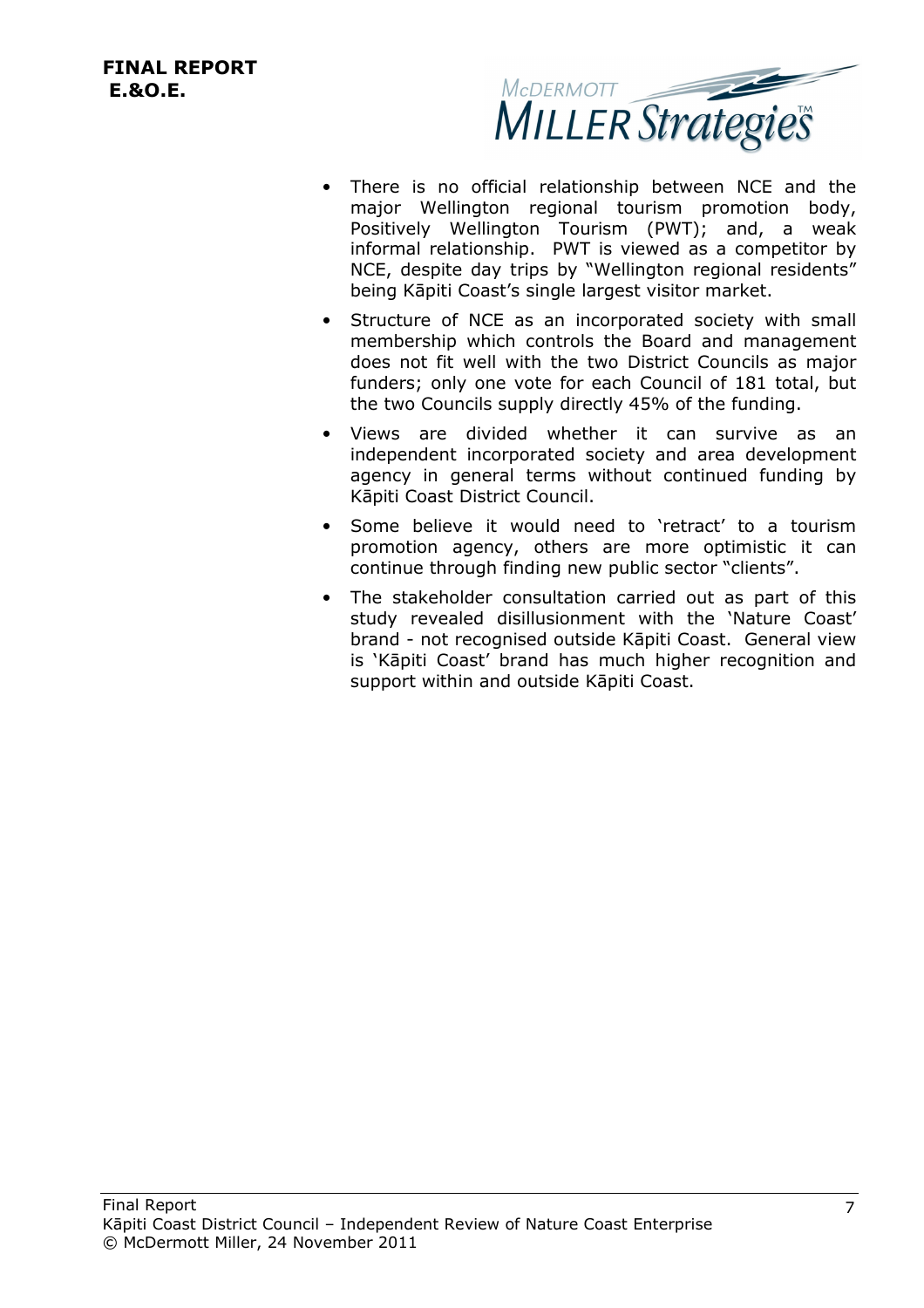- There is no official relationship between NCE and the major Wellington regional tourism promotion body, Positively Wellington Tourism (PWT); and, a weak informal relationship. PWT is viewed as a competitor by NCE, despite day trips by "Wellington regional residents" being Kāpiti Coast's single largest visitor market.
- Structure of NCE as an incorporated society with small membership which controls the Board and management does not fit well with the two District Councils as major funders; only one vote for each Council of 181 total, but the two Councils supply directly 45% of the funding.
- Views are divided whether it can survive as an independent incorporated society and area development agency in general terms without continued funding by Kāpiti Coast District Council.
- Some believe it would need to 'retract' to a tourism promotion agency, others are more optimistic it can continue through finding new public sector "clients".
- The stakeholder consultation carried out as part of this study revealed disillusionment with the 'Nature Coast' brand - not recognised outside Kāpiti Coast. General view is 'Kāpiti Coast' brand has much higher recognition and support within and outside Kāpiti Coast.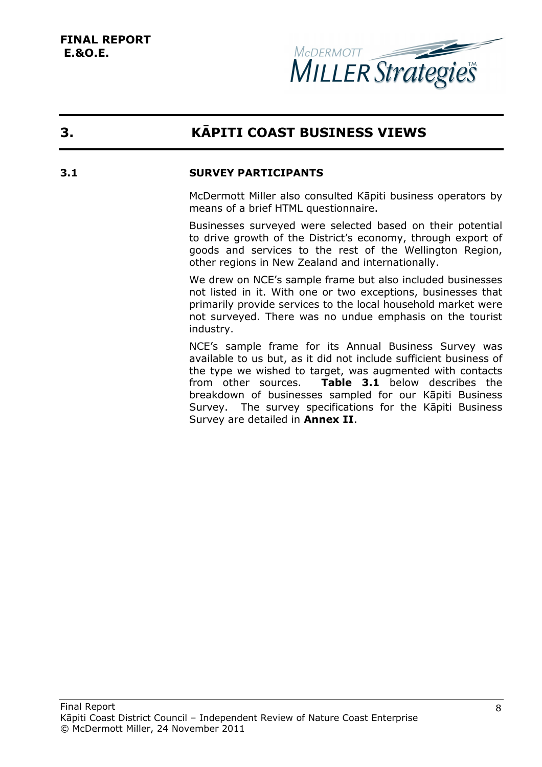# 3. KĀPITI COAST BUSINESS VIEWS

## 3.1 SURVEY PARTICIPANTS

McDermott Miller also consulted Kāpiti business operators by means of a brief HTML questionnaire.

Businesses surveyed were selected based on their potential to drive growth of the District's economy, through export of goods and services to the rest of the Wellington Region, other regions in New Zealand and internationally.

We drew on NCE's sample frame but also included businesses not listed in it. With one or two exceptions, businesses that primarily provide services to the local household market were not surveyed. There was no undue emphasis on the tourist industry.

NCE's sample frame for its Annual Business Survey was available to us but, as it did not include sufficient business of the type we wished to target, was augmented with contacts from other sources. **Table 3.1** below describes the breakdown of businesses sampled for our Kāpiti Business Survey. The survey specifications for the Kāpiti Business Survey are detailed in **Annex II**.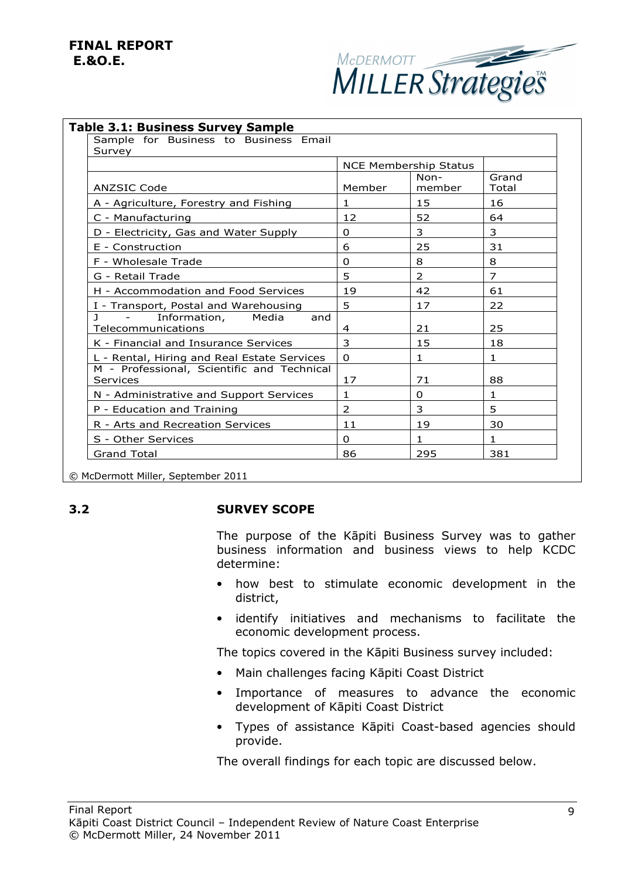**FINAL REPORT**
**E.&O.E.**

**Table 3.1: Business Survey Sample**

| Sample for Business to Business Email Survey | | | |
|---|---|---|---|
| | NCE Membership Status | | |
| ANZSIC Code | Member | Non-member | Grand Total |
| A - Agriculture, Forestry and Fishing | 1 | 15 | 16 |
| C - Manufacturing | 12 | 52 | 64 |
| D - Electricity, Gas and Water Supply | 0 | 3 | 3 |
| E - Construction | 6 | 25 | 31 |
| F - Wholesale Trade | 0 | 8 | 8 |
| G - Retail Trade | 5 | 2 | 7 |
| H - Accommodation and Food Services | 19 | 42 | 61 |
| I - Transport, Postal and Warehousing | 5 | 17 | 22 |
| J - Information, Media and Telecommunications | 4 | 21 | 25 |
| K - Financial and Insurance Services | 3 | 15 | 18 |
| L - Rental, Hiring and Real Estate Services | 0 | 1 | 1 |
| M - Professional, Scientific and Technical Services | 17 | 71 | 88 |
| N - Administrative and Support Services | 1 | 0 | 1 |
| P - Education and Training | 2 | 3 | 5 |
| R - Arts and Recreation Services | 11 | 19 | 30 |
| S - Other Services | 0 | 1 | 1 |
| Grand Total | 86 | 295 | 381 |

© McDermott Miller, September 2011

## 3.2 SURVEY SCOPE

The purpose of the Kāpiti Business Survey was to gather business information and business views to help KCDC determine:

- how best to stimulate economic development in the district,
- identify initiatives and mechanisms to facilitate the economic development process.

The topics covered in the Kāpiti Business survey included:

- Main challenges facing Kāpiti Coast District
- Importance of measures to advance the economic development of Kāpiti Coast District
- Types of assistance Kāpiti Coast-based agencies should provide.

The overall findings for each topic are discussed below.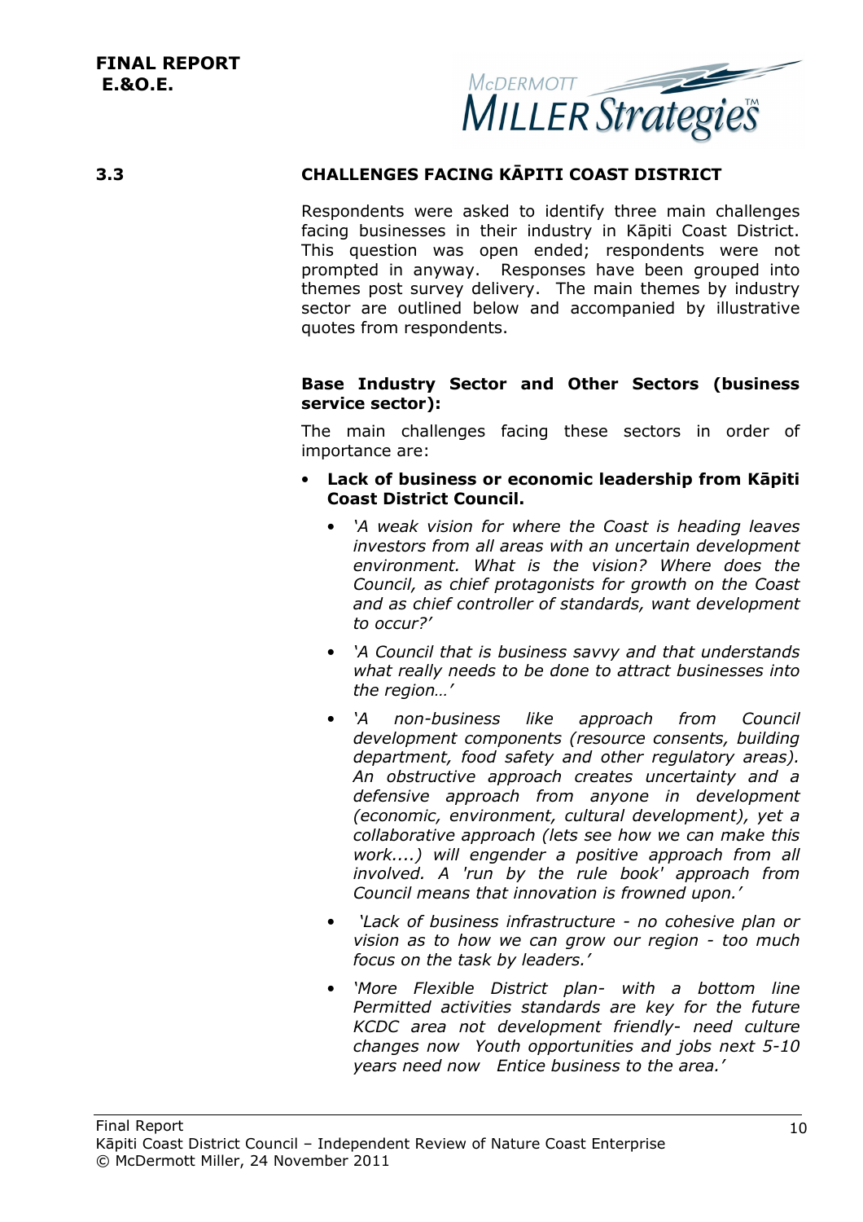## 3.3 CHALLENGES FACING KĀPITI COAST DISTRICT

Respondents were asked to identify three main challenges facing businesses in their industry in Kāpiti Coast District. This question was open ended; respondents were not prompted in anyway. Responses have been grouped into themes post survey delivery. The main themes by industry sector are outlined below and accompanied by illustrative quotes from respondents.

**Base Industry Sector and Other Sectors (business service sector):**

The main challenges facing these sectors in order of importance are:

- **Lack of business or economic leadership from Kāpiti Coast District Council.**
  - *'A weak vision for where the Coast is heading leaves investors from all areas with an uncertain development environment. What is the vision? Where does the Council, as chief protagonists for growth on the Coast and as chief controller of standards, want development to occur?'*
  - *'A Council that is business savvy and that understands what really needs to be done to attract businesses into the region…'*
  - *'A non-business like approach from Council development components (resource consents, building department, food safety and other regulatory areas). An obstructive approach creates uncertainty and a defensive approach from anyone in development (economic, environment, cultural development), yet a collaborative approach (lets see how we can make this work....) will engender a positive approach from all involved. A 'run by the rule book' approach from Council means that innovation is frowned upon.'*
  - *'Lack of business infrastructure - no cohesive plan or vision as to how we can grow our region - too much focus on the task by leaders.'*
  - *'More Flexible District plan- with a bottom line Permitted activities standards are key for the future KCDC area not development friendly- need culture changes now Youth opportunities and jobs next 5-10 years need now Entice business to the area.'*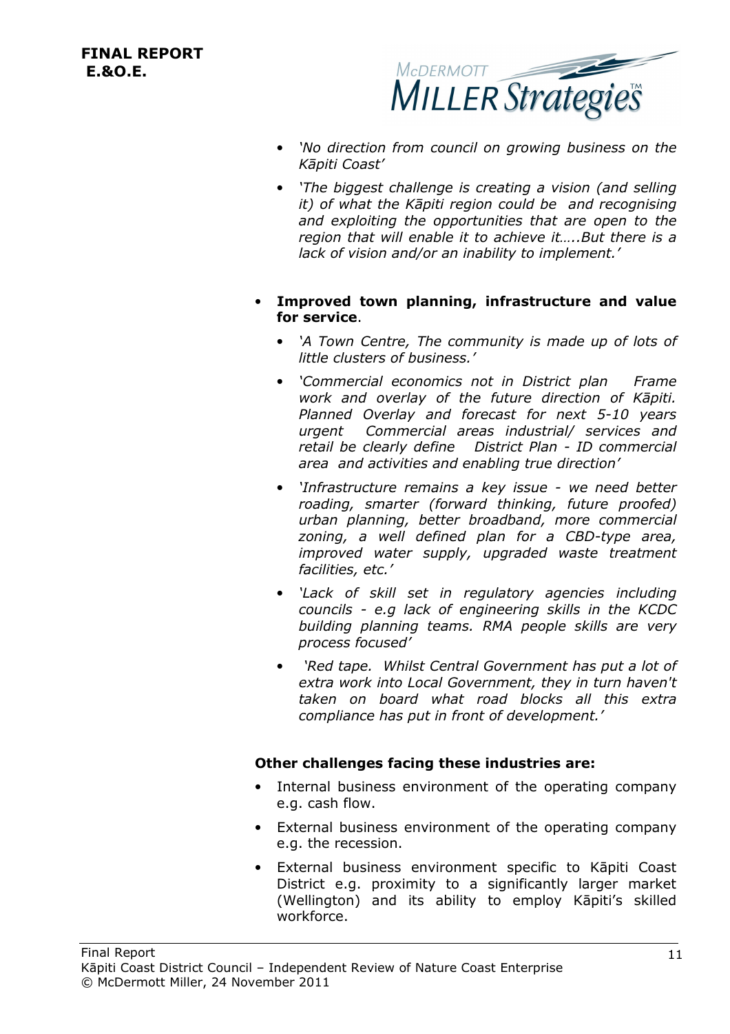- *'No direction from council on growing business on the Kāpiti Coast'*
- *'The biggest challenge is creating a vision (and selling it) of what the Kāpiti region could be and recognising and exploiting the opportunities that are open to the region that will enable it to achieve it…..But there is a lack of vision and/or an inability to implement.'*

- **Improved town planning, infrastructure and value for service**.
  - *'A Town Centre, The community is made up of lots of little clusters of business.'*
  - *'Commercial economics not in District plan Frame work and overlay of the future direction of Kāpiti. Planned Overlay and forecast for next 5-10 years urgent Commercial areas industrial/ services and retail be clearly define District Plan - ID commercial area and activities and enabling true direction'*
  - *'Infrastructure remains a key issue - we need better roading, smarter (forward thinking, future proofed) urban planning, better broadband, more commercial zoning, a well defined plan for a CBD-type area, improved water supply, upgraded waste treatment facilities, etc.'*
  - *'Lack of skill set in regulatory agencies including councils - e.g lack of engineering skills in the KCDC building planning teams. RMA people skills are very process focused'*
  - *'Red tape. Whilst Central Government has put a lot of extra work into Local Government, they in turn haven't taken on board what road blocks all this extra compliance has put in front of development.'*

**Other challenges facing these industries are:**

- Internal business environment of the operating company e.g. cash flow.
- External business environment of the operating company e.g. the recession.
- External business environment specific to Kāpiti Coast District e.g. proximity to a significantly larger market (Wellington) and its ability to employ Kāpiti's skilled workforce.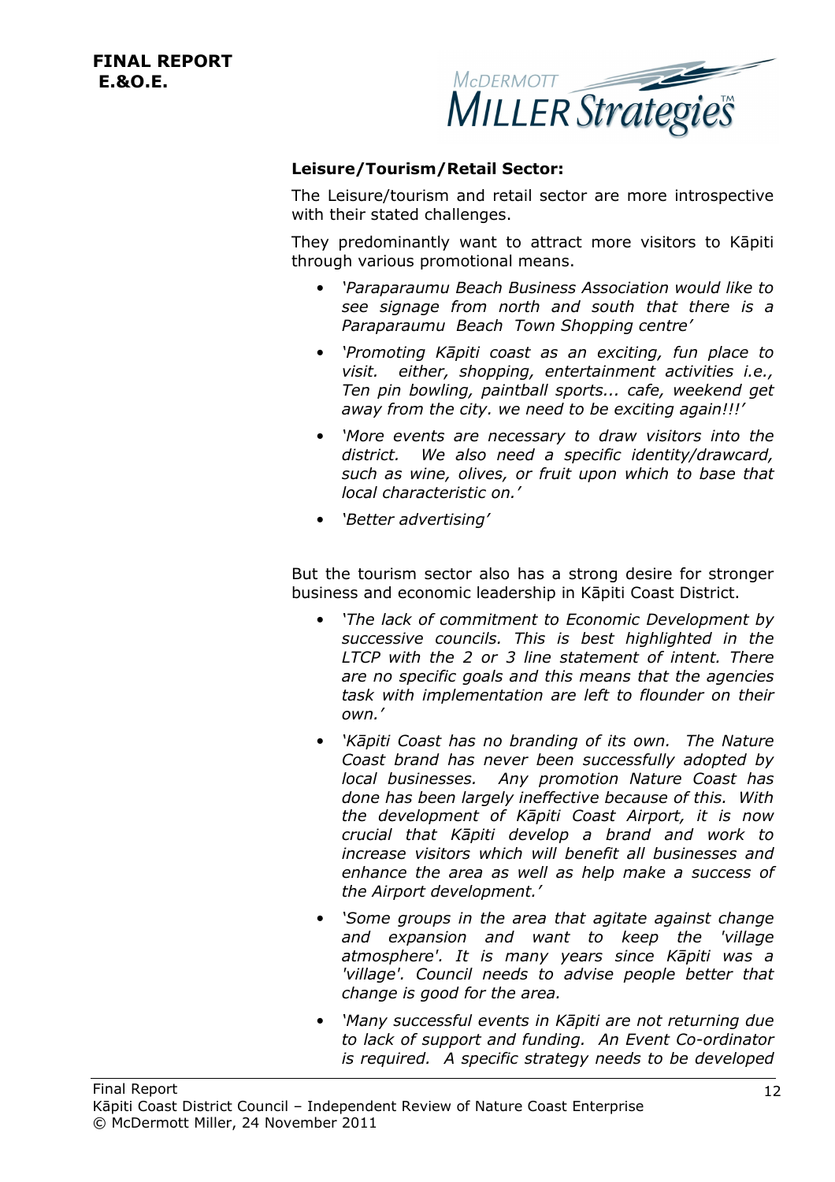**Leisure/Tourism/Retail Sector:**

The Leisure/tourism and retail sector are more introspective with their stated challenges.

They predominantly want to attract more visitors to Kāpiti through various promotional means.

- *'Paraparaumu Beach Business Association would like to see signage from north and south that there is a Paraparaumu Beach Town Shopping centre'*
- *'Promoting Kāpiti coast as an exciting, fun place to visit. either, shopping, entertainment activities i.e., Ten pin bowling, paintball sports... cafe, weekend get away from the city. we need to be exciting again!!!'*
- *'More events are necessary to draw visitors into the district. We also need a specific identity/drawcard, such as wine, olives, or fruit upon which to base that local characteristic on.'*
- *'Better advertising'*

But the tourism sector also has a strong desire for stronger business and economic leadership in Kāpiti Coast District.

- *'The lack of commitment to Economic Development by successive councils. This is best highlighted in the LTCP with the 2 or 3 line statement of intent. There are no specific goals and this means that the agencies task with implementation are left to flounder on their own.'*
- *'Kāpiti Coast has no branding of its own. The Nature Coast brand has never been successfully adopted by local businesses. Any promotion Nature Coast has done has been largely ineffective because of this. With the development of Kāpiti Coast Airport, it is now crucial that Kāpiti develop a brand and work to increase visitors which will benefit all businesses and enhance the area as well as help make a success of the Airport development.'*
- *'Some groups in the area that agitate against change and expansion and want to keep the 'village atmosphere'. It is many years since Kāpiti was a 'village'. Council needs to advise people better that change is good for the area.*
- *'Many successful events in Kāpiti are not returning due to lack of support and funding. An Event Co-ordinator is required. A specific strategy needs to be developed*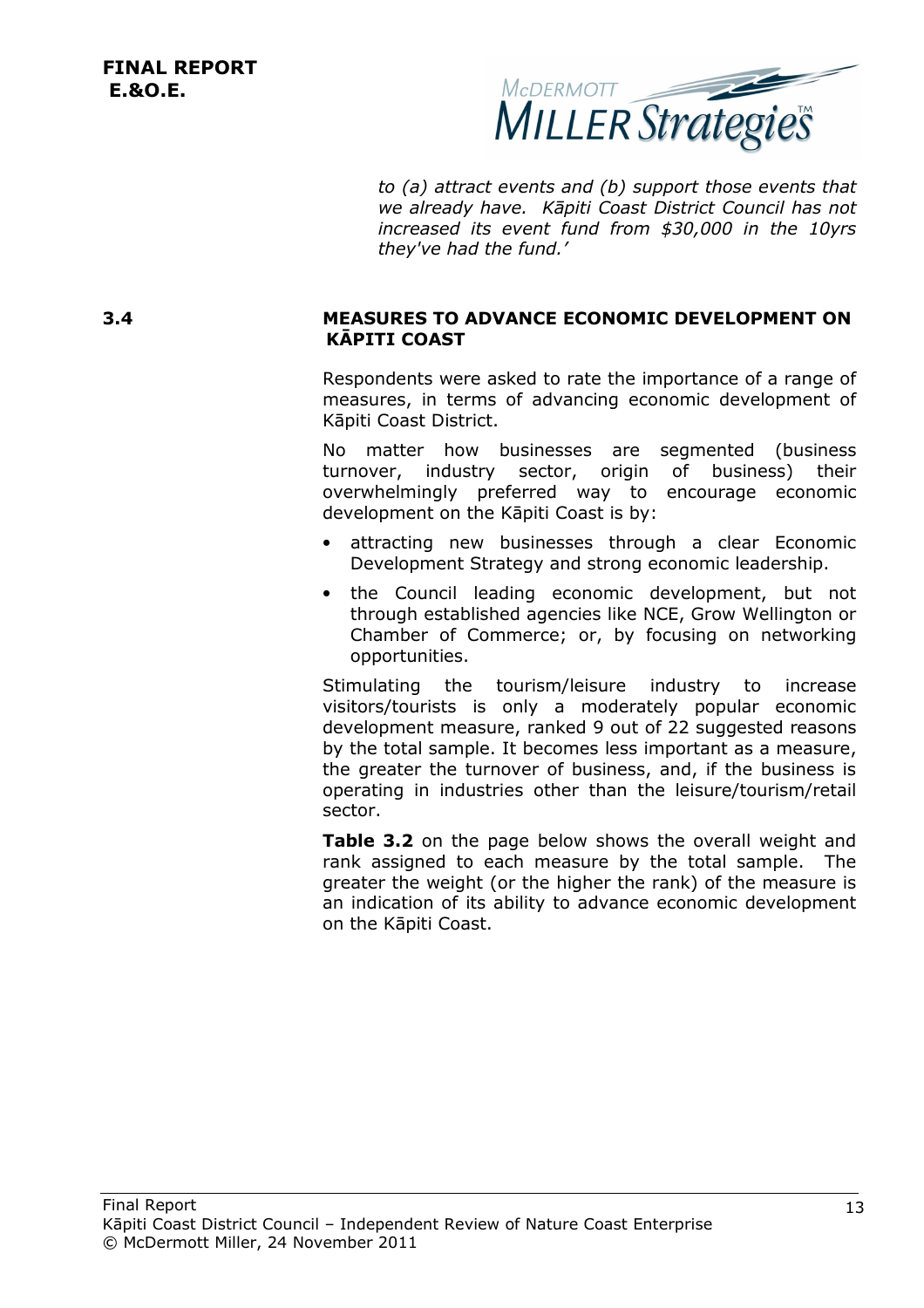*to (a) attract events and (b) support those events that we already have. Kāpiti Coast District Council has not increased its event fund from $30,000 in the 10yrs they've had the fund.'*

## 3.4 MEASURES TO ADVANCE ECONOMIC DEVELOPMENT ON KĀPITI COAST

Respondents were asked to rate the importance of a range of measures, in terms of advancing economic development of Kāpiti Coast District.

No matter how businesses are segmented (business turnover, industry sector, origin of business) their overwhelmingly preferred way to encourage economic development on the Kāpiti Coast is by:

- attracting new businesses through a clear Economic Development Strategy and strong economic leadership.
- the Council leading economic development, but not through established agencies like NCE, Grow Wellington or Chamber of Commerce; or, by focusing on networking opportunities.

Stimulating the tourism/leisure industry to increase visitors/tourists is only a moderately popular economic development measure, ranked 9 out of 22 suggested reasons by the total sample. It becomes less important as a measure, the greater the turnover of business, and, if the business is operating in industries other than the leisure/tourism/retail sector.

**Table 3.2** on the page below shows the overall weight and rank assigned to each measure by the total sample. The greater the weight (or the higher the rank) of the measure is an indication of its ability to advance economic development on the Kāpiti Coast.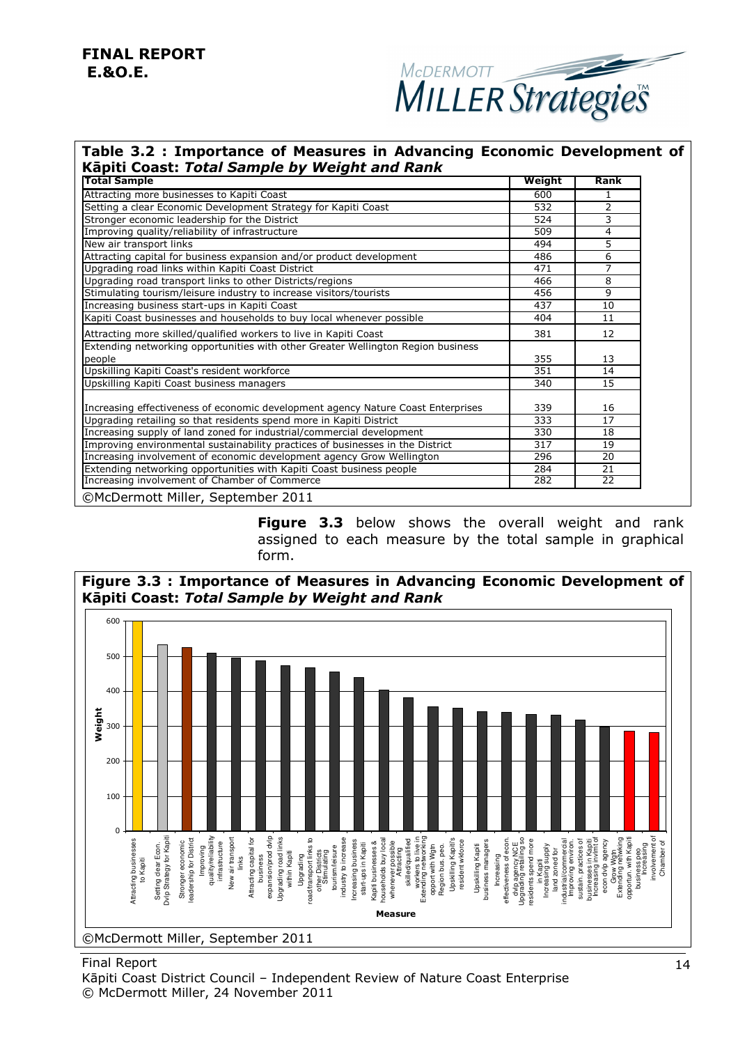**Table 3.2 : Importance of Measures in Advancing Economic Development of Kāpiti Coast: *Total Sample by Weight and Rank***

| Total Sample | Weight | Rank |
|---|---|---|
| Attracting more businesses to Kapiti Coast | 600 | 1 |
| Setting a clear Economic Development Strategy for Kapiti Coast | 532 | 2 |
| Stronger economic leadership for the District | 524 | 3 |
| Improving quality/reliability of infrastructure | 509 | 4 |
| New air transport links | 494 | 5 |
| Attracting capital for business expansion and/or product development | 486 | 6 |
| Upgrading road links within Kapiti Coast District | 471 | 7 |
| Upgrading road transport links to other Districts/regions | 466 | 8 |
| Stimulating tourism/leisure industry to increase visitors/tourists | 456 | 9 |
| Increasing business start-ups in Kapiti Coast | 437 | 10 |
| Kapiti Coast businesses and households to buy local whenever possible | 404 | 11 |
| Attracting more skilled/qualified workers to live in Kapiti Coast | 381 | 12 |
| Extending networking opportunities with other Greater Wellington Region business people | 355 | 13 |
| Upskilling Kapiti Coast's resident workforce | 351 | 14 |
| Upskilling Kapiti Coast business managers | 340 | 15 |
| Increasing effectiveness of economic development agency Nature Coast Enterprises | 339 | 16 |
| Upgrading retailing so that residents spend more in Kapiti District | 333 | 17 |
| Increasing supply of land zoned for industrial/commercial development | 330 | 18 |
| Improving environmental sustainability practices of businesses in the District | 317 | 19 |
| Increasing involvement of economic development agency Grow Wellington | 296 | 20 |
| Extending networking opportunities with Kapiti Coast business people | 284 | 21 |
| Increasing involvement of Chamber of Commerce | 282 | 22 |

©McDermott Miller, September 2011

**Figure 3.3** below shows the overall weight and rank assigned to each measure by the total sample in graphical form.

**Figure 3.3 : Importance of Measures in Advancing Economic Development of Kāpiti Coast: *Total Sample by Weight and Rank***

©McDermott Miller, September 2011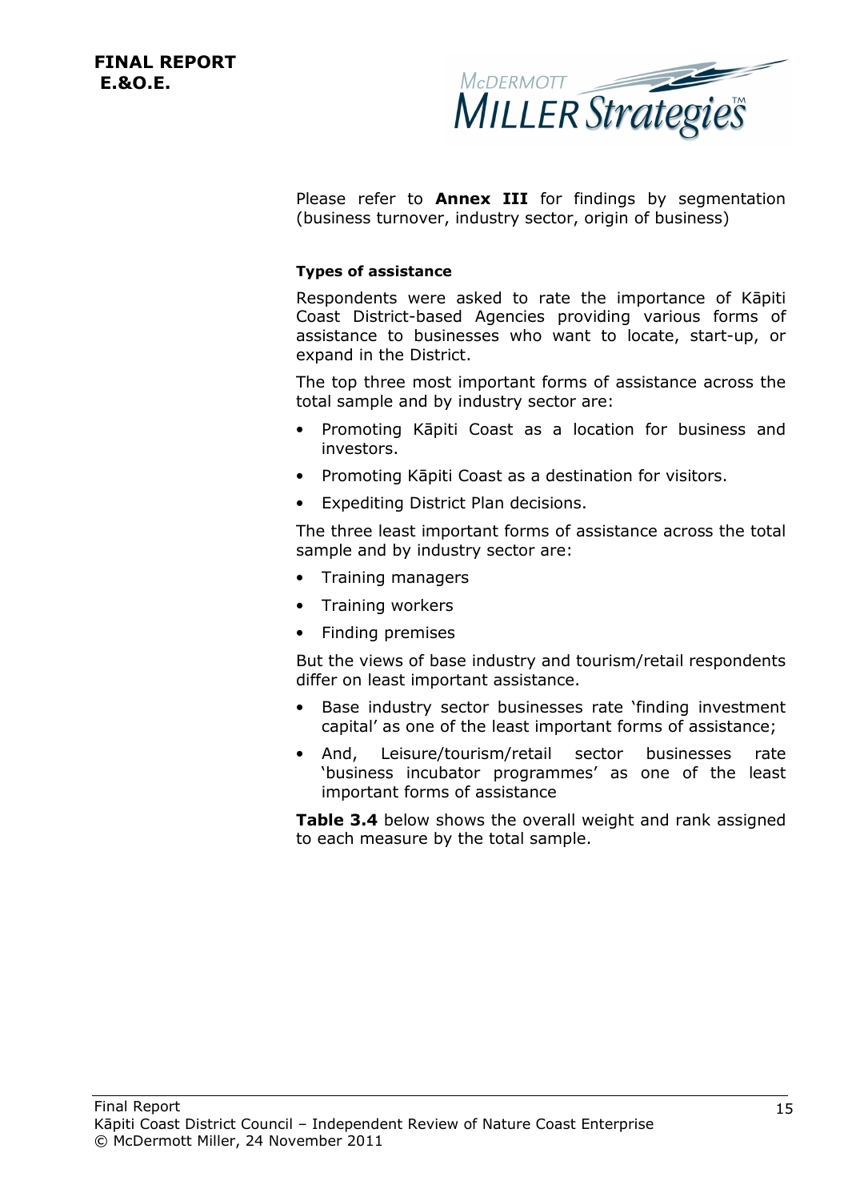Please refer to **Annex III** for findings by segmentation (business turnover, industry sector, origin of business)

#### Types of assistance

Respondents were asked to rate the importance of Kāpiti Coast District-based Agencies providing various forms of assistance to businesses who want to locate, start-up, or expand in the District.

The top three most important forms of assistance across the total sample and by industry sector are:

- Promoting Kāpiti Coast as a location for business and investors.
- Promoting Kāpiti Coast as a destination for visitors.
- Expediting District Plan decisions.

The three least important forms of assistance across the total sample and by industry sector are:

- Training managers
- Training workers
- Finding premises

But the views of base industry and tourism/retail respondents differ on least important assistance.

- Base industry sector businesses rate 'finding investment capital' as one of the least important forms of assistance;
- And, Leisure/tourism/retail sector businesses rate 'business incubator programmes' as one of the least important forms of assistance

**Table 3.4** below shows the overall weight and rank assigned to each measure by the total sample.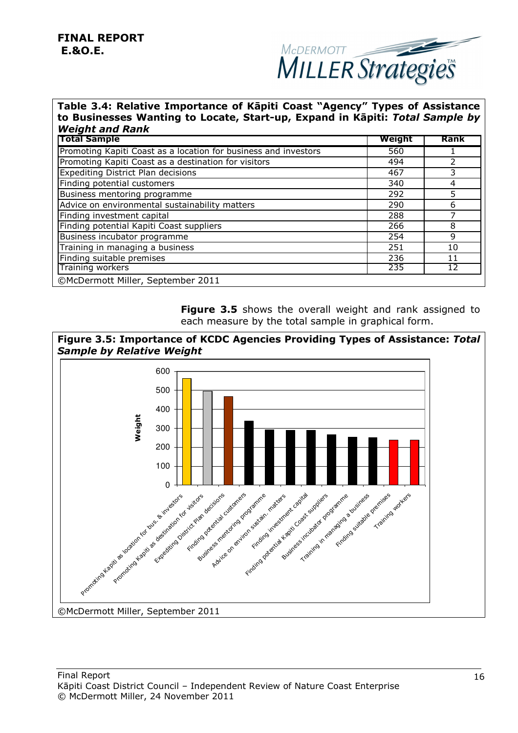**Table 3.4: Relative Importance of Kāpiti Coast "Agency" Types of Assistance to Businesses Wanting to Locate, Start-up, Expand in Kāpiti: *Total Sample by Weight and Rank***

| Total Sample | Weight | Rank |
|---|---|---|
| Promoting Kapiti Coast as a location for business and investors | 560 | 1 |
| Promoting Kapiti Coast as a destination for visitors | 494 | 2 |
| Expediting District Plan decisions | 467 | 3 |
| Finding potential customers | 340 | 4 |
| Business mentoring programme | 292 | 5 |
| Advice on environmental sustainability matters | 290 | 6 |
| Finding investment capital | 288 | 7 |
| Finding potential Kapiti Coast suppliers | 266 | 8 |
| Business incubator programme | 254 | 9 |
| Training in managing a business | 251 | 10 |
| Finding suitable premises | 236 | 11 |
| Training workers | 235 | 12 |

©McDermott Miller, September 2011

**Figure 3.5** shows the overall weight and rank assigned to each measure by the total sample in graphical form.

**Figure 3.5: Importance of KCDC Agencies Providing Types of Assistance: *Total Sample by Relative Weight***

©McDermott Miller, September 2011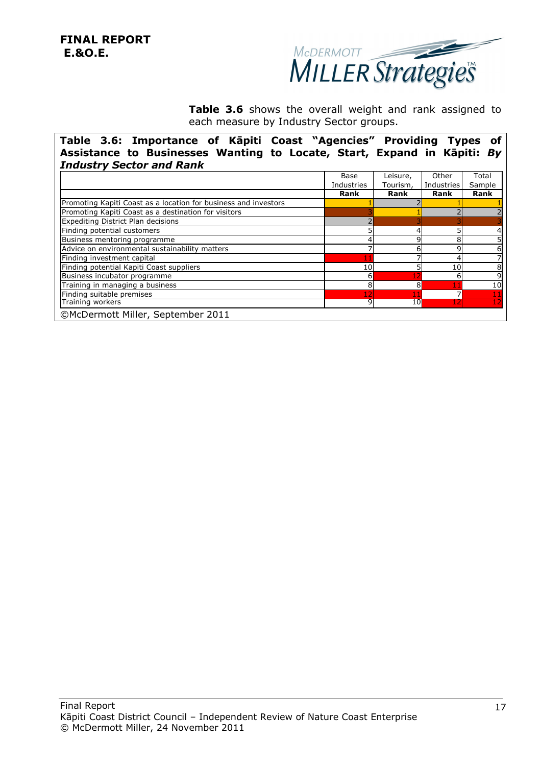**FINAL REPORT**
**E.&O.E.**

**Table 3.6** shows the overall weight and rank assigned to each measure by Industry Sector groups.

**Table 3.6: Importance of Kāpiti Coast "Agencies" Providing Types of Assistance to Businesses Wanting to Locate, Start, Expand in Kāpiti: *By Industry Sector and Rank***

| | Base Industries | Leisure, Tourism, | Other Industries | Total Sample |
|---|---|---|---|---|
| | **Rank** | **Rank** | **Rank** | **Rank** |
| Promoting Kapiti Coast as a location for business and investors | 1 | 2 | 1 | 1 |
| Promoting Kapiti Coast as a destination for visitors | 3 | 1 | 2 | 2 |
| Expediting District Plan decisions | 2 | 3 | 3 | 3 |
| Finding potential customers | 5 | 4 | 5 | 4 |
| Business mentoring programme | 4 | 9 | 8 | 5 |
| Advice on environmental sustainability matters | 7 | 6 | 9 | 6 |
| Finding investment capital | 11 | 7 | 4 | 7 |
| Finding potential Kapiti Coast suppliers | 10 | 5 | 10 | 8 |
| Business incubator programme | 6 | 12 | 6 | 9 |
| Training in managing a business | 8 | 8 | 11 | 10 |
| Finding suitable premises | 12 | 11 | 7 | 11 |
| Training workers | 9 | 10 | 12 | 12 |

©McDermott Miller, September 2011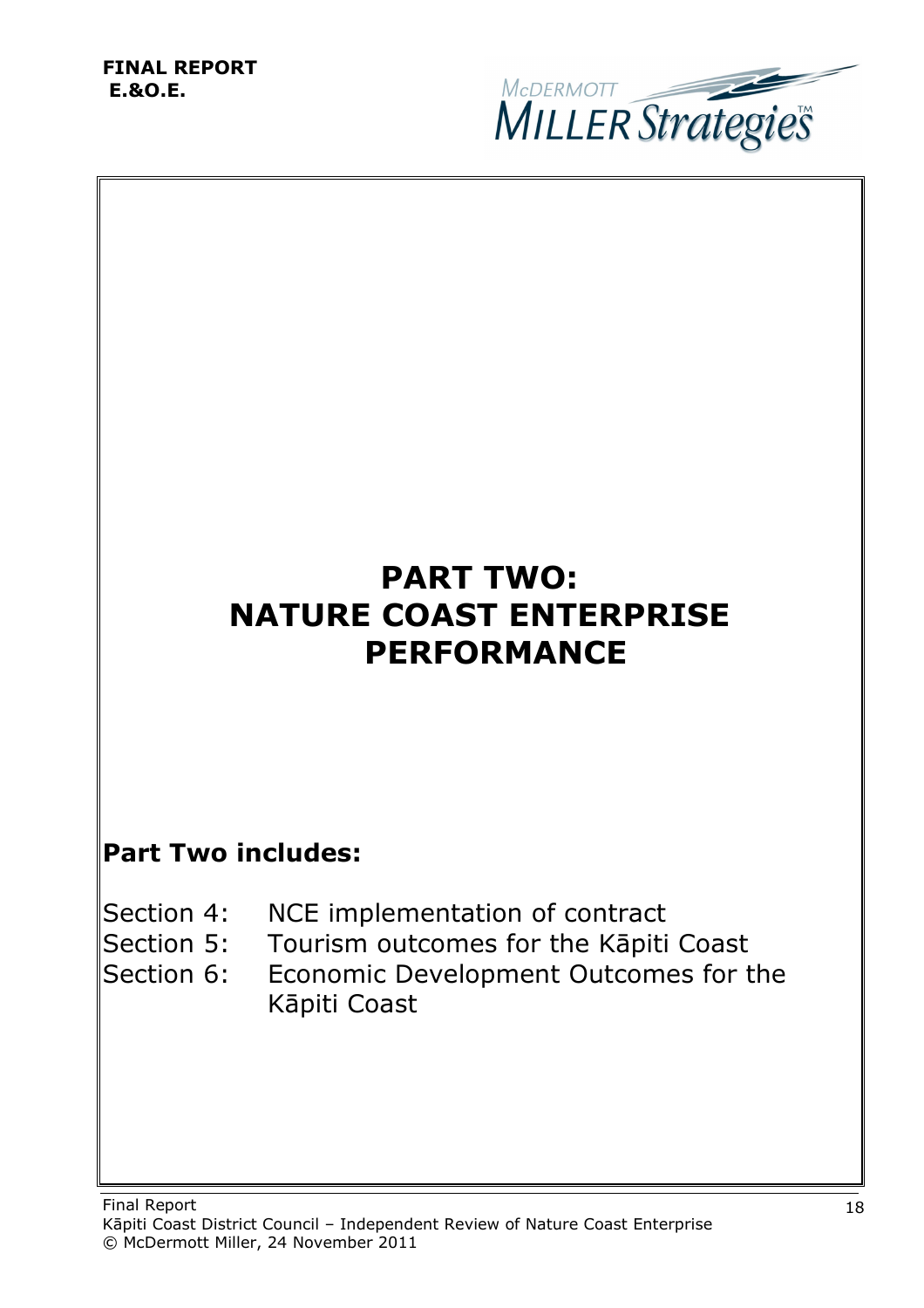# PART TWO: NATURE COAST ENTERPRISE PERFORMANCE

## Part Two includes:

Section 4: NCE implementation of contract
Section 5: Tourism outcomes for the Kāpiti Coast
Section 6: Economic Development Outcomes for the Kāpiti Coast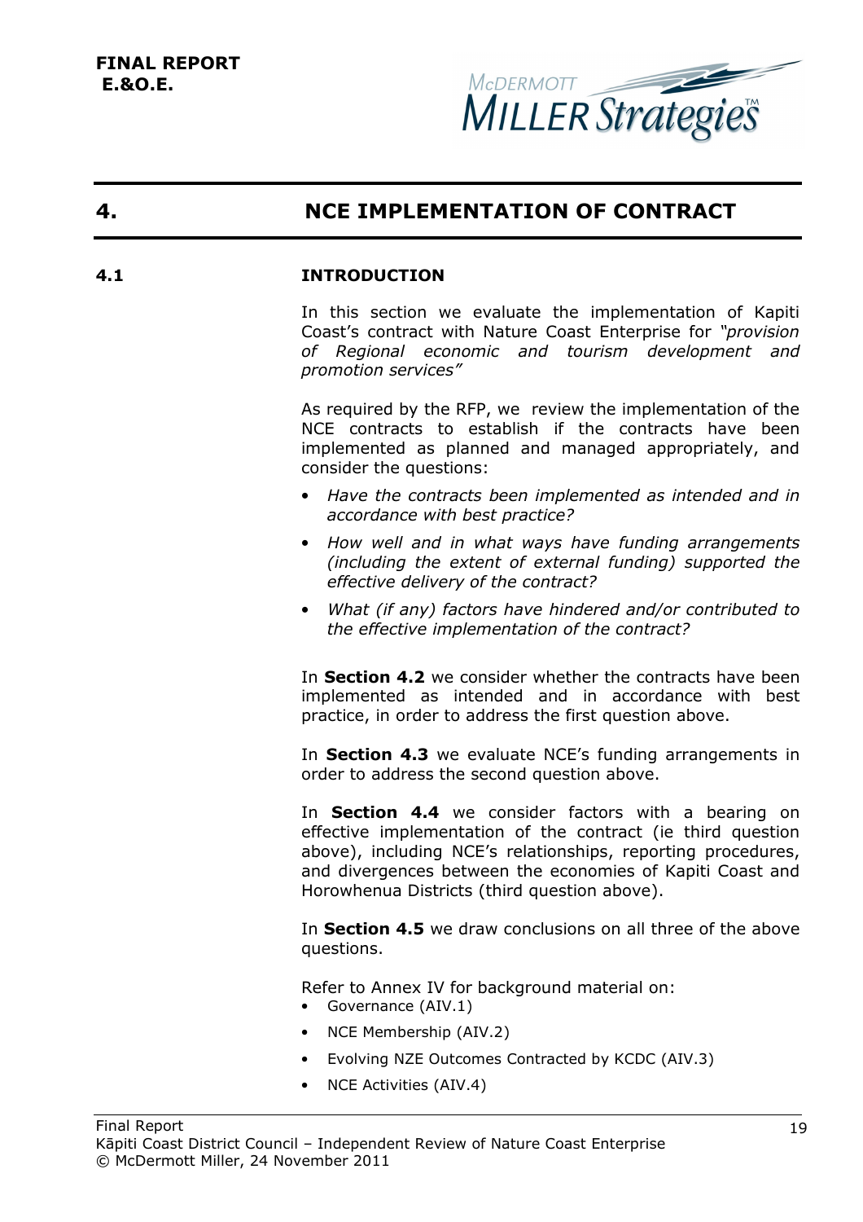# 4. NCE IMPLEMENTATION OF CONTRACT

## 4.1 INTRODUCTION

In this section we evaluate the implementation of Kapiti Coast's contract with Nature Coast Enterprise for *"provision of Regional economic and tourism development and promotion services"*

As required by the RFP, we review the implementation of the NCE contracts to establish if the contracts have been implemented as planned and managed appropriately, and consider the questions:

- *Have the contracts been implemented as intended and in accordance with best practice?*
- *How well and in what ways have funding arrangements (including the extent of external funding) supported the effective delivery of the contract?*
- *What (if any) factors have hindered and/or contributed to the effective implementation of the contract?*

In **Section 4.2** we consider whether the contracts have been implemented as intended and in accordance with best practice, in order to address the first question above.

In **Section 4.3** we evaluate NCE's funding arrangements in order to address the second question above.

In **Section 4.4** we consider factors with a bearing on effective implementation of the contract (ie third question above), including NCE's relationships, reporting procedures, and divergences between the economies of Kapiti Coast and Horowhenua Districts (third question above).

In **Section 4.5** we draw conclusions on all three of the above questions.

Refer to Annex IV for background material on:

- Governance (AIV.1)
- NCE Membership (AIV.2)
- Evolving NZE Outcomes Contracted by KCDC (AIV.3)
- NCE Activities (AIV.4)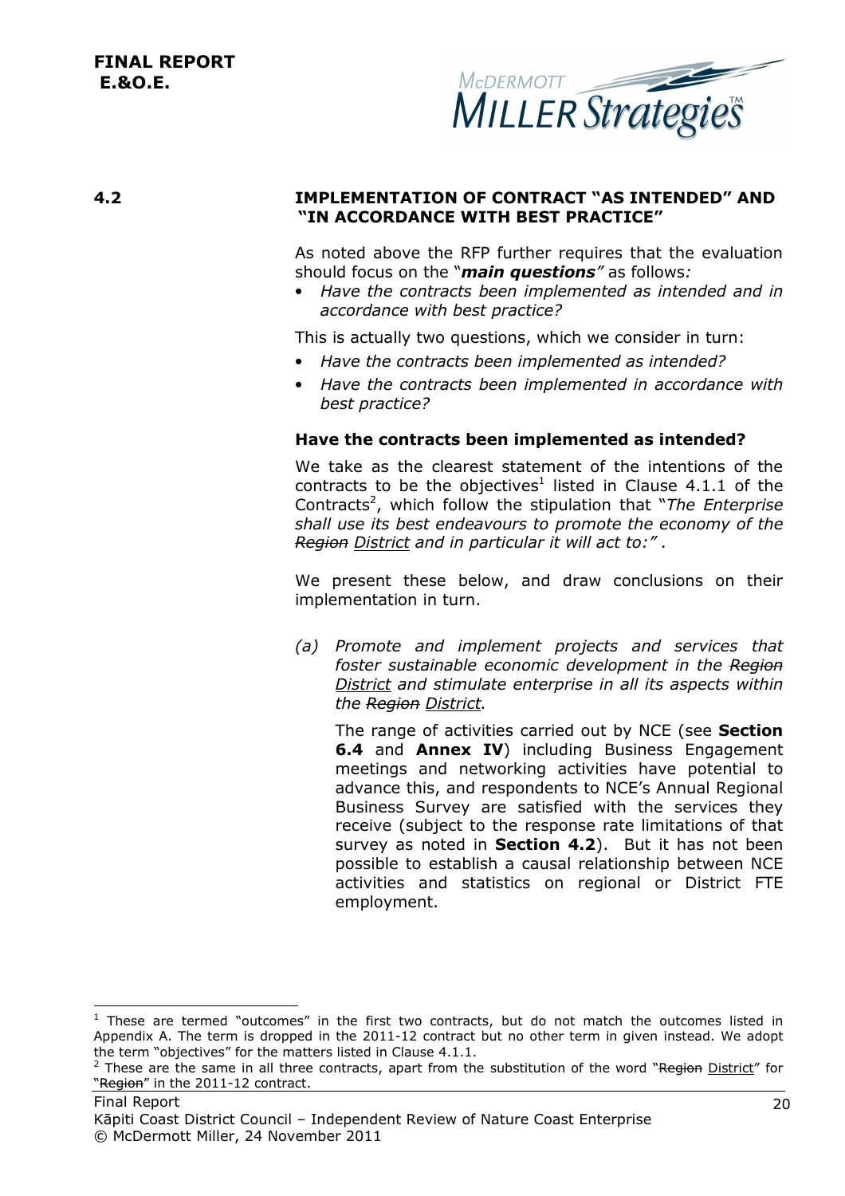**FINAL REPORT**
**E.&O.E.**

## 4.2 IMPLEMENTATION OF CONTRACT "AS INTENDED" AND "IN ACCORDANCE WITH BEST PRACTICE"

As noted above the RFP further requires that the evaluation should focus on the "***main questions***" as follows*:*

- *Have the contracts been implemented as intended and in accordance with best practice?*

This is actually two questions, which we consider in turn:

- *Have the contracts been implemented as intended?*
- *Have the contracts been implemented in accordance with best practice?*

### Have the contracts been implemented as intended?

We take as the clearest statement of the intentions of the contracts to be the objectives[1] listed in Clause 4.1.1 of the Contracts[2], which follow the stipulation that "*The Enterprise shall use its best endeavours to promote the economy of the ~~Region~~ <u>District</u> and in particular it will act to:"* .

We present these below, and draw conclusions on their implementation in turn.

*(a) Promote and implement projects and services that foster sustainable economic development in the ~~Region~~ <u>District</u> and stimulate enterprise in all its aspects within the ~~Region~~ <u>District</u>.*

The range of activities carried out by NCE (see **Section 6.4** and **Annex IV**) including Business Engagement meetings and networking activities have potential to advance this, and respondents to NCE's Annual Regional Business Survey are satisfied with the services they receive (subject to the response rate limitations of that survey as noted in **Section 4.2**). But it has not been possible to establish a causal relationship between NCE activities and statistics on regional or District FTE employment.

---

[1] These are termed "outcomes" in the first two contracts, but do not match the outcomes listed in Appendix A. The term is dropped in the 2011-12 contract but no other term in given instead. We adopt the term "objectives" for the matters listed in Clause 4.1.1.

[2] These are the same in all three contracts, apart from the substitution of the word "~~Region~~ <u>District</u>" for "~~Region~~" in the 2011-12 contract.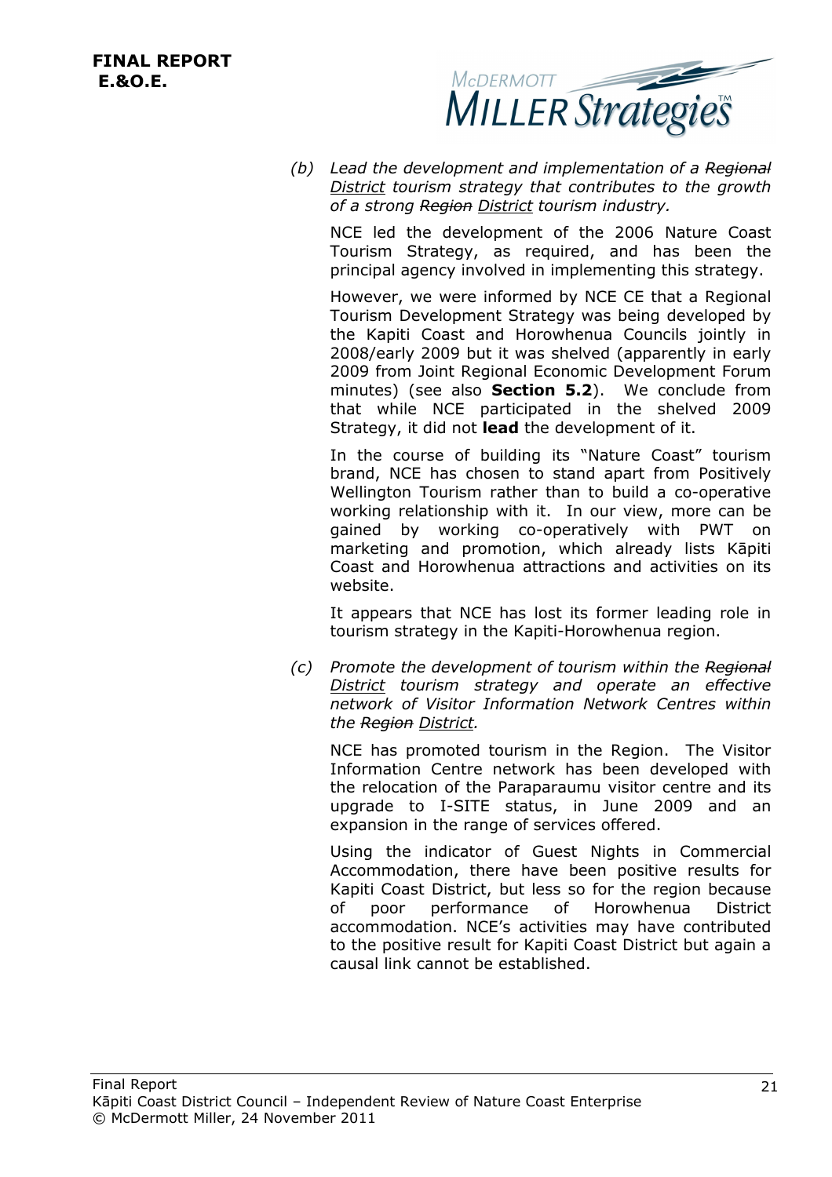*(b) Lead the development and implementation of a ~~Regional~~ <u>District</u> tourism strategy that contributes to the growth of a strong ~~Region~~ <u>District</u> tourism industry.*

NCE led the development of the 2006 Nature Coast Tourism Strategy, as required, and has been the principal agency involved in implementing this strategy.

However, we were informed by NCE CE that a Regional Tourism Development Strategy was being developed by the Kapiti Coast and Horowhenua Councils jointly in 2008/early 2009 but it was shelved (apparently in early 2009 from Joint Regional Economic Development Forum minutes) (see also **Section 5.2**). We conclude from that while NCE participated in the shelved 2009 Strategy, it did not **lead** the development of it.

In the course of building its "Nature Coast" tourism brand, NCE has chosen to stand apart from Positively Wellington Tourism rather than to build a co-operative working relationship with it. In our view, more can be gained by working co-operatively with PWT on marketing and promotion, which already lists Kāpiti Coast and Horowhenua attractions and activities on its website.

It appears that NCE has lost its former leading role in tourism strategy in the Kapiti-Horowhenua region.

*(c) Promote the development of tourism within the ~~Regional~~ <u>District</u> tourism strategy and operate an effective network of Visitor Information Network Centres within the ~~Region~~ <u>District</u>.*

NCE has promoted tourism in the Region. The Visitor Information Centre network has been developed with the relocation of the Paraparaumu visitor centre and its upgrade to I-SITE status, in June 2009 and an expansion in the range of services offered.

Using the indicator of Guest Nights in Commercial Accommodation, there have been positive results for Kapiti Coast District, but less so for the region because of poor performance of Horowhenua District accommodation. NCE's activities may have contributed to the positive result for Kapiti Coast District but again a causal link cannot be established.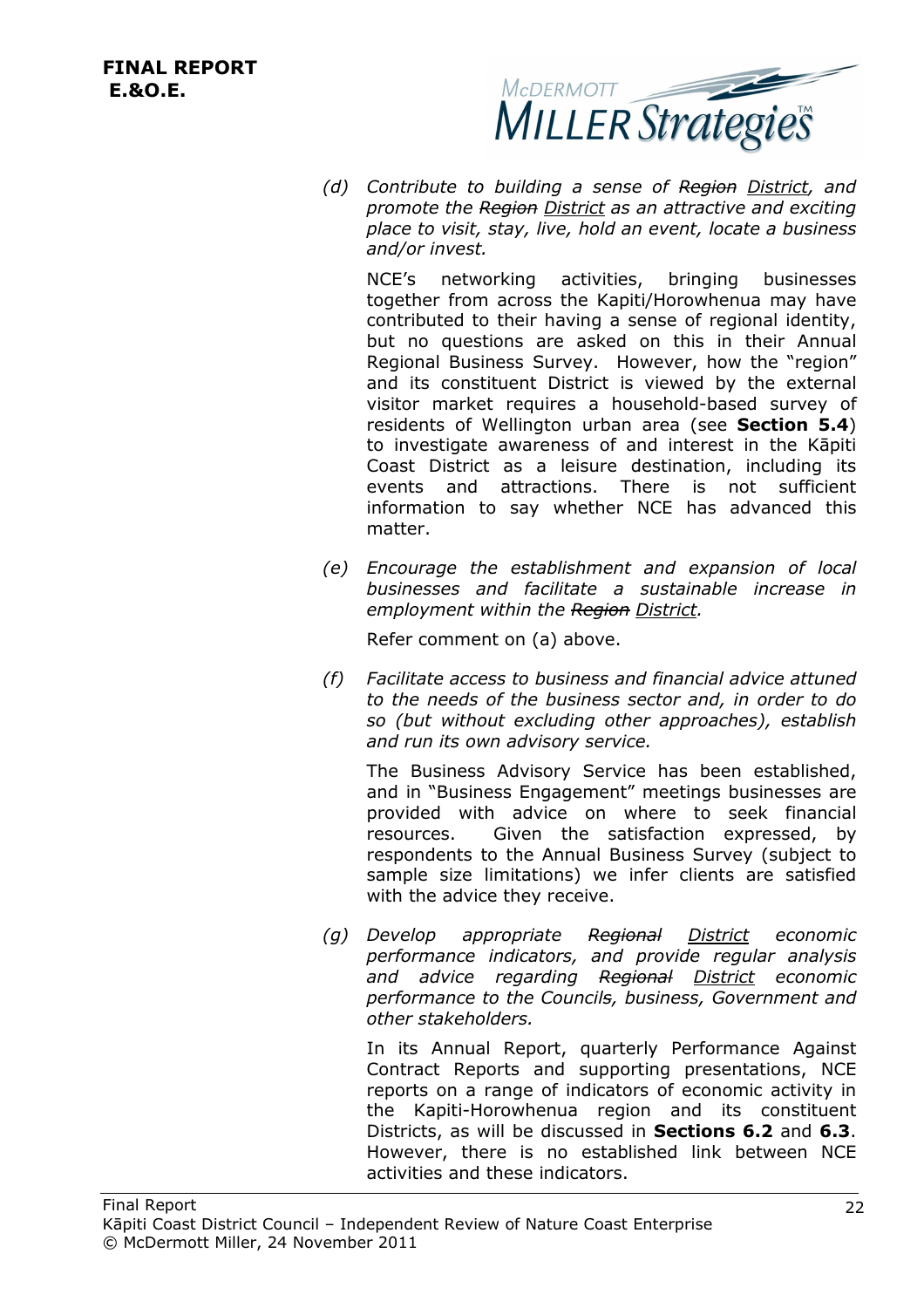*(d) Contribute to building a sense of ~~Region~~ <u>District</u>, and promote the ~~Region~~ <u>District</u> as an attractive and exciting place to visit, stay, live, hold an event, locate a business and/or invest.*

NCE's networking activities, bringing businesses together from across the Kapiti/Horowhenua may have contributed to their having a sense of regional identity, but no questions are asked on this in their Annual Regional Business Survey. However, how the "region" and its constituent District is viewed by the external visitor market requires a household-based survey of residents of Wellington urban area (see **Section 5.4**) to investigate awareness of and interest in the Kāpiti Coast District as a leisure destination, including its events and attractions. There is not sufficient information to say whether NCE has advanced this matter.

*(e) Encourage the establishment and expansion of local businesses and facilitate a sustainable increase in employment within the ~~Region~~ <u>District</u>.*

Refer comment on (a) above.

*(f) Facilitate access to business and financial advice attuned to the needs of the business sector and, in order to do so (but without excluding other approaches), establish and run its own advisory service.*

The Business Advisory Service has been established, and in "Business Engagement" meetings businesses are provided with advice on where to seek financial resources. Given the satisfaction expressed, by respondents to the Annual Business Survey (subject to sample size limitations) we infer clients are satisfied with the advice they receive.

*(g) Develop appropriate ~~Regional~~ <u>District</u> economic performance indicators, and provide regular analysis and advice regarding ~~Regional~~ <u>District</u> economic performance to the Council~~s~~, business, Government and other stakeholders.*

In its Annual Report, quarterly Performance Against Contract Reports and supporting presentations, NCE reports on a range of indicators of economic activity in the Kapiti-Horowhenua region and its constituent Districts, as will be discussed in **Sections 6.2** and **6.3**. However, there is no established link between NCE activities and these indicators.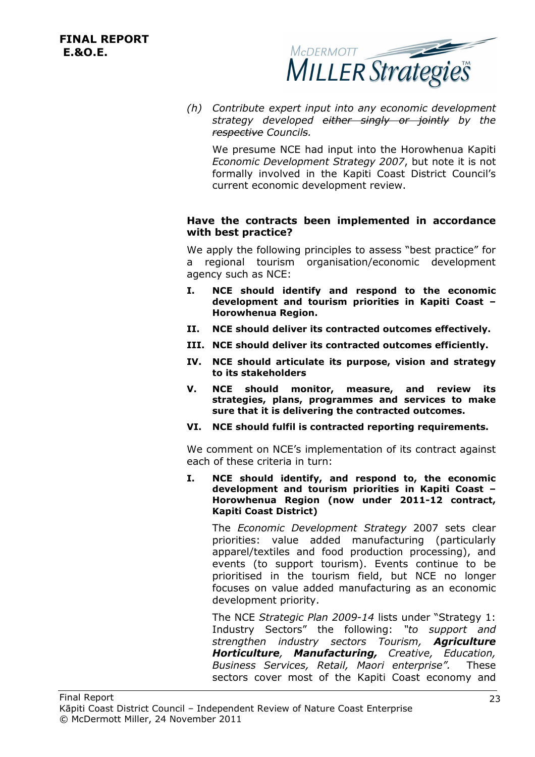(h) *Contribute expert input into any economic development strategy developed ~~either singly or jointly~~ by the ~~respective~~ Councils.*

We presume NCE had input into the Horowhenua Kapiti *Economic Development Strategy 2007*, but note it is not formally involved in the Kapiti Coast District Council's current economic development review.

**Have the contracts been implemented in accordance with best practice?**

We apply the following principles to assess "best practice" for a regional tourism organisation/economic development agency such as NCE:

- **I. NCE should identify and respond to the economic development and tourism priorities in Kapiti Coast – Horowhenua Region.**
- **II. NCE should deliver its contracted outcomes effectively.**
- **III. NCE should deliver its contracted outcomes efficiently.**
- **IV. NCE should articulate its purpose, vision and strategy to its stakeholders**
- **V. NCE should monitor, measure, and review its strategies, plans, programmes and services to make sure that it is delivering the contracted outcomes.**
- **VI. NCE should fulfil is contracted reporting requirements.**

We comment on NCE's implementation of its contract against each of these criteria in turn:

**I. NCE should identify, and respond to, the economic development and tourism priorities in Kapiti Coast – Horowhenua Region (now under 2011-12 contract, Kapiti Coast District)**

The *Economic Development Strategy* 2007 sets clear priorities: value added manufacturing (particularly apparel/textiles and food production processing), and events (to support tourism). Events continue to be prioritised in the tourism field, but NCE no longer focuses on value added manufacturing as an economic development priority.

The NCE *Strategic Plan 2009-14* lists under "Strategy 1: Industry Sectors" the following: *"to support and strengthen industry sectors Tourism, **Agriculture Horticulture**, **Manufacturing,** Creative, Education, Business Services, Retail, Maori enterprise".* These sectors cover most of the Kapiti Coast economy and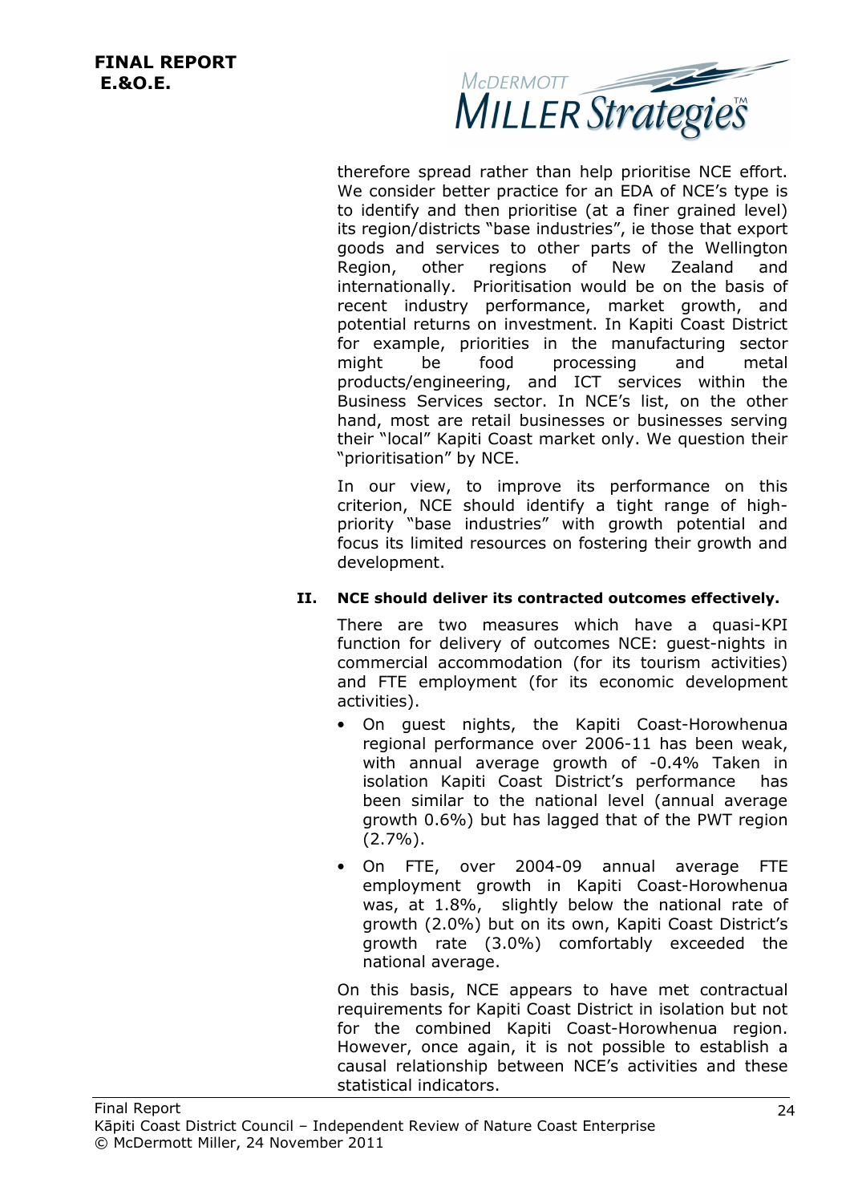therefore spread rather than help prioritise NCE effort. We consider better practice for an EDA of NCE's type is to identify and then prioritise (at a finer grained level) its region/districts "base industries", ie those that export goods and services to other parts of the Wellington Region, other regions of New Zealand and internationally. Prioritisation would be on the basis of recent industry performance, market growth, and potential returns on investment. In Kapiti Coast District for example, priorities in the manufacturing sector might be food processing and metal products/engineering, and ICT services within the Business Services sector. In NCE's list, on the other hand, most are retail businesses or businesses serving their "local" Kapiti Coast market only. We question their "prioritisation" by NCE.

In our view, to improve its performance on this criterion, NCE should identify a tight range of high-priority "base industries" with growth potential and focus its limited resources on fostering their growth and development.

**II. NCE should deliver its contracted outcomes effectively.**

There are two measures which have a quasi-KPI function for delivery of outcomes NCE: guest-nights in commercial accommodation (for its tourism activities) and FTE employment (for its economic development activities).

- On guest nights, the Kapiti Coast-Horowhenua regional performance over 2006-11 has been weak, with annual average growth of -0.4% Taken in isolation Kapiti Coast District's performance has been similar to the national level (annual average growth 0.6%) but has lagged that of the PWT region (2.7%).
- On FTE, over 2004-09 annual average FTE employment growth in Kapiti Coast-Horowhenua was, at 1.8%, slightly below the national rate of growth (2.0%) but on its own, Kapiti Coast District's growth rate (3.0%) comfortably exceeded the national average.

On this basis, NCE appears to have met contractual requirements for Kapiti Coast District in isolation but not for the combined Kapiti Coast-Horowhenua region. However, once again, it is not possible to establish a causal relationship between NCE's activities and these statistical indicators.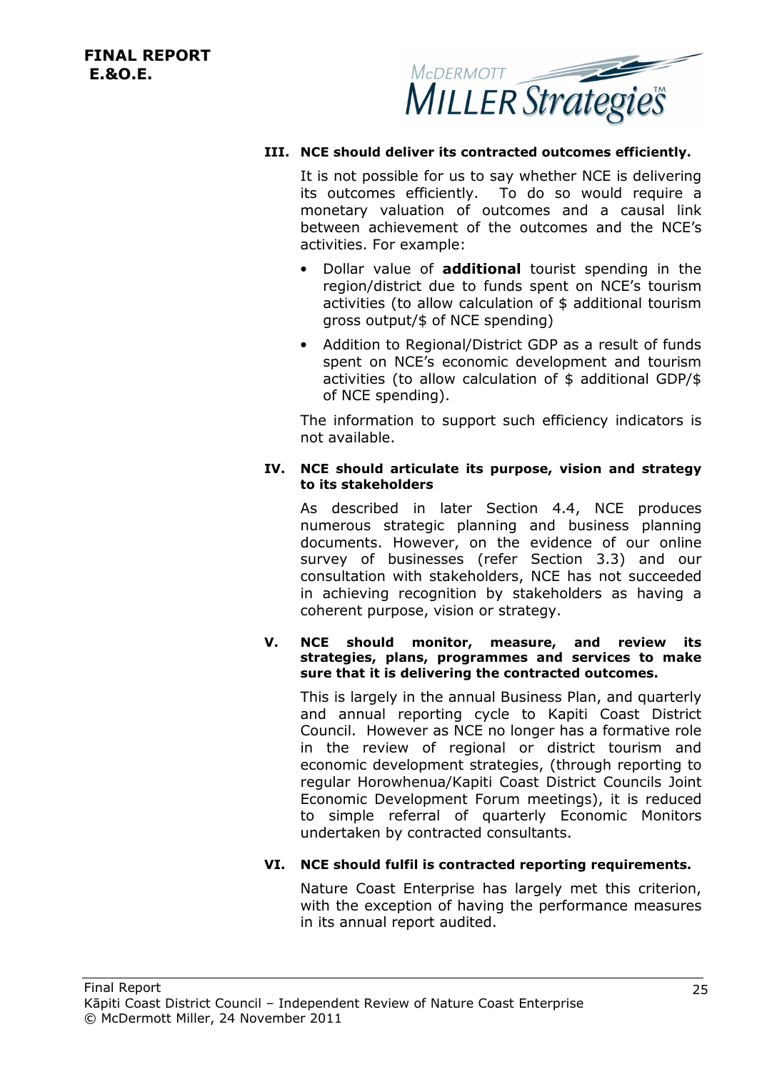**III. NCE should deliver its contracted outcomes efficiently.**

It is not possible for us to say whether NCE is delivering its outcomes efficiently. To do so would require a monetary valuation of outcomes and a causal link between achievement of the outcomes and the NCE's activities. For example:

- Dollar value of **additional** tourist spending in the region/district due to funds spent on NCE's tourism activities (to allow calculation of $ additional tourism gross output/$ of NCE spending)
- Addition to Regional/District GDP as a result of funds spent on NCE's economic development and tourism activities (to allow calculation of $ additional GDP/$ of NCE spending).

The information to support such efficiency indicators is not available.

**IV. NCE should articulate its purpose, vision and strategy to its stakeholders**

As described in later Section 4.4, NCE produces numerous strategic planning and business planning documents. However, on the evidence of our online survey of businesses (refer Section 3.3) and our consultation with stakeholders, NCE has not succeeded in achieving recognition by stakeholders as having a coherent purpose, vision or strategy.

**V. NCE should monitor, measure, and review its strategies, plans, programmes and services to make sure that it is delivering the contracted outcomes.**

This is largely in the annual Business Plan, and quarterly and annual reporting cycle to Kapiti Coast District Council. However as NCE no longer has a formative role in the review of regional or district tourism and economic development strategies, (through reporting to regular Horowhenua/Kapiti Coast District Councils Joint Economic Development Forum meetings), it is reduced to simple referral of quarterly Economic Monitors undertaken by contracted consultants.

**VI. NCE should fulfil is contracted reporting requirements.**

Nature Coast Enterprise has largely met this criterion, with the exception of having the performance measures in its annual report audited.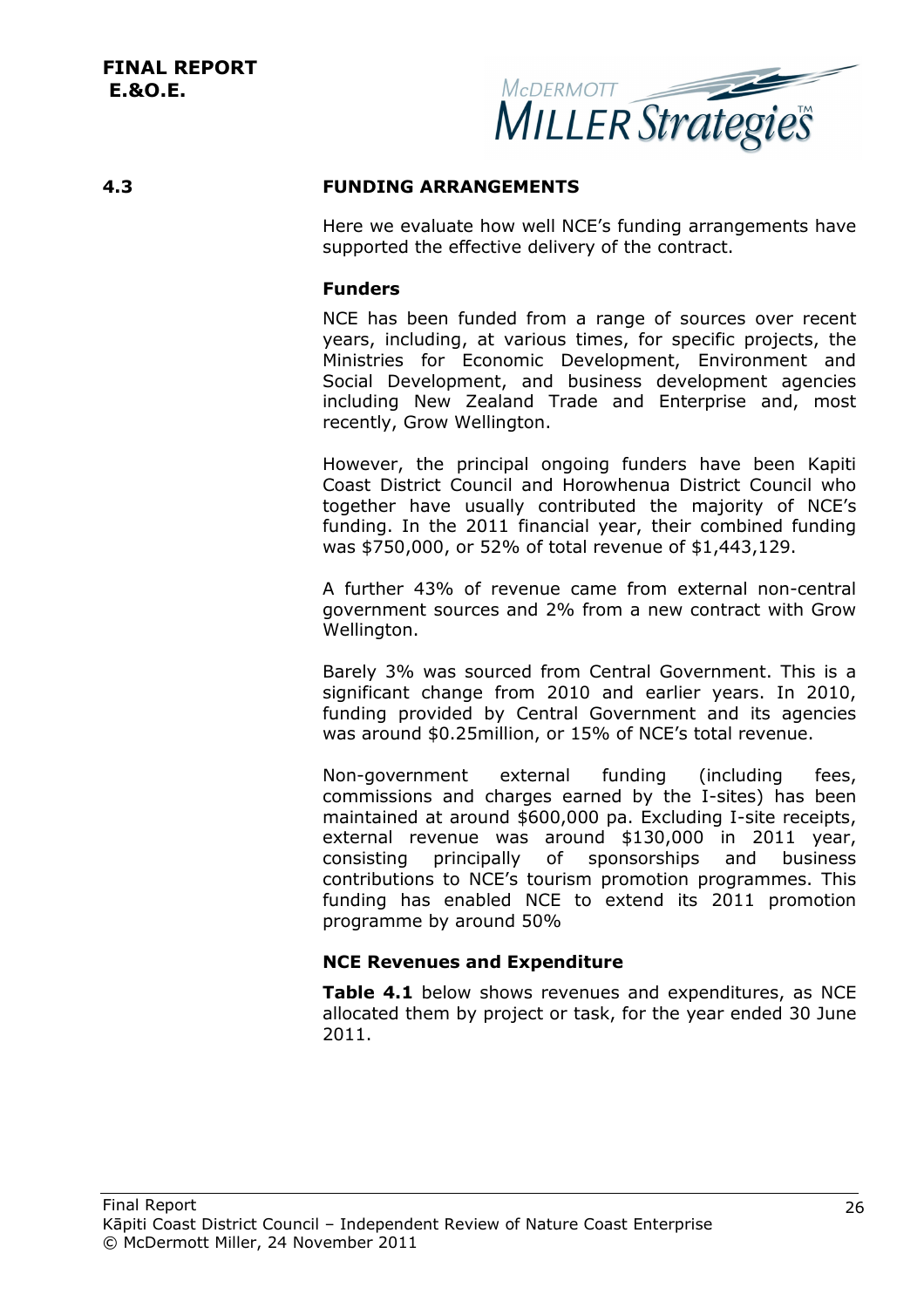## 4.3 FUNDING ARRANGEMENTS

Here we evaluate how well NCE's funding arrangements have supported the effective delivery of the contract.

### Funders

NCE has been funded from a range of sources over recent years, including, at various times, for specific projects, the Ministries for Economic Development, Environment and Social Development, and business development agencies including New Zealand Trade and Enterprise and, most recently, Grow Wellington.

However, the principal ongoing funders have been Kapiti Coast District Council and Horowhenua District Council who together have usually contributed the majority of NCE's funding. In the 2011 financial year, their combined funding was $750,000, or 52% of total revenue of $1,443,129.

A further 43% of revenue came from external non-central government sources and 2% from a new contract with Grow Wellington.

Barely 3% was sourced from Central Government. This is a significant change from 2010 and earlier years. In 2010, funding provided by Central Government and its agencies was around $0.25million, or 15% of NCE's total revenue.

Non-government external funding (including fees, commissions and charges earned by the I-sites) has been maintained at around $600,000 pa. Excluding I-site receipts, external revenue was around $130,000 in 2011 year, consisting principally of sponsorships and business contributions to NCE's tourism promotion programmes. This funding has enabled NCE to extend its 2011 promotion programme by around 50%

### NCE Revenues and Expenditure

**Table 4.1** below shows revenues and expenditures, as NCE allocated them by project or task, for the year ended 30 June 2011.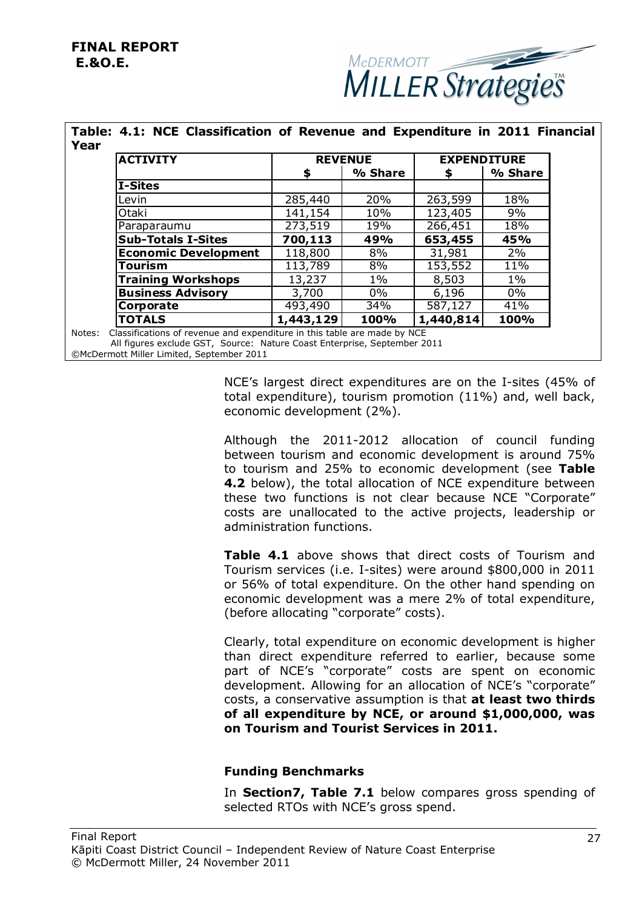**Table: 4.1: NCE Classification of Revenue and Expenditure in 2011 Financial Year**

| ACTIVITY | REVENUE | | EXPENDITURE | |
|---|---|---|---|---|
| | $ | % Share | $ | % Share |
| **I-Sites** | | | | |
| Levin | 285,440 | 20% | 263,599 | 18% |
| Otaki | 141,154 | 10% | 123,405 | 9% |
| Paraparaumu | 273,519 | 19% | 266,451 | 18% |
| **Sub-Totals I-Sites** | **700,113** | **49%** | **653,455** | **45%** |
| **Economic Development** | 118,800 | 8% | 31,981 | 2% |
| **Tourism** | 113,789 | 8% | 153,552 | 11% |
| **Training Workshops** | 13,237 | 1% | 8,503 | 1% |
| **Business Advisory** | 3,700 | 0% | 6,196 | 0% |
| **Corporate** | 493,490 | 34% | 587,127 | 41% |
| **TOTALS** | **1,443,129** | **100%** | **1,440,814** | **100%** |

Notes: Classifications of revenue and expenditure in this table are made by NCE
All figures exclude GST, Source: Nature Coast Enterprise, September 2011
©McDermott Miller Limited, September 2011

NCE's largest direct expenditures are on the I-sites (45% of total expenditure), tourism promotion (11%) and, well back, economic development (2%).

Although the 2011-2012 allocation of council funding between tourism and economic development is around 75% to tourism and 25% to economic development (see **Table 4.2** below), the total allocation of NCE expenditure between these two functions is not clear because NCE "Corporate" costs are unallocated to the active projects, leadership or administration functions.

**Table 4.1** above shows that direct costs of Tourism and Tourism services (i.e. I-sites) were around $800,000 in 2011 or 56% of total expenditure. On the other hand spending on economic development was a mere 2% of total expenditure, (before allocating "corporate" costs).

Clearly, total expenditure on economic development is higher than direct expenditure referred to earlier, because some part of NCE's "corporate" costs are spent on economic development. Allowing for an allocation of NCE's "corporate" costs, a conservative assumption is that **at least two thirds of all expenditure by NCE, or around $1,000,000, was on Tourism and Tourist Services in 2011.**

### Funding Benchmarks

In **Section7, Table 7.1** below compares gross spending of selected RTOs with NCE's gross spend.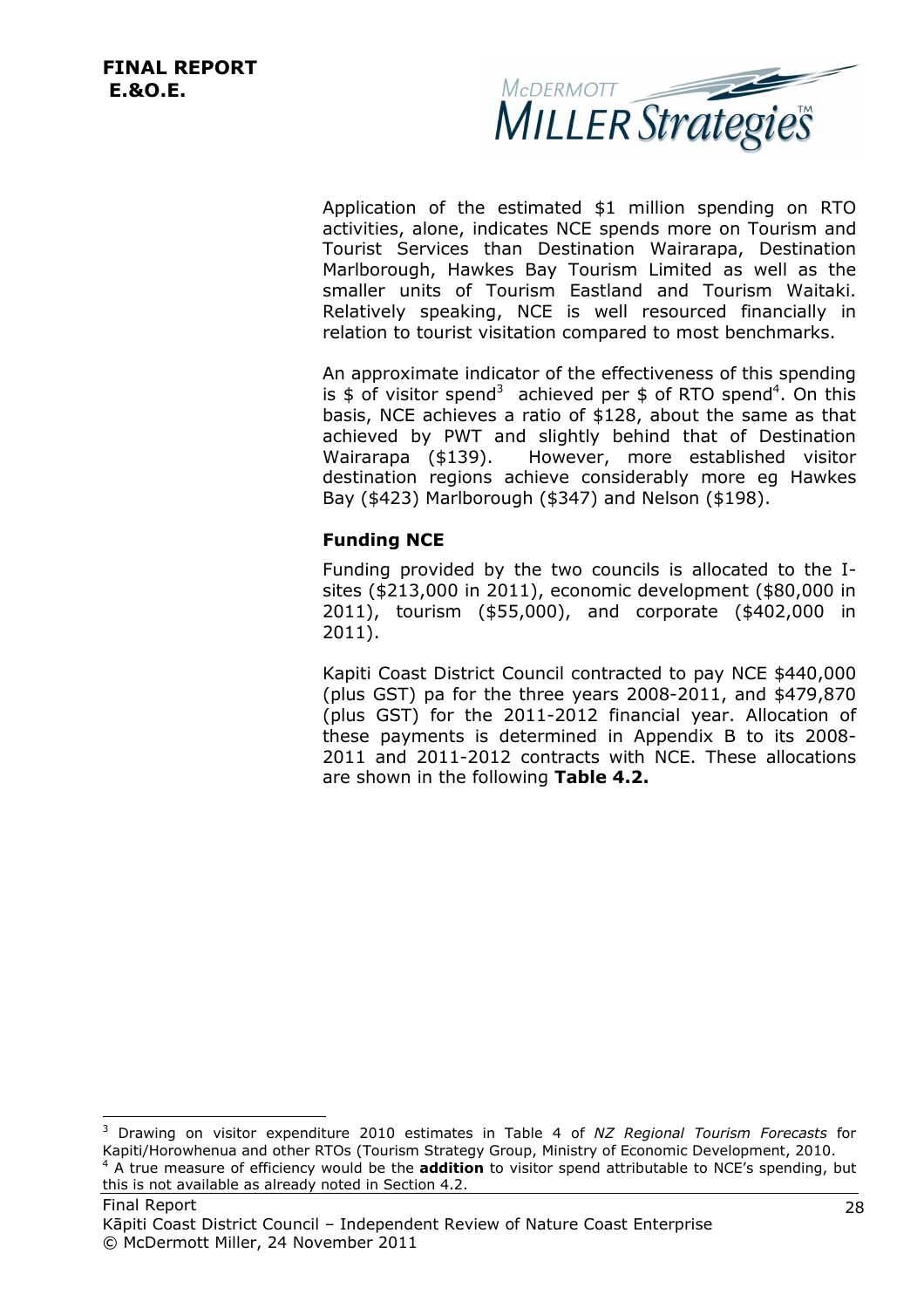Application of the estimated $1 million spending on RTO activities, alone, indicates NCE spends more on Tourism and Tourist Services than Destination Wairarapa, Destination Marlborough, Hawkes Bay Tourism Limited as well as the smaller units of Tourism Eastland and Tourism Waitaki. Relatively speaking, NCE is well resourced financially in relation to tourist visitation compared to most benchmarks.

An approximate indicator of the effectiveness of this spending is $ of visitor spend[3] achieved per $ of RTO spend[4]. On this basis, NCE achieves a ratio of $128, about the same as that achieved by PWT and slightly behind that of Destination Wairarapa ($139). However, more established visitor destination regions achieve considerably more eg Hawkes Bay ($423) Marlborough ($347) and Nelson ($198).

### Funding NCE

Funding provided by the two councils is allocated to the I-sites ($213,000 in 2011), economic development ($80,000 in 2011), tourism ($55,000), and corporate ($402,000 in 2011).

Kapiti Coast District Council contracted to pay NCE $440,000 (plus GST) pa for the three years 2008-2011, and $479,870 (plus GST) for the 2011-2012 financial year. Allocation of these payments is determined in Appendix B to its 2008-2011 and 2011-2012 contracts with NCE. These allocations are shown in the following **Table 4.2.**

---

[3] Drawing on visitor expenditure 2010 estimates in Table 4 of *NZ Regional Tourism Forecasts* for Kapiti/Horowhenua and other RTOs (Tourism Strategy Group, Ministry of Economic Development, 2010.

[4] A true measure of efficiency would be the **addition** to visitor spend attributable to NCE's spending, but this is not available as already noted in Section 4.2.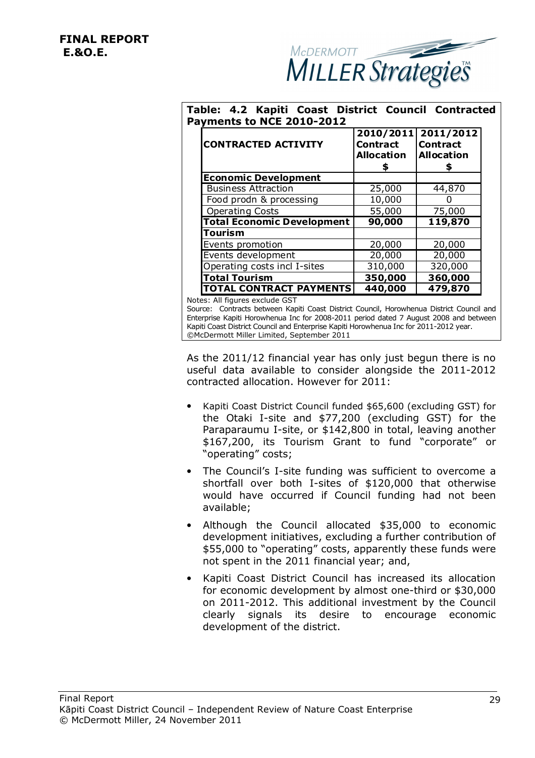**Table: 4.2 Kapiti Coast District Council Contracted Payments to NCE 2010-2012**

| CONTRACTED ACTIVITY | 2010/2011 Contract Allocation $ | 2011/2012 Contract Allocation $ |
|---|---|---|
| **Economic Development** | | |
| Business Attraction | 25,000 | 44,870 |
| Food prodn & processing | 10,000 | 0 |
| Operating Costs | 55,000 | 75,000 |
| **Total Economic Development** | **90,000** | **119,870** |
| **Tourism** | | |
| Events promotion | 20,000 | 20,000 |
| Events development | 20,000 | 20,000 |
| Operating costs incl I-sites | 310,000 | 320,000 |
| **Total Tourism** | **350,000** | **360,000** |
| **TOTAL CONTRACT PAYMENTS** | **440,000** | **479,870** |

Notes: All figures exclude GST

Source: Contracts between Kapiti Coast District Council, Horowhenua District Council and Enterprise Kapiti Horowhenua Inc for 2008-2011 period dated 7 August 2008 and between Kapiti Coast District Council and Enterprise Kapiti Horowhenua Inc for 2011-2012 year.
©McDermott Miller Limited, September 2011

As the 2011/12 financial year has only just begun there is no useful data available to consider alongside the 2011-2012 contracted allocation. However for 2011:

- Kapiti Coast District Council funded $65,600 (excluding GST) for the Otaki I-site and $77,200 (excluding GST) for the Paraparaumu I-site, or $142,800 in total, leaving another $167,200, its Tourism Grant to fund "corporate" or "operating" costs;
- The Council's I-site funding was sufficient to overcome a shortfall over both I-sites of $120,000 that otherwise would have occurred if Council funding had not been available;
- Although the Council allocated $35,000 to economic development initiatives, excluding a further contribution of $55,000 to "operating" costs, apparently these funds were not spent in the 2011 financial year; and,
- Kapiti Coast District Council has increased its allocation for economic development by almost one-third or $30,000 on 2011-2012. This additional investment by the Council clearly signals its desire to encourage economic development of the district.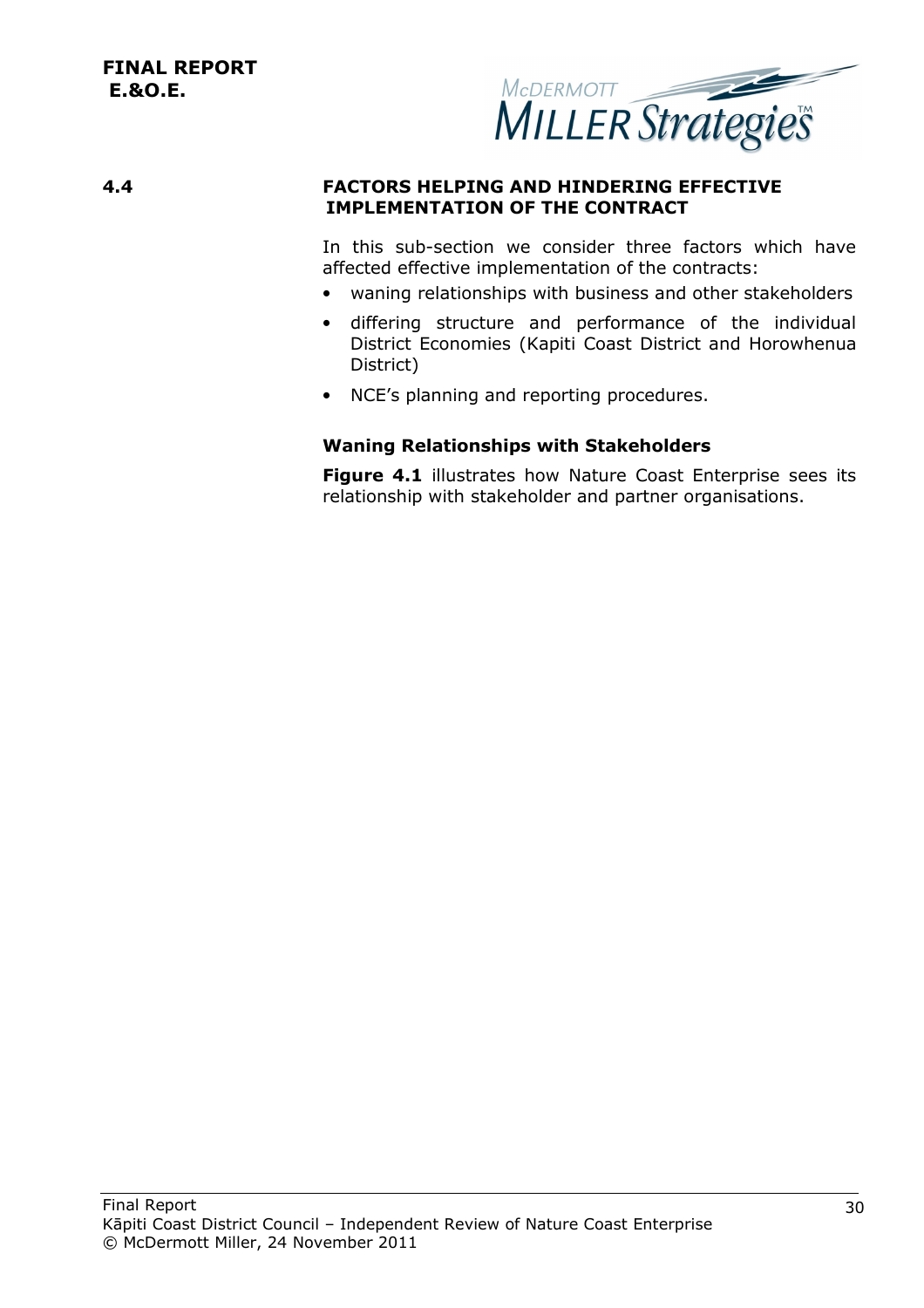## 4.4 FACTORS HELPING AND HINDERING EFFECTIVE IMPLEMENTATION OF THE CONTRACT

In this sub-section we consider three factors which have affected effective implementation of the contracts:

- waning relationships with business and other stakeholders
- differing structure and performance of the individual District Economies (Kapiti Coast District and Horowhenua District)
- NCE's planning and reporting procedures.

### Waning Relationships with Stakeholders

**Figure 4.1** illustrates how Nature Coast Enterprise sees its relationship with stakeholder and partner organisations.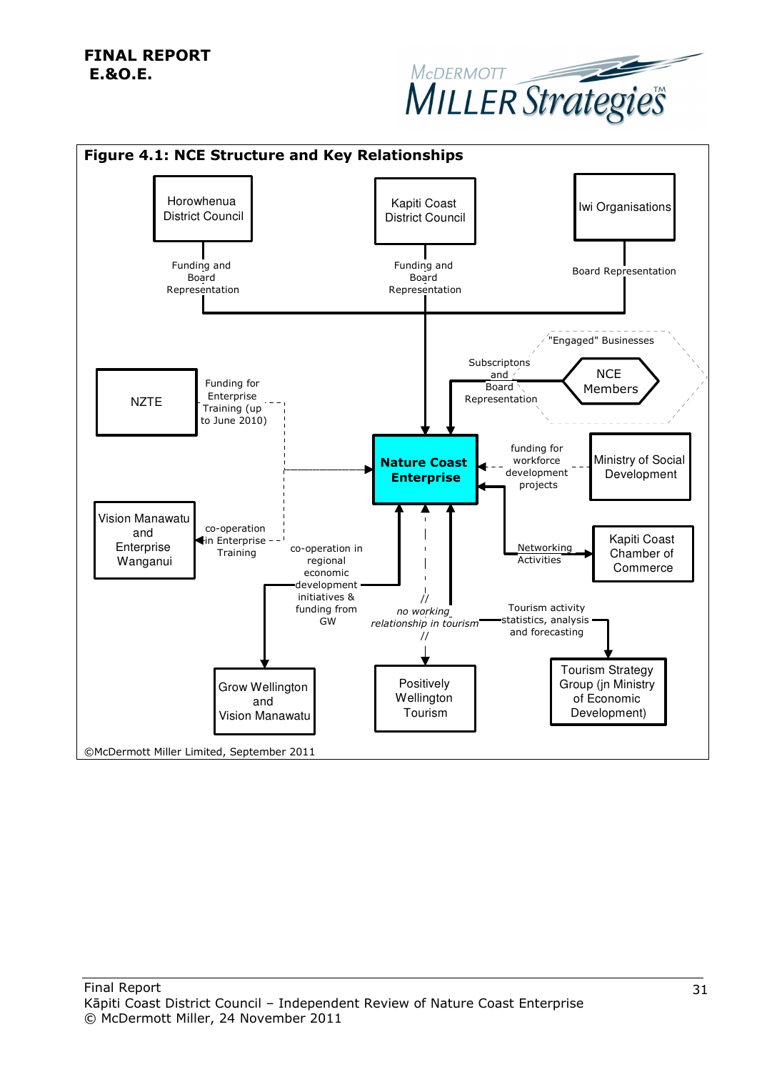**FINAL REPORT**
**E.&O.E.**

**Figure 4.1: NCE Structure and Key Relationships**

Horowhenua District Council

Funding and Board Representation

Kapiti Coast District Council

Funding and Board Representation

Iwi Organisations

Board Representation

"Engaged" Businesses

Subscriptons and Board Representation

NCE Members

NZTE

Funding for Enterprise Training (up to June 2010)

**Nature Coast Enterprise**

funding for workforce development projects

Ministry of Social Development

Vision Manawatu and Enterprise Wanganui

co-operation in Enterprise Training

co-operation in regional economic development initiatives & funding from GW

Networking Activities

Kapiti Coast Chamber of Commerce

*no working relationship in tourism*

Tourism activity statistics, analysis and forecasting

Grow Wellington and Vision Manawatu

Positively Wellington Tourism

Tourism Strategy Group (jn Ministry of Economic Development)

©McDermott Miller Limited, September 2011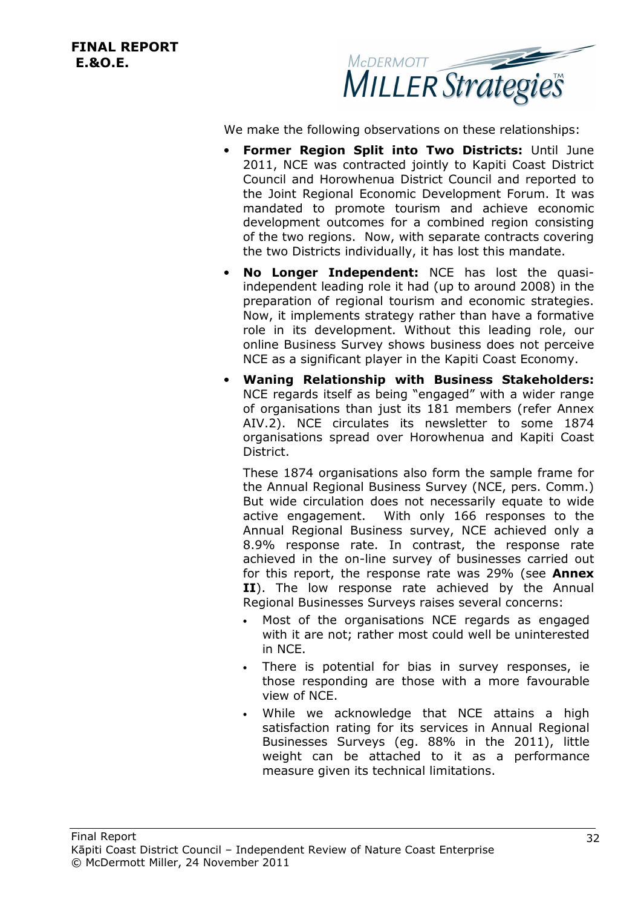We make the following observations on these relationships:

- **Former Region Split into Two Districts:** Until June 2011, NCE was contracted jointly to Kapiti Coast District Council and Horowhenua District Council and reported to the Joint Regional Economic Development Forum. It was mandated to promote tourism and achieve economic development outcomes for a combined region consisting of the two regions. Now, with separate contracts covering the two Districts individually, it has lost this mandate.
- **No Longer Independent:** NCE has lost the quasi-independent leading role it had (up to around 2008) in the preparation of regional tourism and economic strategies. Now, it implements strategy rather than have a formative role in its development. Without this leading role, our online Business Survey shows business does not perceive NCE as a significant player in the Kapiti Coast Economy.
- **Waning Relationship with Business Stakeholders:** NCE regards itself as being "engaged" with a wider range of organisations than just its 181 members (refer Annex AIV.2). NCE circulates its newsletter to some 1874 organisations spread over Horowhenua and Kapiti Coast District.

  These 1874 organisations also form the sample frame for the Annual Regional Business Survey (NCE, pers. Comm.) But wide circulation does not necessarily equate to wide active engagement. With only 166 responses to the Annual Regional Business survey, NCE achieved only a 8.9% response rate. In contrast, the response rate achieved in the on-line survey of businesses carried out for this report, the response rate was 29% (see **Annex II**). The low response rate achieved by the Annual Regional Businesses Surveys raises several concerns:

  - Most of the organisations NCE regards as engaged with it are not; rather most could well be uninterested in NCE.
  - There is potential for bias in survey responses, ie those responding are those with a more favourable view of NCE.
  - While we acknowledge that NCE attains a high satisfaction rating for its services in Annual Regional Businesses Surveys (eg. 88% in the 2011), little weight can be attached to it as a performance measure given its technical limitations.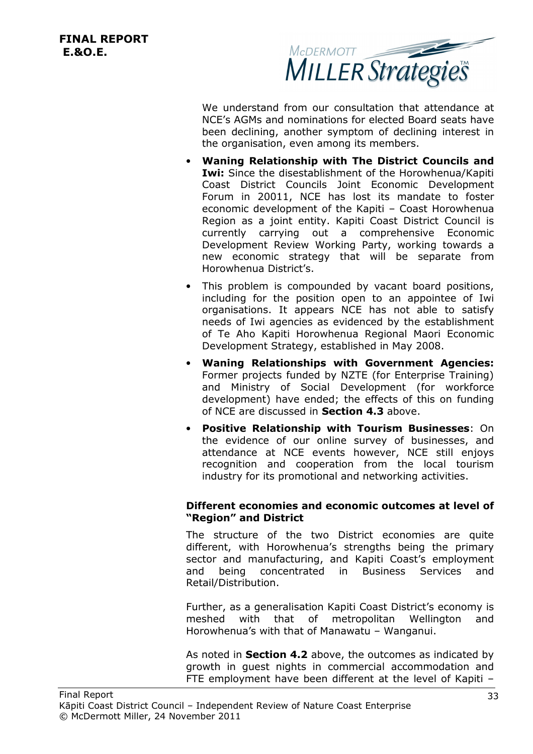We understand from our consultation that attendance at NCE's AGMs and nominations for elected Board seats have been declining, another symptom of declining interest in the organisation, even among its members.

- **Waning Relationship with The District Councils and Iwi:** Since the disestablishment of the Horowhenua/Kapiti Coast District Councils Joint Economic Development Forum in 20011, NCE has lost its mandate to foster economic development of the Kapiti – Coast Horowhenua Region as a joint entity. Kapiti Coast District Council is currently carrying out a comprehensive Economic Development Review Working Party, working towards a new economic strategy that will be separate from Horowhenua District's.
- This problem is compounded by vacant board positions, including for the position open to an appointee of Iwi organisations. It appears NCE has not able to satisfy needs of Iwi agencies as evidenced by the establishment of Te Aho Kapiti Horowhenua Regional Maori Economic Development Strategy, established in May 2008.
- **Waning Relationships with Government Agencies:** Former projects funded by NZTE (for Enterprise Training) and Ministry of Social Development (for workforce development) have ended; the effects of this on funding of NCE are discussed in **Section 4.3** above.
- **Positive Relationship with Tourism Businesses**: On the evidence of our online survey of businesses, and attendance at NCE events however, NCE still enjoys recognition and cooperation from the local tourism industry for its promotional and networking activities.

**Different economies and economic outcomes at level of "Region" and District**

The structure of the two District economies are quite different, with Horowhenua's strengths being the primary sector and manufacturing, and Kapiti Coast's employment and being concentrated in Business Services and Retail/Distribution.

Further, as a generalisation Kapiti Coast District's economy is meshed with that of metropolitan Wellington and Horowhenua's with that of Manawatu – Wanganui.

As noted in **Section 4.2** above, the outcomes as indicated by growth in guest nights in commercial accommodation and FTE employment have been different at the level of Kapiti –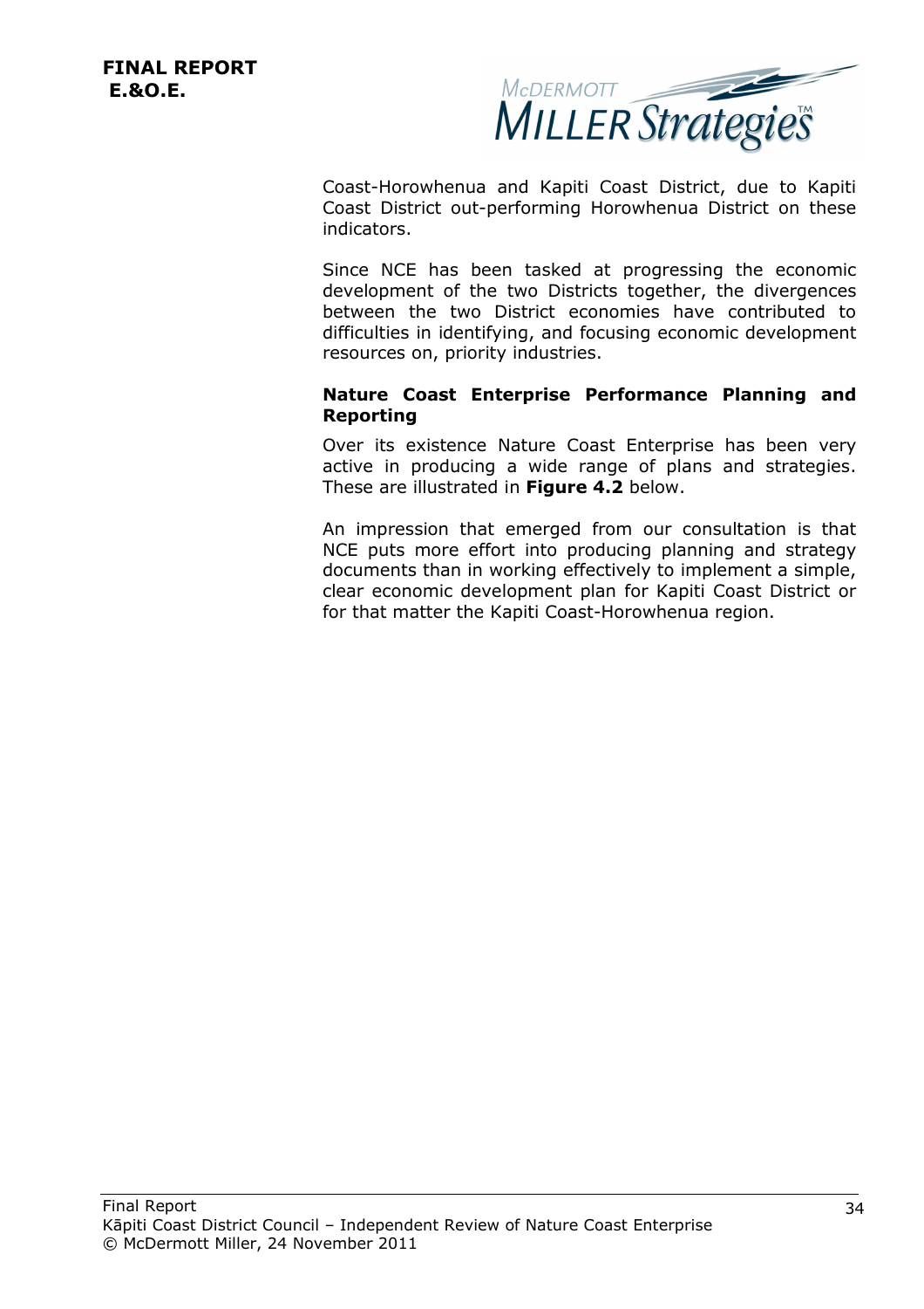Coast-Horowhenua and Kapiti Coast District, due to Kapiti Coast District out-performing Horowhenua District on these indicators.

Since NCE has been tasked at progressing the economic development of the two Districts together, the divergences between the two District economies have contributed to difficulties in identifying, and focusing economic development resources on, priority industries.

**Nature Coast Enterprise Performance Planning and Reporting**

Over its existence Nature Coast Enterprise has been very active in producing a wide range of plans and strategies. These are illustrated in **Figure 4.2** below.

An impression that emerged from our consultation is that NCE puts more effort into producing planning and strategy documents than in working effectively to implement a simple, clear economic development plan for Kapiti Coast District or for that matter the Kapiti Coast-Horowhenua region.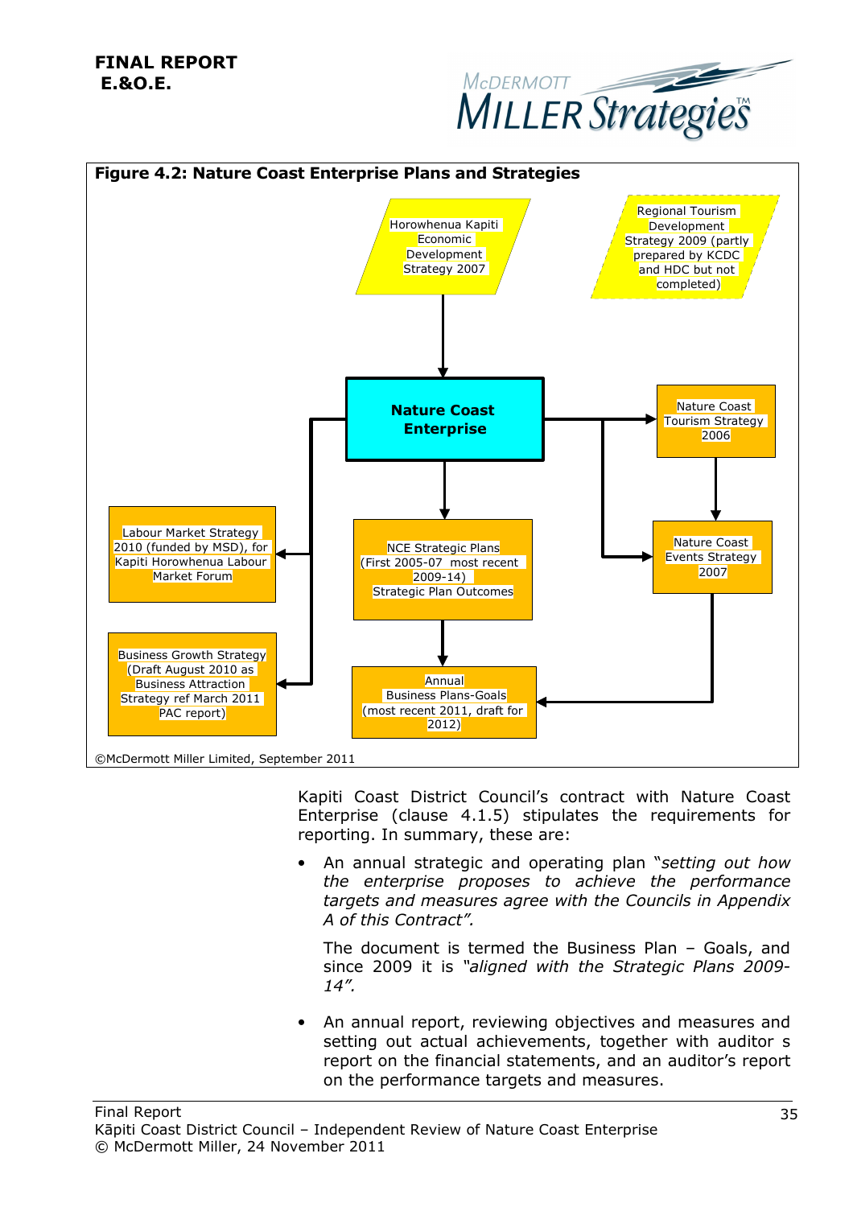**Figure 4.2: Nature Coast Enterprise Plans and Strategies**

Horowhenua Kapiti Economic Development Strategy 2007

Regional Tourism Development Strategy 2009 (partly prepared by KCDC and HDC but not completed)

Nature Coast Enterprise

Nature Coast Tourism Strategy 2006

Labour Market Strategy 2010 (funded by MSD), for Kapiti Horowhenua Labour Market Forum

NCE Strategic Plans (First 2005-07 most recent 2009-14) Strategic Plan Outcomes

Nature Coast Events Strategy 2007

Business Growth Strategy (Draft August 2010 as Business Attraction Strategy ref March 2011 PAC report)

Annual Business Plans-Goals (most recent 2011, draft for 2012)

©McDermott Miller Limited, September 2011

Kapiti Coast District Council's contract with Nature Coast Enterprise (clause 4.1.5) stipulates the requirements for reporting. In summary, these are:

- An annual strategic and operating plan "*setting out how the enterprise proposes to achieve the performance targets and measures agree with the Councils in Appendix A of this Contract*".

  The document is termed the Business Plan – Goals, and since 2009 it is "*aligned with the Strategic Plans 2009-14*".

- An annual report, reviewing objectives and measures and setting out actual achievements, together with auditor s report on the financial statements, and an auditor's report on the performance targets and measures.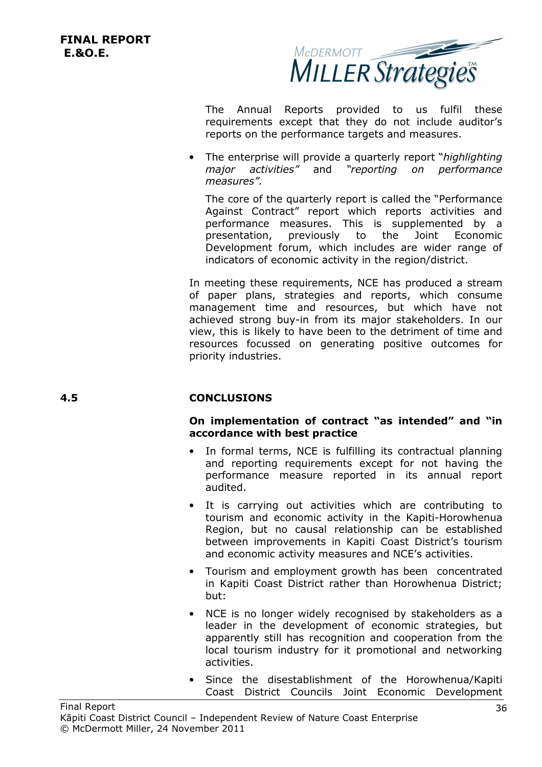The Annual Reports provided to us fulfil these requirements except that they do not include auditor's reports on the performance targets and measures.

- The enterprise will provide a quarterly report "*highlighting major activities"* and *"reporting on performance measures".*

  The core of the quarterly report is called the "Performance Against Contract" report which reports activities and performance measures. This is supplemented by a presentation, previously to the Joint Economic Development forum, which includes are wider range of indicators of economic activity in the region/district.

In meeting these requirements, NCE has produced a stream of paper plans, strategies and reports, which consume management time and resources, but which have not achieved strong buy-in from its major stakeholders. In our view, this is likely to have been to the detriment of time and resources focussed on generating positive outcomes for priority industries.

## 4.5 CONCLUSIONS

**On implementation of contract "as intended" and "in accordance with best practice**

- In formal terms, NCE is fulfilling its contractual planning and reporting requirements except for not having the performance measure reported in its annual report audited.
- It is carrying out activities which are contributing to tourism and economic activity in the Kapiti-Horowhenua Region, but no causal relationship can be established between improvements in Kapiti Coast District's tourism and economic activity measures and NCE's activities.
- Tourism and employment growth has been concentrated in Kapiti Coast District rather than Horowhenua District; but:
- NCE is no longer widely recognised by stakeholders as a leader in the development of economic strategies, but apparently still has recognition and cooperation from the local tourism industry for it promotional and networking activities.
- Since the disestablishment of the Horowhenua/Kapiti Coast District Councils Joint Economic Development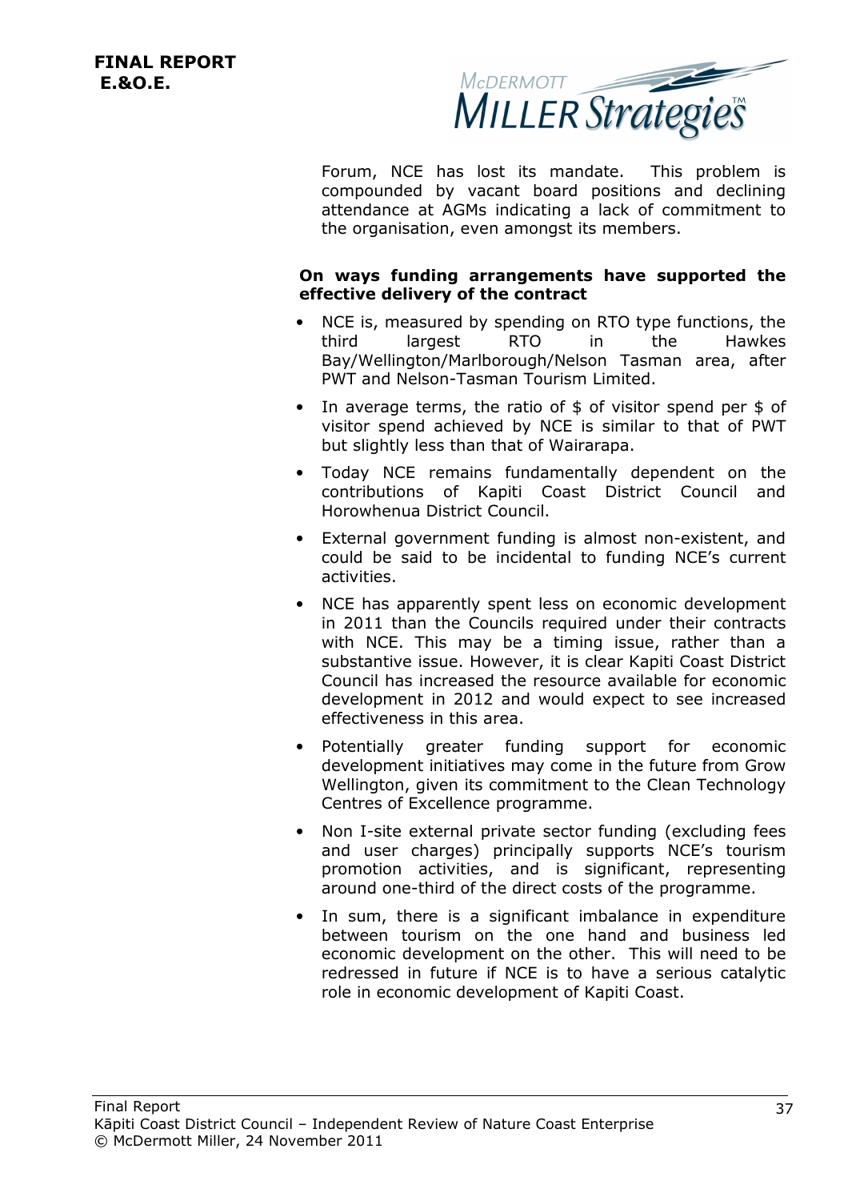Forum, NCE has lost its mandate. This problem is compounded by vacant board positions and declining attendance at AGMs indicating a lack of commitment to the organisation, even amongst its members.

**On ways funding arrangements have supported the effective delivery of the contract**

- NCE is, measured by spending on RTO type functions, the third largest RTO in the Hawkes Bay/Wellington/Marlborough/Nelson Tasman area, after PWT and Nelson-Tasman Tourism Limited.
- In average terms, the ratio of $ of visitor spend per $ of visitor spend achieved by NCE is similar to that of PWT but slightly less than that of Wairarapa.
- Today NCE remains fundamentally dependent on the contributions of Kapiti Coast District Council and Horowhenua District Council.
- External government funding is almost non-existent, and could be said to be incidental to funding NCE's current activities.
- NCE has apparently spent less on economic development in 2011 than the Councils required under their contracts with NCE. This may be a timing issue, rather than a substantive issue. However, it is clear Kapiti Coast District Council has increased the resource available for economic development in 2012 and would expect to see increased effectiveness in this area.
- Potentially greater funding support for economic development initiatives may come in the future from Grow Wellington, given its commitment to the Clean Technology Centres of Excellence programme.
- Non I-site external private sector funding (excluding fees and user charges) principally supports NCE's tourism promotion activities, and is significant, representing around one-third of the direct costs of the programme.
- In sum, there is a significant imbalance in expenditure between tourism on the one hand and business led economic development on the other. This will need to be redressed in future if NCE is to have a serious catalytic role in economic development of Kapiti Coast.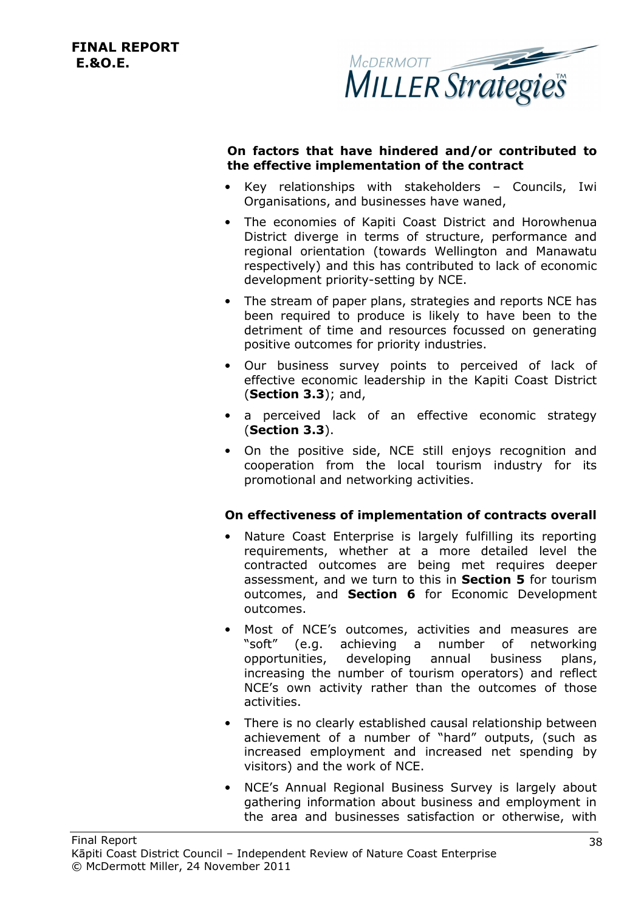**On factors that have hindered and/or contributed to the effective implementation of the contract**

- Key relationships with stakeholders – Councils, Iwi Organisations, and businesses have waned,
- The economies of Kapiti Coast District and Horowhenua District diverge in terms of structure, performance and regional orientation (towards Wellington and Manawatu respectively) and this has contributed to lack of economic development priority-setting by NCE.
- The stream of paper plans, strategies and reports NCE has been required to produce is likely to have been to the detriment of time and resources focussed on generating positive outcomes for priority industries.
- Our business survey points to perceived of lack of effective economic leadership in the Kapiti Coast District (**Section 3.3**); and,
- a perceived lack of an effective economic strategy (**Section 3.3**).
- On the positive side, NCE still enjoys recognition and cooperation from the local tourism industry for its promotional and networking activities.

**On effectiveness of implementation of contracts overall**

- Nature Coast Enterprise is largely fulfilling its reporting requirements, whether at a more detailed level the contracted outcomes are being met requires deeper assessment, and we turn to this in **Section 5** for tourism outcomes, and **Section 6** for Economic Development outcomes.
- Most of NCE's outcomes, activities and measures are "soft" (e.g. achieving a number of networking opportunities, developing annual business plans, increasing the number of tourism operators) and reflect NCE's own activity rather than the outcomes of those activities.
- There is no clearly established causal relationship between achievement of a number of "hard" outputs, (such as increased employment and increased net spending by visitors) and the work of NCE.
- NCE's Annual Regional Business Survey is largely about gathering information about business and employment in the area and businesses satisfaction or otherwise, with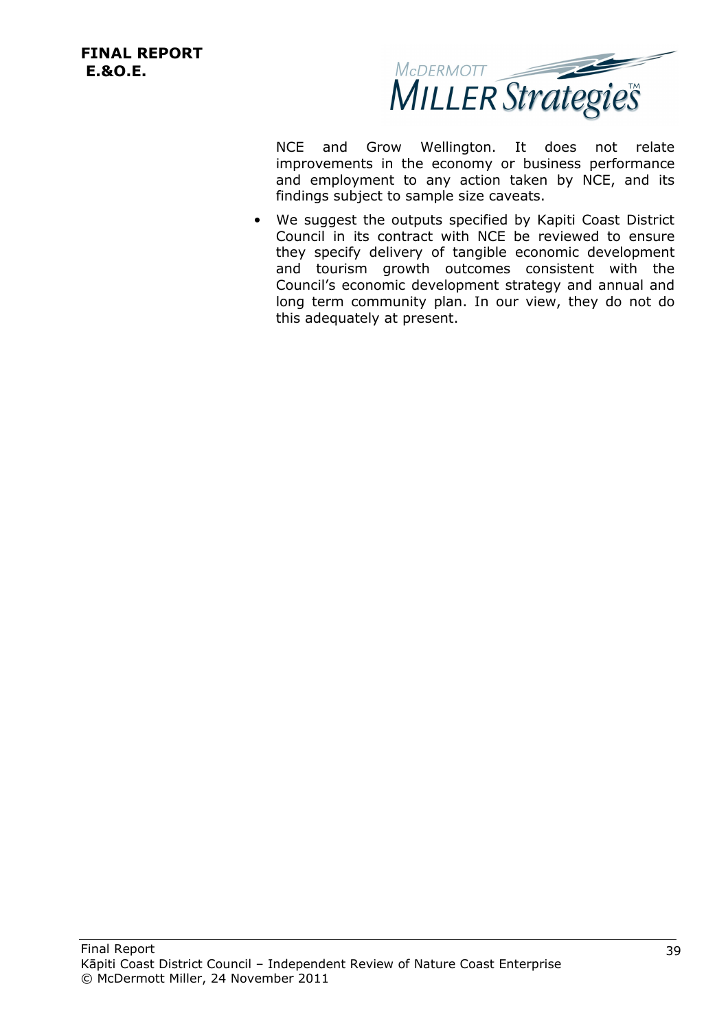NCE and Grow Wellington. It does not relate improvements in the economy or business performance and employment to any action taken by NCE, and its findings subject to sample size caveats.

- We suggest the outputs specified by Kapiti Coast District Council in its contract with NCE be reviewed to ensure they specify delivery of tangible economic development and tourism growth outcomes consistent with the Council's economic development strategy and annual and long term community plan. In our view, they do not do this adequately at present.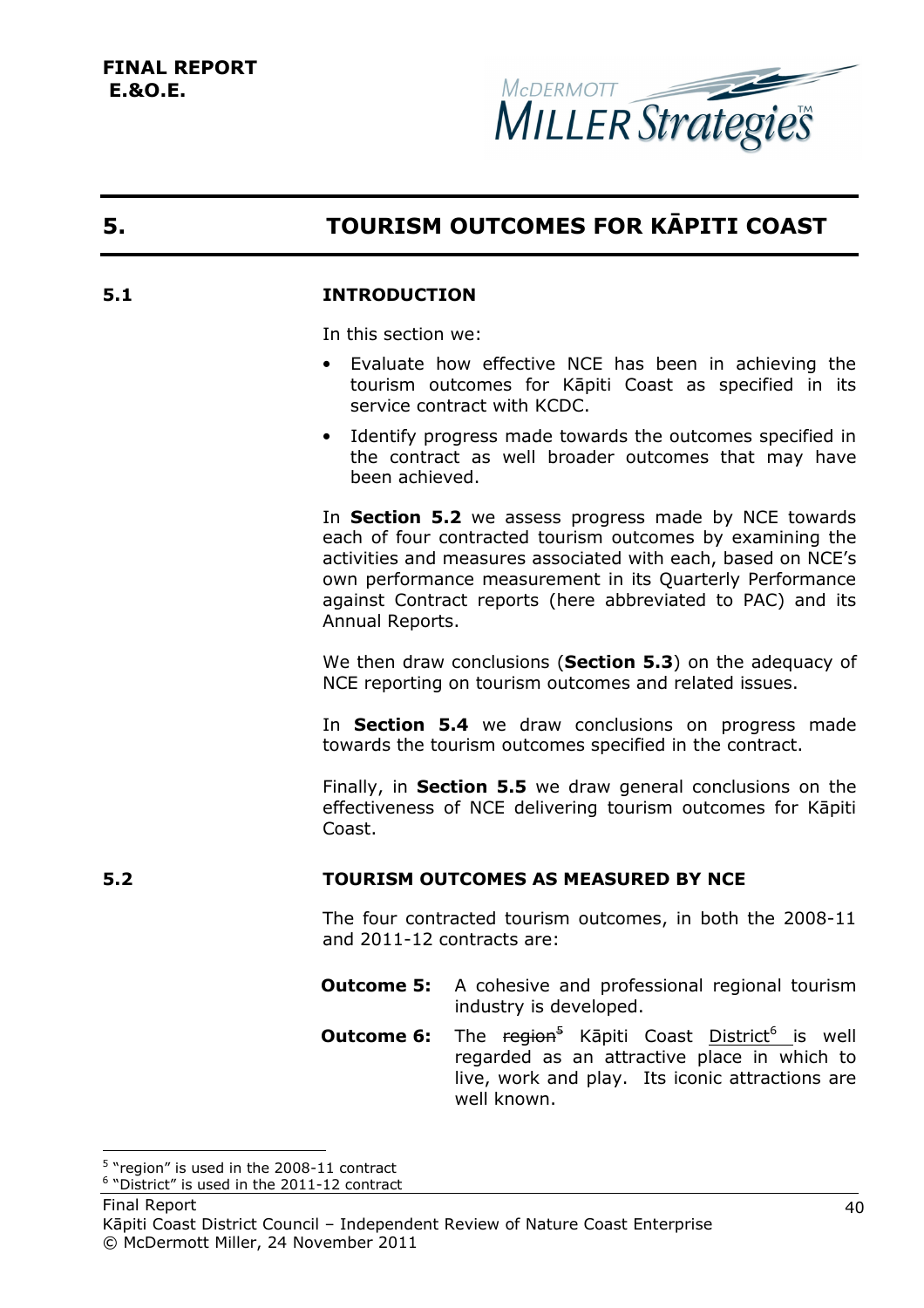**FINAL REPORT**
**E.&O.E.**

# 5. TOURISM OUTCOMES FOR KĀPITI COAST

## 5.1 INTRODUCTION

In this section we:

- Evaluate how effective NCE has been in achieving the tourism outcomes for Kāpiti Coast as specified in its service contract with KCDC.
- Identify progress made towards the outcomes specified in the contract as well broader outcomes that may have been achieved.

In **Section 5.2** we assess progress made by NCE towards each of four contracted tourism outcomes by examining the activities and measures associated with each, based on NCE's own performance measurement in its Quarterly Performance against Contract reports (here abbreviated to PAC) and its Annual Reports.

We then draw conclusions (**Section 5.3**) on the adequacy of NCE reporting on tourism outcomes and related issues.

In **Section 5.4** we draw conclusions on progress made towards the tourism outcomes specified in the contract.

Finally, in **Section 5.5** we draw general conclusions on the effectiveness of NCE delivering tourism outcomes for Kāpiti Coast.

## 5.2 TOURISM OUTCOMES AS MEASURED BY NCE

The four contracted tourism outcomes, in both the 2008-11 and 2011-12 contracts are:

**Outcome 5:** A cohesive and professional regional tourism industry is developed.

**Outcome 6:** The ~~region~~[5] Kāpiti Coast District[6] is well regarded as an attractive place in which to live, work and play. Its iconic attractions are well known.

---

[5] "region" is used in the 2008-11 contract
[6] "District" is used in the 2011-12 contract

Final Report
Kāpiti Coast District Council – Independent Review of Nature Coast Enterprise
© McDermott Miller, 24 November 2011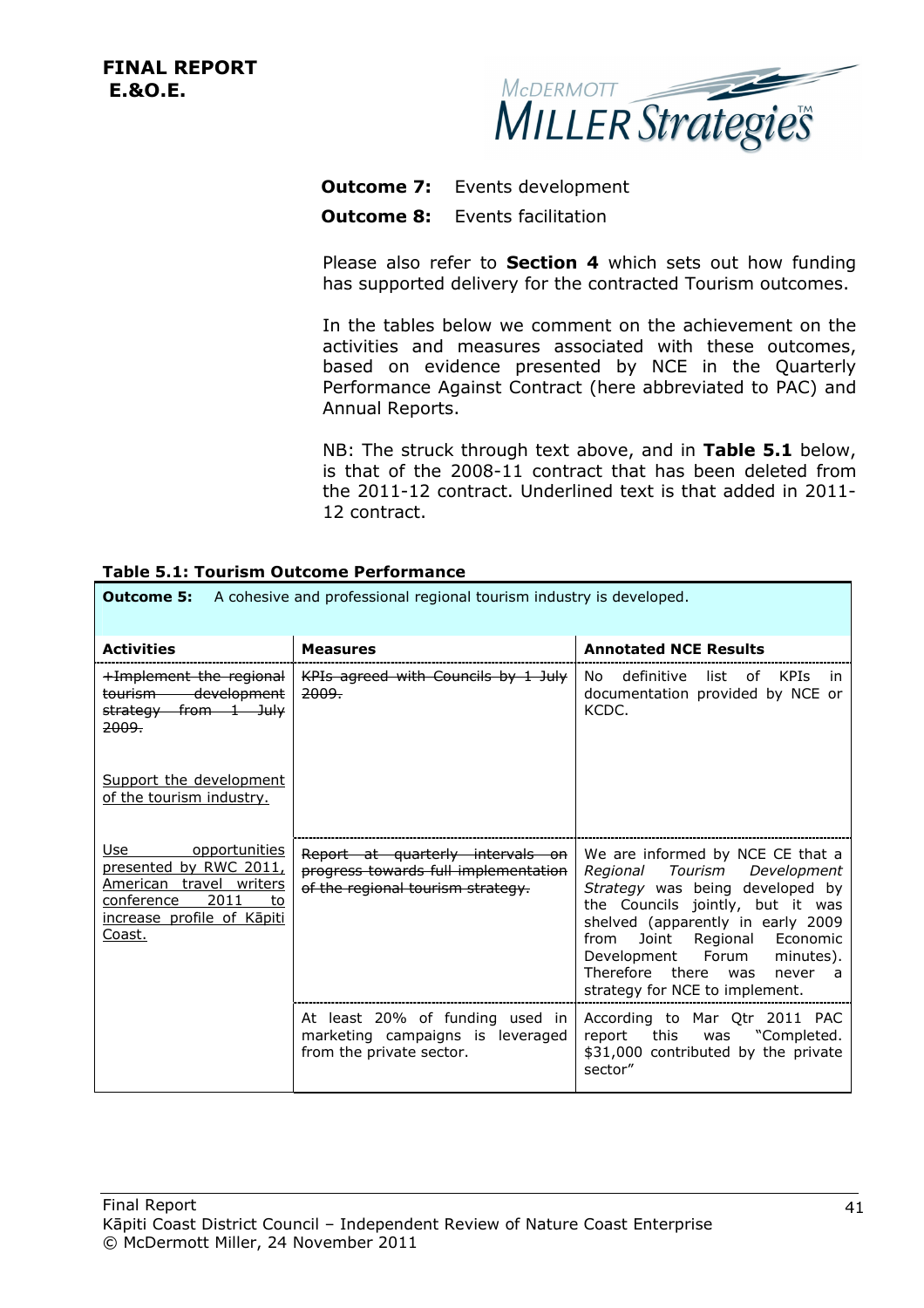**FINAL REPORT**
**E.&O.E.**

**Outcome 7:** Events development

**Outcome 8:** Events facilitation

Please also refer to **Section 4** which sets out how funding has supported delivery for the contracted Tourism outcomes.

In the tables below we comment on the achievement on the activities and measures associated with these outcomes, based on evidence presented by NCE in the Quarterly Performance Against Contract (here abbreviated to PAC) and Annual Reports.

NB: The struck through text above, and in **Table 5.1** below, is that of the 2008-11 contract that has been deleted from the 2011-12 contract. Underlined text is that added in 2011-12 contract.

**Table 5.1: Tourism Outcome Performance**

| **Outcome 5:** A cohesive and professional regional tourism industry is developed. | | |
|---|---|---|
| **Activities** | **Measures** | **Annotated NCE Results** |
| ~~+Implement the regional tourism development strategy from 1 July 2009.~~<br><br><u>Support the development of the tourism industry.</u> | ~~KPIs agreed with Councils by 1 July 2009.~~ | No definitive list of KPIs in documentation provided by NCE or KCDC. |
| <u>Use opportunities presented by RWC 2011, American travel writers conference 2011 to increase profile of Kāpiti Coast.</u> | ~~Report at quarterly intervals on progress towards full implementation of the regional tourism strategy.~~ | We are informed by NCE CE that a *Regional Tourism Development Strategy* was being developed by the Councils jointly, but it was shelved (apparently in early 2009 from Joint Regional Economic Development Forum minutes). Therefore there was never a strategy for NCE to implement. |
| | At least 20% of funding used in marketing campaigns is leveraged from the private sector. | According to Mar Qtr 2011 PAC report this was "Completed. $31,000 contributed by the private sector" |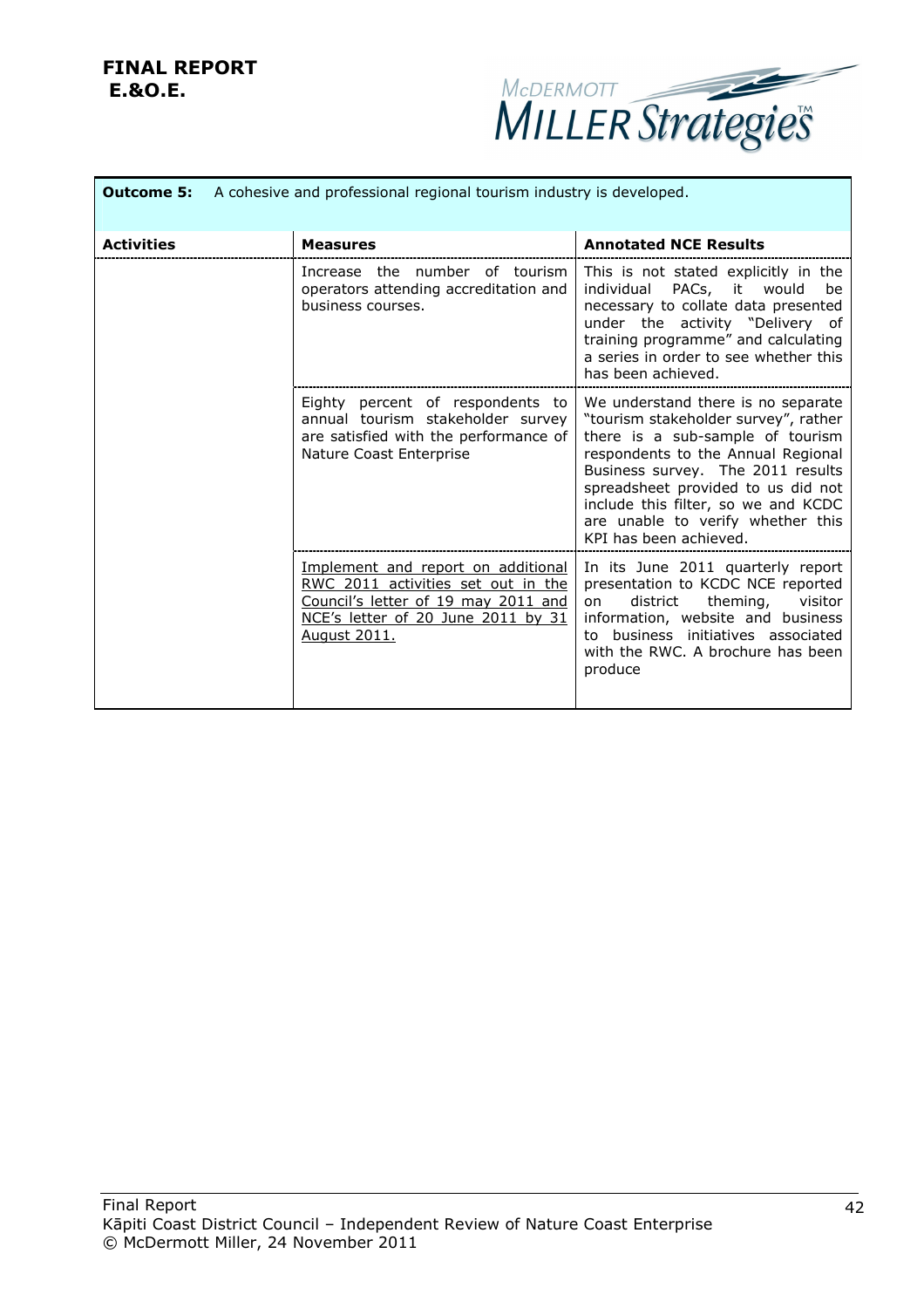**FINAL REPORT**
**E.&O.E.**

| **Outcome 5:** A cohesive and professional regional tourism industry is developed. | | |
|---|---|---|
| **Activities** | **Measures** | **Annotated NCE Results** |
| | Increase the number of tourism operators attending accreditation and business courses. | This is not stated explicitly in the individual PACs, it would be necessary to collate data presented under the activity "Delivery of training programme" and calculating a series in order to see whether this has been achieved. |
| | Eighty percent of respondents to annual tourism stakeholder survey are satisfied with the performance of Nature Coast Enterprise | We understand there is no separate "tourism stakeholder survey", rather there is a sub-sample of tourism respondents to the Annual Regional Business survey. The 2011 results spreadsheet provided to us did not include this filter, so we and KCDC are unable to verify whether this KPI has been achieved. |
| | <u>Implement and report on additional RWC 2011 activities set out in the Council's letter of 19 may 2011 and NCE's letter of 20 June 2011 by 31 August 2011.</u> | In its June 2011 quarterly report presentation to KCDC NCE reported on district theming, visitor information, website and business to business initiatives associated with the RWC. A brochure has been produce |

Final Report
Kāpiti Coast District Council – Independent Review of Nature Coast Enterprise
© McDermott Miller, 24 November 2011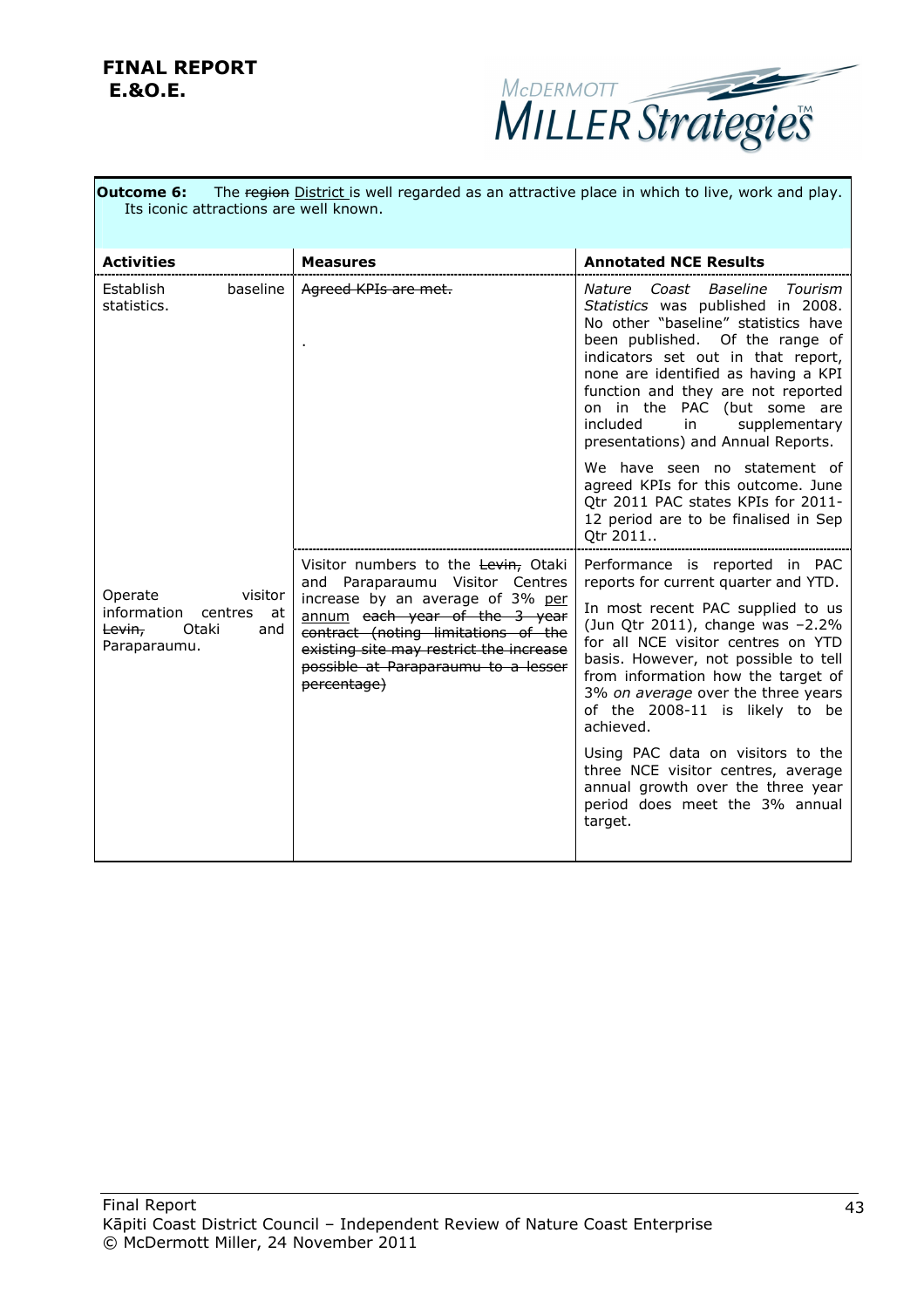FINAL REPORT
E.&O.E.

**Outcome 6:** The ~~region~~ District is well regarded as an attractive place in which to live, work and play. Its iconic attractions are well known.

| **Activities** | **Measures** | **Annotated NCE Results** |
|---|---|---|
| Establish baseline statistics. | ~~Agreed KPIs are met.~~<br><br>. | *Nature Coast Baseline Tourism Statistics* was published in 2008. No other "baseline" statistics have been published. Of the range of indicators set out in that report, none are identified as having a KPI function and they are not reported on in the PAC (but some are included in supplementary presentations) and Annual Reports.<br><br>We have seen no statement of agreed KPIs for this outcome. June Qtr 2011 PAC states KPIs for 2011-12 period are to be finalised in Sep Qtr 2011.. |
| Operate visitor information centres at ~~Levin,~~ Otaki and Paraparaumu. | Visitor numbers to the ~~Levin,~~ Otaki and Paraparaumu Visitor Centres increase by an average of 3% per annum ~~each year of the 3 year contract (noting limitations of the existing site may restrict the increase possible at Paraparaumu to a lesser percentage)~~ | Performance is reported in PAC reports for current quarter and YTD.<br><br>In most recent PAC supplied to us (Jun Qtr 2011), change was –2.2% for all NCE visitor centres on YTD basis. However, not possible to tell from information how the target of 3% *on average* over the three years of the 2008-11 is likely to be achieved.<br><br>Using PAC data on visitors to the three NCE visitor centres, average annual growth over the three year period does meet the 3% annual target. |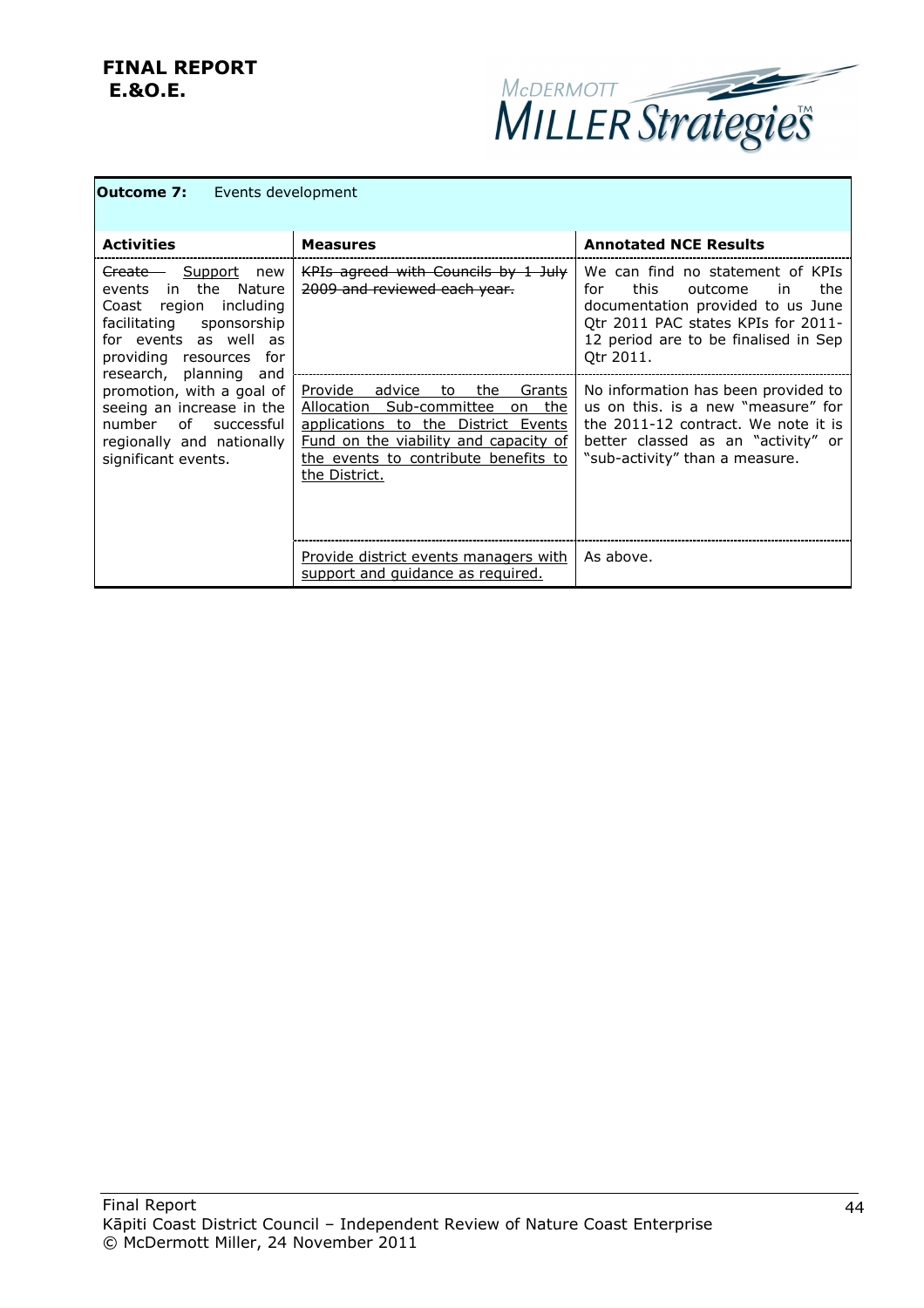**FINAL REPORT**
**E.&O.E.**

| **Outcome 7:** Events development | | |
|---|---|---|
| **Activities** | **Measures** | **Annotated NCE Results** |
| ~~Create~~ <u>Support</u> new events in the Nature Coast region including facilitating sponsorship for events as well as providing resources for research, planning and promotion, with a goal of seeing an increase in the number of successful regionally and nationally significant events. | ~~KPIs agreed with Councils by 1 July 2009 and reviewed each year.~~ | We can find no statement of KPIs for this outcome in the documentation provided to us June Qtr 2011 PAC states KPIs for 2011-12 period are to be finalised in Sep Qtr 2011. |
| | <u>Provide advice to the Grants Allocation Sub-committee on the applications to the District Events Fund on the viability and capacity of the events to contribute benefits to the District.</u> | No information has been provided to us on this. is a new "measure" for the 2011-12 contract. We note it is better classed as an "activity" or "sub-activity" than a measure. |
| | <u>Provide district events managers with support and guidance as required.</u> | As above. |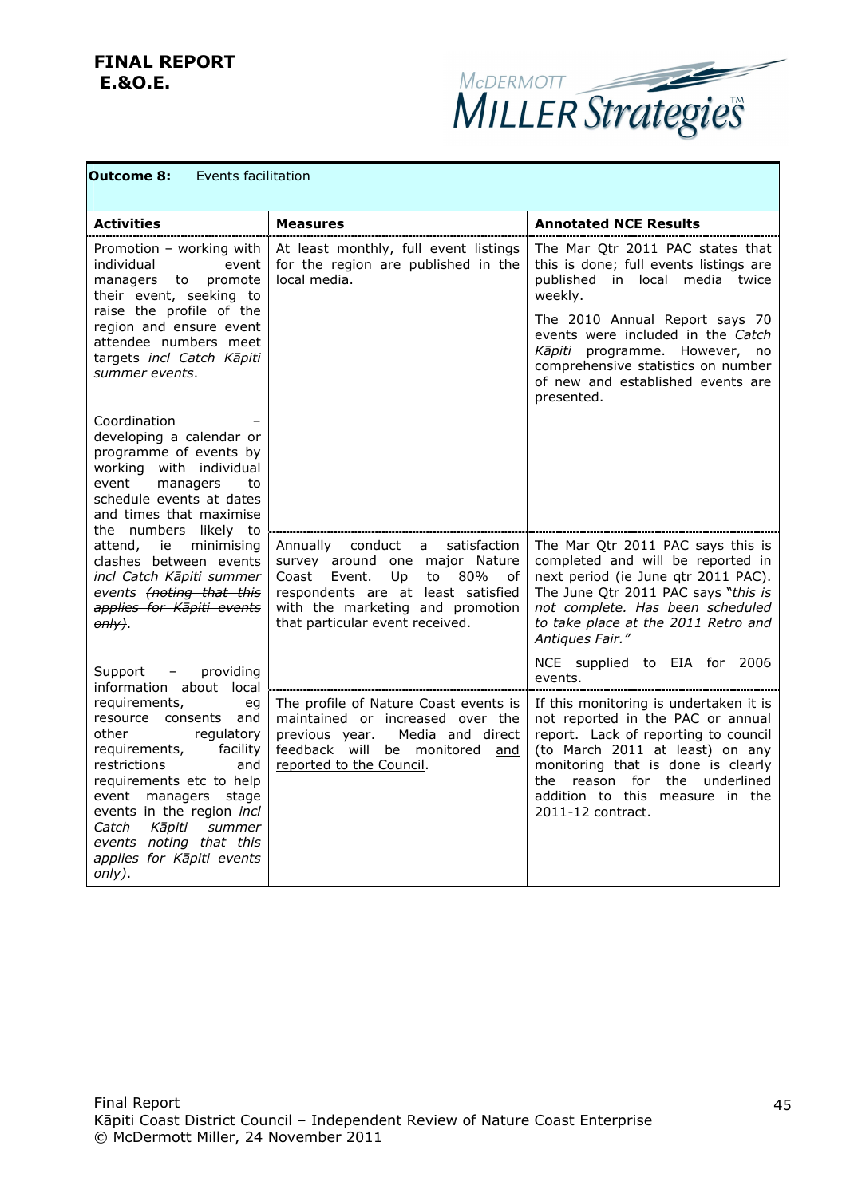**FINAL REPORT**
**E.&O.E.**

| **Outcome 8:** Events facilitation | | |
|---|---|---|
| **Activities** | **Measures** | **Annotated NCE Results** |
| Promotion – working with individual event managers to promote their event, seeking to raise the profile of the region and ensure event attendee numbers meet targets *incl Catch Kāpiti summer events*.<br><br>Coordination – developing a calendar or programme of events by working with individual event managers to schedule events at dates and times that maximise the numbers likely to attend, ie minimising clashes between events *incl Catch Kāpiti summer events ~~(noting that this applies for Kāpiti events only)~~*.<br><br>Support – providing information about local requirements, eg resource consents and other regulatory requirements, facility restrictions and requirements etc to help event managers stage events in the region *incl Catch Kāpiti summer events ~~noting that this applies for Kāpiti events only~~)*. | At least monthly, full event listings for the region are published in the local media. | The Mar Qtr 2011 PAC states that this is done; full events listings are published in local media twice weekly.<br><br>The 2010 Annual Report says 70 events were included in the *Catch Kāpiti* programme. However, no comprehensive statistics on number of new and established events are presented. |
| | Annually conduct a satisfaction survey around one major Nature Coast Event. Up to 80% of respondents are at least satisfied with the marketing and promotion that particular event received. | The Mar Qtr 2011 PAC says this is completed and will be reported in next period (ie June qtr 2011 PAC). The June Qtr 2011 PAC says "*this is not complete. Has been scheduled to take place at the 2011 Retro and Antiques Fair.*"<br><br>NCE supplied to EIA for 2006 events. |
| | The profile of Nature Coast events is maintained or increased over the previous year. Media and direct feedback will be monitored <u>and reported to the Council</u>. | If this monitoring is undertaken it is not reported in the PAC or annual report. Lack of reporting to council (to March 2011 at least) on any monitoring that is done is clearly the reason for the underlined addition to this measure in the 2011-12 contract. |

Final Report
Kāpiti Coast District Council – Independent Review of Nature Coast Enterprise
© McDermott Miller, 24 November 2011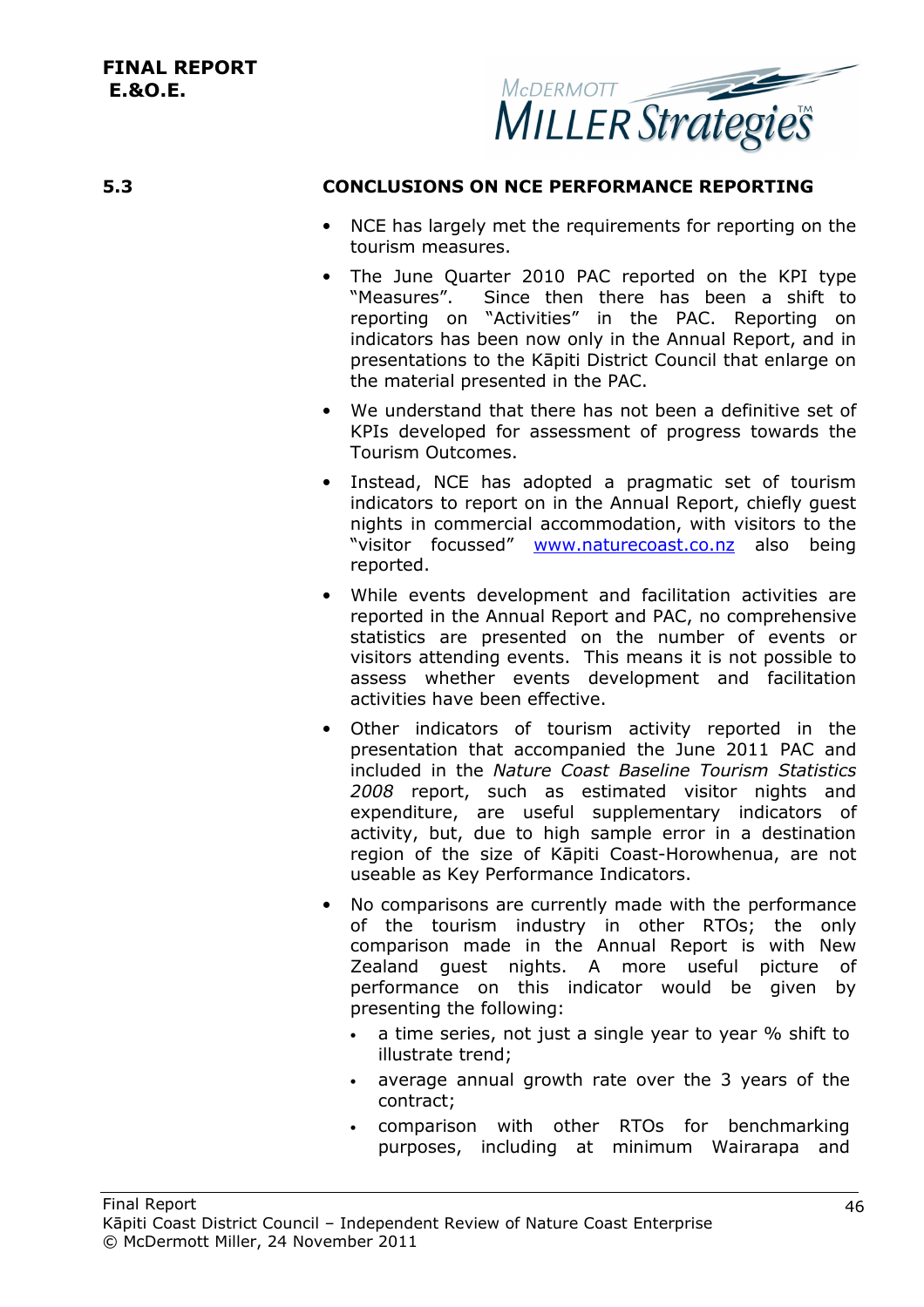## 5.3 CONCLUSIONS ON NCE PERFORMANCE REPORTING

- NCE has largely met the requirements for reporting on the tourism measures.
- The June Quarter 2010 PAC reported on the KPI type "Measures". Since then there has been a shift to reporting on "Activities" in the PAC. Reporting on indicators has been now only in the Annual Report, and in presentations to the Kāpiti District Council that enlarge on the material presented in the PAC.
- We understand that there has not been a definitive set of KPIs developed for assessment of progress towards the Tourism Outcomes.
- Instead, NCE has adopted a pragmatic set of tourism indicators to report on in the Annual Report, chiefly guest nights in commercial accommodation, with visitors to the "visitor focussed" www.naturecoast.co.nz also being reported.
- While events development and facilitation activities are reported in the Annual Report and PAC, no comprehensive statistics are presented on the number of events or visitors attending events. This means it is not possible to assess whether events development and facilitation activities have been effective.
- Other indicators of tourism activity reported in the presentation that accompanied the June 2011 PAC and included in the *Nature Coast Baseline Tourism Statistics 2008* report, such as estimated visitor nights and expenditure, are useful supplementary indicators of activity, but, due to high sample error in a destination region of the size of Kāpiti Coast-Horowhenua, are not useable as Key Performance Indicators.
- No comparisons are currently made with the performance of the tourism industry in other RTOs; the only comparison made in the Annual Report is with New Zealand guest nights. A more useful picture of performance on this indicator would be given by presenting the following:
  - a time series, not just a single year to year % shift to illustrate trend;
  - average annual growth rate over the 3 years of the contract;
  - comparison with other RTOs for benchmarking purposes, including at minimum Wairarapa and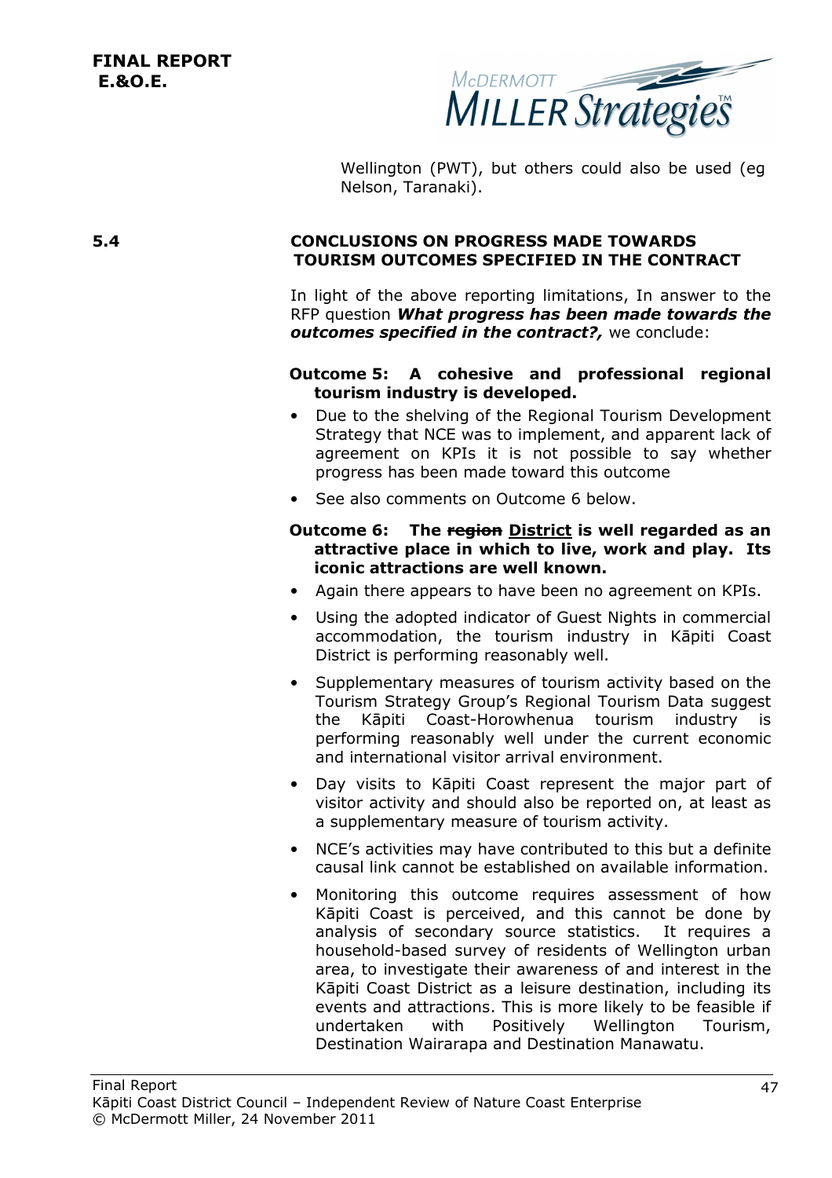Wellington (PWT), but others could also be used (eg Nelson, Taranaki).

## 5.4 CONCLUSIONS ON PROGRESS MADE TOWARDS TOURISM OUTCOMES SPECIFIED IN THE CONTRACT

In light of the above reporting limitations, In answer to the RFP question ***What progress has been made towards the outcomes specified in the contract?,*** we conclude:

**Outcome 5: A cohesive and professional regional tourism industry is developed.**

- Due to the shelving of the Regional Tourism Development Strategy that NCE was to implement, and apparent lack of agreement on KPIs it is not possible to say whether progress has been made toward this outcome
- See also comments on Outcome 6 below.

**Outcome 6: The ~~region~~ <u>District</u> is well regarded as an attractive place in which to live, work and play. Its iconic attractions are well known.**

- Again there appears to have been no agreement on KPIs.
- Using the adopted indicator of Guest Nights in commercial accommodation, the tourism industry in Kāpiti Coast District is performing reasonably well.
- Supplementary measures of tourism activity based on the Tourism Strategy Group's Regional Tourism Data suggest the Kāpiti Coast-Horowhenua tourism industry is performing reasonably well under the current economic and international visitor arrival environment.
- Day visits to Kāpiti Coast represent the major part of visitor activity and should also be reported on, at least as a supplementary measure of tourism activity.
- NCE's activities may have contributed to this but a definite causal link cannot be established on available information.
- Monitoring this outcome requires assessment of how Kāpiti Coast is perceived, and this cannot be done by analysis of secondary source statistics. It requires a household-based survey of residents of Wellington urban area, to investigate their awareness of and interest in the Kāpiti Coast District as a leisure destination, including its events and attractions. This is more likely to be feasible if undertaken with Positively Wellington Tourism, Destination Wairarapa and Destination Manawatu.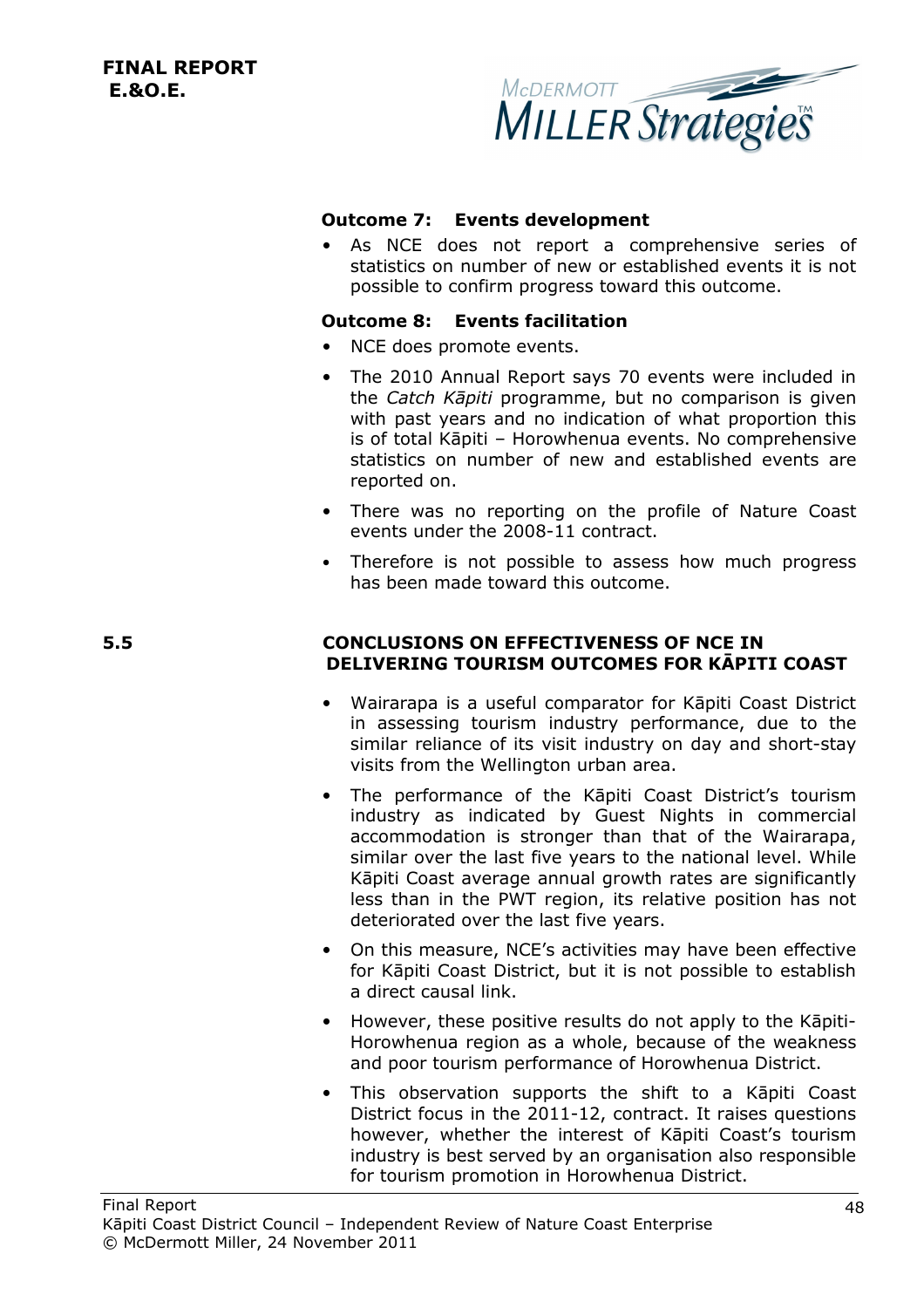**Outcome 7: Events development**

- As NCE does not report a comprehensive series of statistics on number of new or established events it is not possible to confirm progress toward this outcome.

**Outcome 8: Events facilitation**

- NCE does promote events.
- The 2010 Annual Report says 70 events were included in the *Catch Kāpiti* programme, but no comparison is given with past years and no indication of what proportion this is of total Kāpiti – Horowhenua events. No comprehensive statistics on number of new and established events are reported on.
- There was no reporting on the profile of Nature Coast events under the 2008-11 contract.
- Therefore is not possible to assess how much progress has been made toward this outcome.

## 5.5 CONCLUSIONS ON EFFECTIVENESS OF NCE IN DELIVERING TOURISM OUTCOMES FOR KĀPITI COAST

- Wairarapa is a useful comparator for Kāpiti Coast District in assessing tourism industry performance, due to the similar reliance of its visit industry on day and short-stay visits from the Wellington urban area.
- The performance of the Kāpiti Coast District's tourism industry as indicated by Guest Nights in commercial accommodation is stronger than that of the Wairarapa, similar over the last five years to the national level. While Kāpiti Coast average annual growth rates are significantly less than in the PWT region, its relative position has not deteriorated over the last five years.
- On this measure, NCE's activities may have been effective for Kāpiti Coast District, but it is not possible to establish a direct causal link.
- However, these positive results do not apply to the Kāpiti-Horowhenua region as a whole, because of the weakness and poor tourism performance of Horowhenua District.
- This observation supports the shift to a Kāpiti Coast District focus in the 2011-12, contract. It raises questions however, whether the interest of Kāpiti Coast's tourism industry is best served by an organisation also responsible for tourism promotion in Horowhenua District.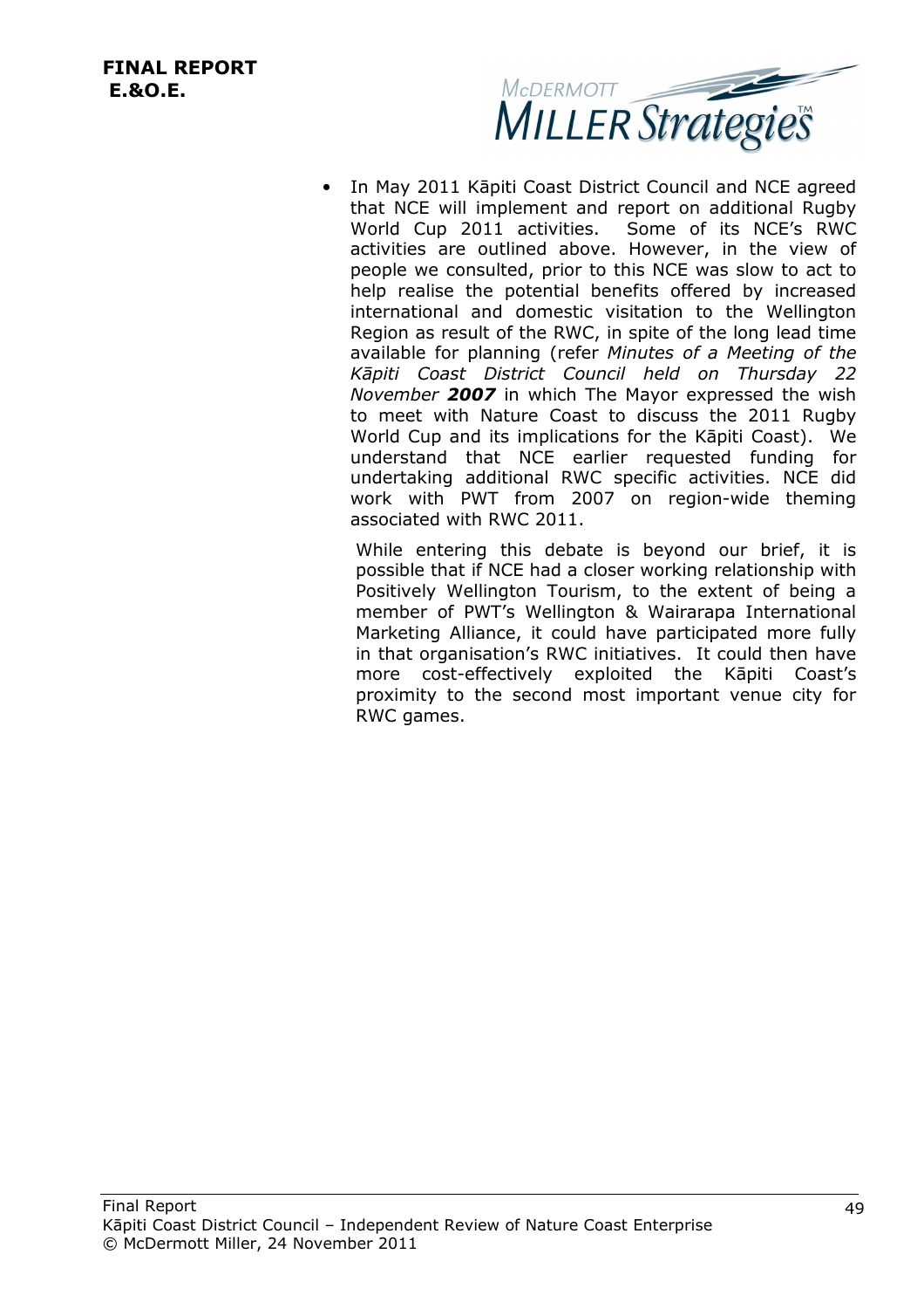- In May 2011 Kāpiti Coast District Council and NCE agreed that NCE will implement and report on additional Rugby World Cup 2011 activities. Some of its NCE's RWC activities are outlined above. However, in the view of people we consulted, prior to this NCE was slow to act to help realise the potential benefits offered by increased international and domestic visitation to the Wellington Region as result of the RWC, in spite of the long lead time available for planning (refer *Minutes of a Meeting of the Kāpiti Coast District Council held on Thursday 22 November **2007*** in which The Mayor expressed the wish to meet with Nature Coast to discuss the 2011 Rugby World Cup and its implications for the Kāpiti Coast). We understand that NCE earlier requested funding for undertaking additional RWC specific activities. NCE did work with PWT from 2007 on region-wide theming associated with RWC 2011.

  While entering this debate is beyond our brief, it is possible that if NCE had a closer working relationship with Positively Wellington Tourism, to the extent of being a member of PWT's Wellington & Wairarapa International Marketing Alliance, it could have participated more fully in that organisation's RWC initiatives. It could then have more cost-effectively exploited the Kāpiti Coast's proximity to the second most important venue city for RWC games.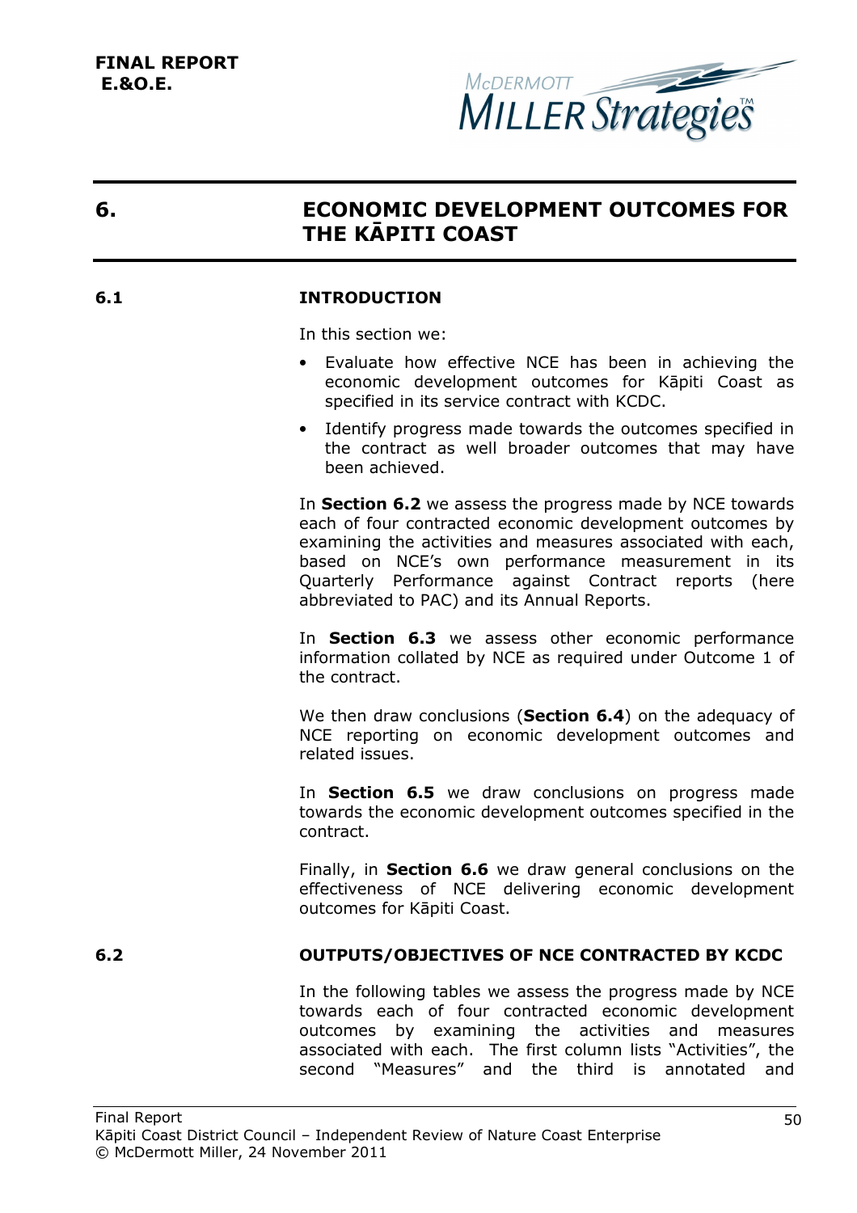# 6. ECONOMIC DEVELOPMENT OUTCOMES FOR THE KĀPITI COAST

## 6.1 INTRODUCTION

In this section we:

- Evaluate how effective NCE has been in achieving the economic development outcomes for Kāpiti Coast as specified in its service contract with KCDC.
- Identify progress made towards the outcomes specified in the contract as well broader outcomes that may have been achieved.

In **Section 6.2** we assess the progress made by NCE towards each of four contracted economic development outcomes by examining the activities and measures associated with each, based on NCE's own performance measurement in its Quarterly Performance against Contract reports (here abbreviated to PAC) and its Annual Reports.

In **Section 6.3** we assess other economic performance information collated by NCE as required under Outcome 1 of the contract.

We then draw conclusions (**Section 6.4**) on the adequacy of NCE reporting on economic development outcomes and related issues.

In **Section 6.5** we draw conclusions on progress made towards the economic development outcomes specified in the contract.

Finally, in **Section 6.6** we draw general conclusions on the effectiveness of NCE delivering economic development outcomes for Kāpiti Coast.

## 6.2 OUTPUTS/OBJECTIVES OF NCE CONTRACTED BY KCDC

In the following tables we assess the progress made by NCE towards each of four contracted economic development outcomes by examining the activities and measures associated with each. The first column lists "Activities", the second "Measures" and the third is annotated and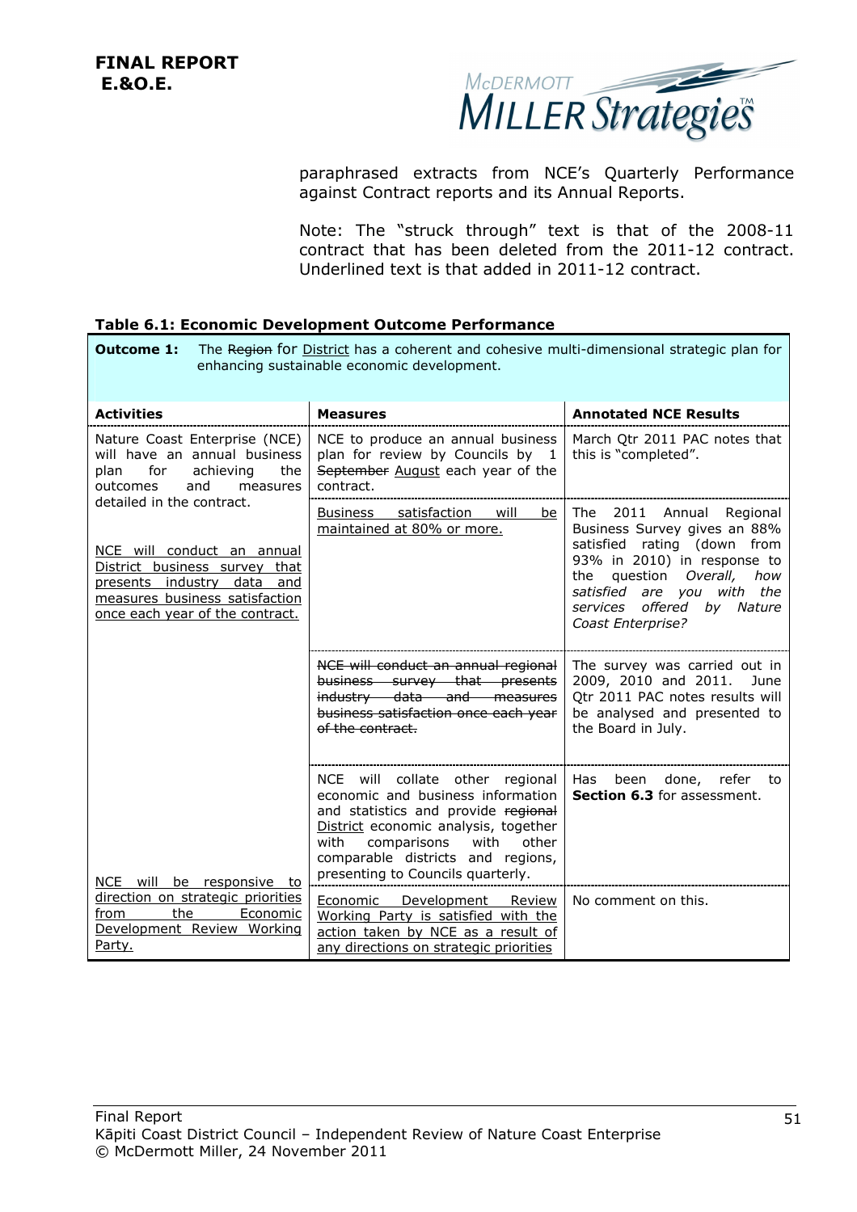paraphrased extracts from NCE's Quarterly Performance against Contract reports and its Annual Reports.

Note: The "struck through" text is that of the 2008-11 contract that has been deleted from the 2011-12 contract. Underlined text is that added in 2011-12 contract.

**Table 6.1: Economic Development Outcome Performance**

| **Outcome 1:** The ~~Region~~ for <u>District</u> has a coherent and cohesive multi-dimensional strategic plan for enhancing sustainable economic development. | | |
|---|---|---|
| **Activities** | **Measures** | **Annotated NCE Results** |
| Nature Coast Enterprise (NCE) will have an annual business plan for achieving the outcomes and measures detailed in the contract. | NCE to produce an annual business plan for review by Councils by 1 ~~September~~ <u>August</u> each year of the contract. | March Qtr 2011 PAC notes that this is "completed". |
| <u>NCE will conduct an annual District business survey that presents industry data and measures business satisfaction once each year of the contract.</u> | <u>Business satisfaction will be maintained at 80% or more.</u> | The 2011 Annual Regional Business Survey gives an 88% satisfied rating (down from 93% in 2010) in response to the question *Overall, how satisfied are you with the services offered by Nature Coast Enterprise?* |
| | ~~NCE will conduct an annual regional business survey that presents industry data and measures business satisfaction once each year of the contract.~~ | The survey was carried out in 2009, 2010 and 2011. June Qtr 2011 PAC notes results will be analysed and presented to the Board in July. |
| | NCE will collate other regional economic and business information and statistics and provide ~~regional~~ <u>District</u> economic analysis, together with comparisons with other comparable districts and regions, presenting to Councils quarterly. | Has been done, refer to **Section 6.3** for assessment. |
| <u>NCE will be responsive to direction on strategic priorities from the Economic Development Review Working Party.</u> | <u>Economic Development Review Working Party is satisfied with the action taken by NCE as a result of any directions on strategic priorities</u> | No comment on this. |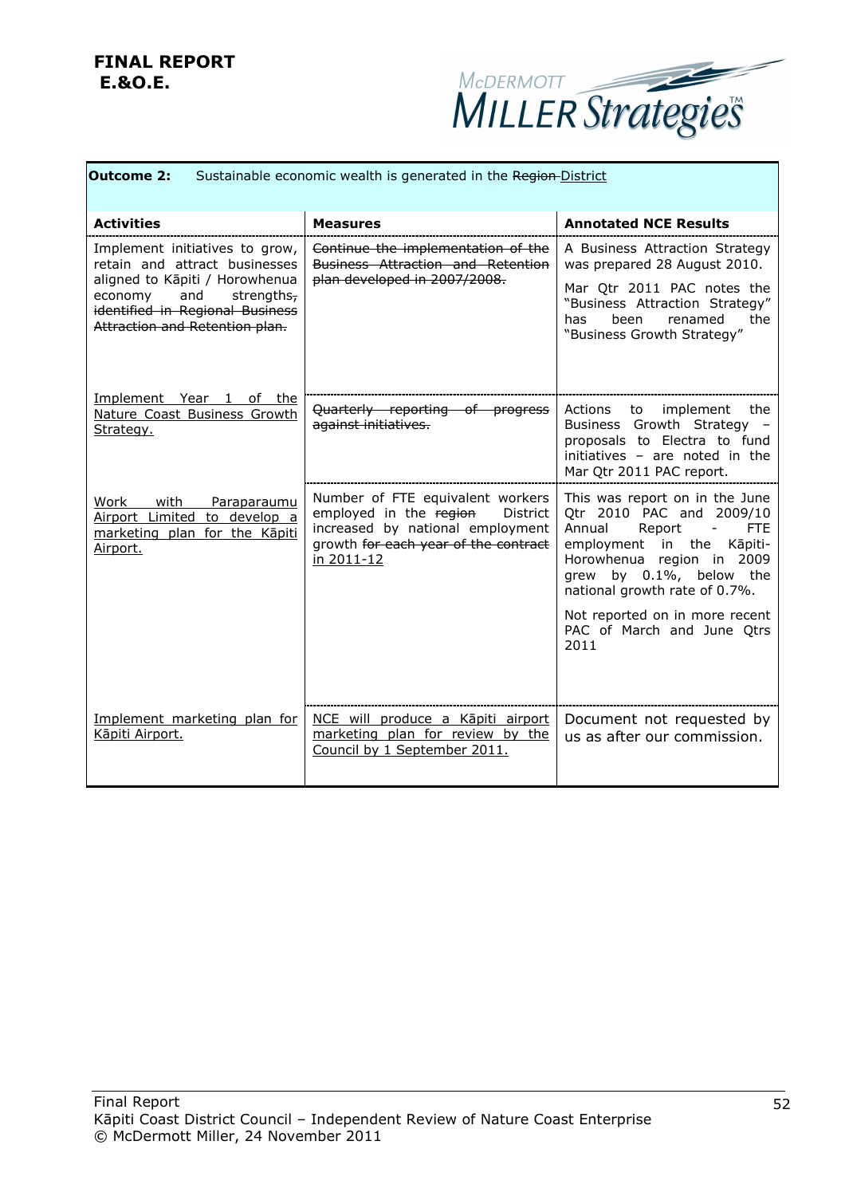**Outcome 2:** Sustainable economic wealth is generated in the ~~Region~~ <u>District</u>

| Activities | Measures | Annotated NCE Results |
|---|---|---|
| Implement initiatives to grow, retain and attract businesses aligned to Kāpiti / Horowhenua economy and strengths~~, identified in Regional Business Attraction and Retention plan.~~ | ~~Continue the implementation of the Business Attraction and Retention plan developed in 2007/2008.~~ | A Business Attraction Strategy was prepared 28 August 2010.<br><br>Mar Qtr 2011 PAC notes the "Business Attraction Strategy" has been renamed the "Business Growth Strategy" |
| <u>Implement Year 1 of the Nature Coast Business Growth Strategy.</u> | ~~Quarterly reporting of progress against initiatives.~~ | Actions to implement the Business Growth Strategy – proposals to Electra to fund initiatives – are noted in the Mar Qtr 2011 PAC report. |
| <u>Work with Paraparaumu Airport Limited to develop a marketing plan for the Kāpiti Airport.</u> | Number of FTE equivalent workers employed in the ~~region~~ District increased by national employment growth ~~for each year of the contract~~ <u>in 2011-12</u> | This was report on in the June Qtr 2010 PAC and 2009/10 Annual Report - FTE employment in the Kāpiti-Horowhenua region in 2009 grew by 0.1%, below the national growth rate of 0.7%.<br><br>Not reported on in more recent PAC of March and June Qtrs 2011 |
| <u>Implement marketing plan for Kāpiti Airport.</u> | <u>NCE will produce a Kāpiti airport marketing plan for review by the Council by 1 September 2011.</u> | Document not requested by us as after our commission. |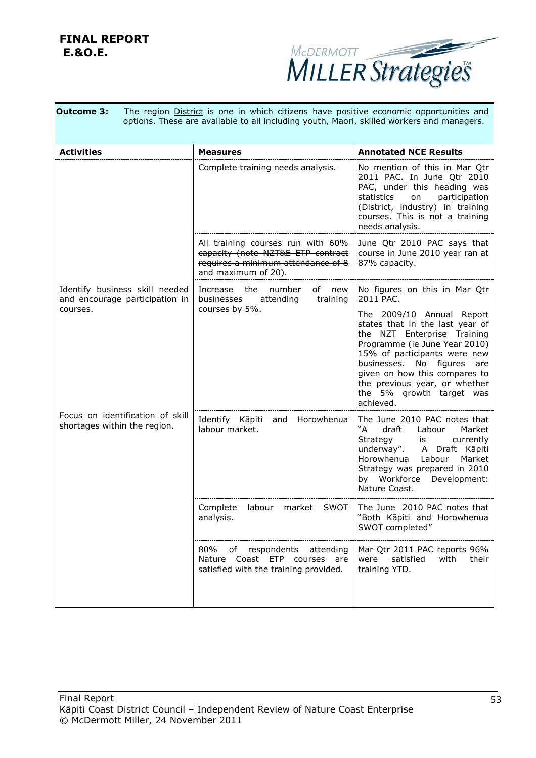**FINAL REPORT**
**E.&O.E.**

**Outcome 3:** The ~~region~~ District is one in which citizens have positive economic opportunities and options. These are available to all including youth, Maori, skilled workers and managers.

| Activities | Measures | Annotated NCE Results |
|---|---|---|
| | ~~Complete training needs analysis.~~ | No mention of this in Mar Qtr 2011 PAC. In June Qtr 2010 PAC, under this heading was statistics on participation (District, industry) in training courses. This is not a training needs analysis. |
| | ~~All training courses run with 60% capacity (note NZT&E ETP contract requires a minimum attendance of 8 and maximum of 20).~~ | June Qtr 2010 PAC says that course in June 2010 year ran at 87% capacity. |
| Identify business skill needed and encourage participation in courses. | Increase the number of new businesses attending training courses by 5%. | No figures on this in Mar Qtr 2011 PAC.<br><br>The 2009/10 Annual Report states that in the last year of the NZT Enterprise Training Programme (ie June Year 2010) 15% of participants were new businesses. No figures are given on how this compares to the previous year, or whether the 5% growth target was achieved. |
| Focus on identification of skill shortages within the region. | ~~Identify Kāpiti and Horowhenua labour market.~~ | The June 2010 PAC notes that "A draft Labour Market Strategy is currently underway". A Draft Kāpiti Horowhenua Labour Market Strategy was prepared in 2010 by Workforce Development: Nature Coast. |
| | ~~Complete labour market SWOT analysis.~~ | The June 2010 PAC notes that "Both Kāpiti and Horowhenua SWOT completed" |
| | 80% of respondents attending Nature Coast ETP courses are satisfied with the training provided. | Mar Qtr 2011 PAC reports 96% were satisfied with their training YTD. |

Final Report
Kāpiti Coast District Council – Independent Review of Nature Coast Enterprise
© McDermott Miller, 24 November 2011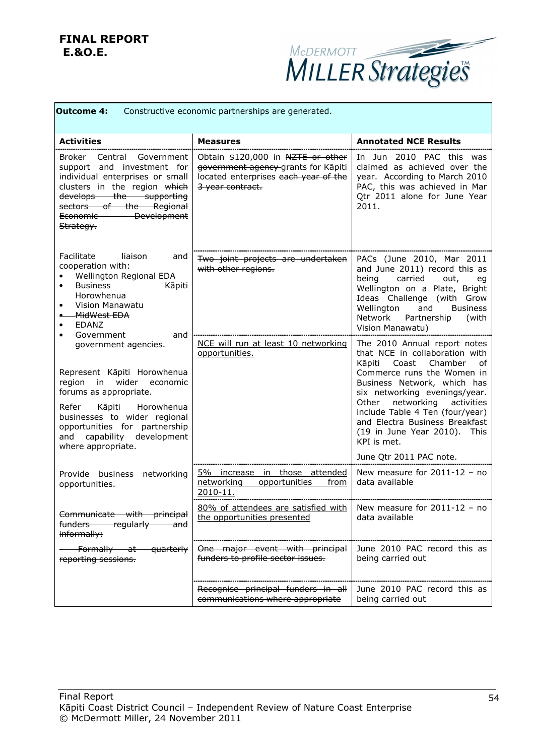**FINAL REPORT**
**E.&O.E.**

| **Outcome 4:** Constructive economic partnerships are generated. | | |
|---|---|---|
| **Activities** | **Measures** | **Annotated NCE Results** |
| Broker Central Government support and investment for individual enterprises or small clusters in the region ~~which develops the supporting sectors of the Regional Economic Development Strategy.~~ | Obtain \$120,000 in ~~NZTE or other government agency~~ grants for Kāpiti located enterprises ~~each year of the 3 year contract.~~ | In Jun 2010 PAC this was claimed as achieved over the year. According to March 2010 PAC, this was achieved in Mar Qtr 2011 alone for June Year 2011. |
| Facilitate liaison and cooperation with:<br>• Wellington Regional EDA<br>• Business Kāpiti Horowhenua<br>• Vision Manawatu<br>• ~~MidWest EDA~~<br>• EDANZ<br>• Government and government agencies. | ~~Two joint projects are undertaken with other regions.~~ | PACs (June 2010, Mar 2011 and June 2011) record this as being carried out, eg Wellington on a Plate, Bright Ideas Challenge (with Grow Wellington and Business Network Partnership (with Vision Manawatu) |
| Represent Kāpiti Horowhenua region in wider economic forums as appropriate.<br><br>Refer Kāpiti Horowhenua businesses to wider regional opportunities for partnership and capability development where appropriate. | <u>NCE will run at least 10 networking opportunities.</u> | The 2010 Annual report notes that NCE in collaboration with Kāpiti Coast Chamber of Commerce runs the Women in Business Network, which has six networking evenings/year. Other networking activities include Table 4 Ten (four/year) and Electra Business Breakfast (19 in June Year 2010). This KPI is met.<br><br>June Qtr 2011 PAC note. |
| Provide business networking opportunities. | <u>5% increase in those attended networking opportunities from 2010-11.</u> | New measure for 2011-12 – no data available |
| ~~Communicate with principal funders regularly and informally:~~ | <u>80% of attendees are satisfied with the opportunities presented</u> | New measure for 2011-12 – no data available |
| ~~- Formally at quarterly reporting sessions.~~ | ~~One major event with principal funders to profile sector issues.~~ | June 2010 PAC record this as being carried out |
| | ~~Recognise principal funders in all communications where appropriate~~ | June 2010 PAC record this as being carried out |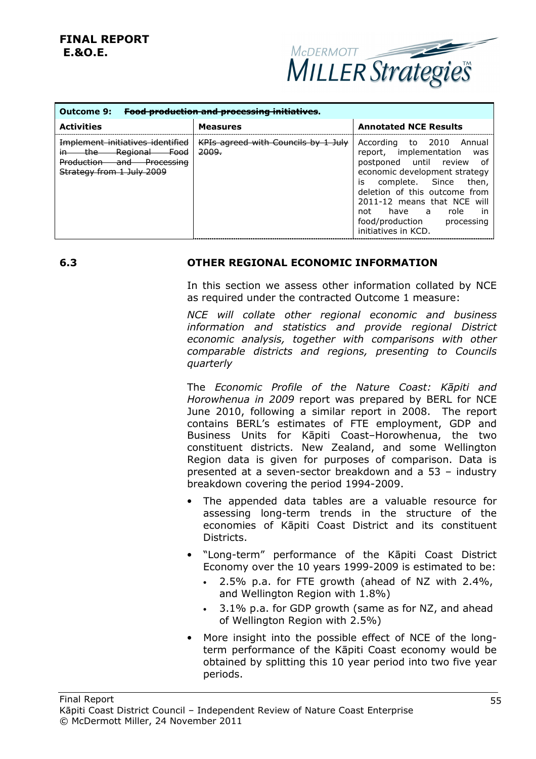**FINAL REPORT**
**E.&O.E.**

| **Outcome 9: ~~Food production and processing initiatives~~.** | | |
|---|---|---|
| **Activities** | **Measures** | **Annotated NCE Results** |
| ~~Implement initiatives identified in the Regional Food Production and Processing Strategy from 1 July 2009~~ | ~~KPIs agreed with Councils by 1 July 2009.~~ | According to 2010 Annual report, implementation was postponed until review of economic development strategy is complete. Since then, deletion of this outcome from 2011-12 means that NCE will not have a role in food/production processing initiatives in KCD. |

## 6.3 OTHER REGIONAL ECONOMIC INFORMATION

In this section we assess other information collated by NCE as required under the contracted Outcome 1 measure:

*NCE will collate other regional economic and business information and statistics and provide regional District economic analysis, together with comparisons with other comparable districts and regions, presenting to Councils quarterly*

The *Economic Profile of the Nature Coast: Kāpiti and Horowhenua in 2009* report was prepared by BERL for NCE June 2010, following a similar report in 2008. The report contains BERL's estimates of FTE employment, GDP and Business Units for Kāpiti Coast–Horowhenua, the two constituent districts. New Zealand, and some Wellington Region data is given for purposes of comparison. Data is presented at a seven-sector breakdown and a 53 – industry breakdown covering the period 1994-2009.

- The appended data tables are a valuable resource for assessing long-term trends in the structure of the economies of Kāpiti Coast District and its constituent Districts.
- "Long-term" performance of the Kāpiti Coast District Economy over the 10 years 1999-2009 is estimated to be:
  - 2.5% p.a. for FTE growth (ahead of NZ with 2.4%, and Wellington Region with 1.8%)
  - 3.1% p.a. for GDP growth (same as for NZ, and ahead of Wellington Region with 2.5%)
- More insight into the possible effect of NCE of the long-term performance of the Kāpiti Coast economy would be obtained by splitting this 10 year period into two five year periods.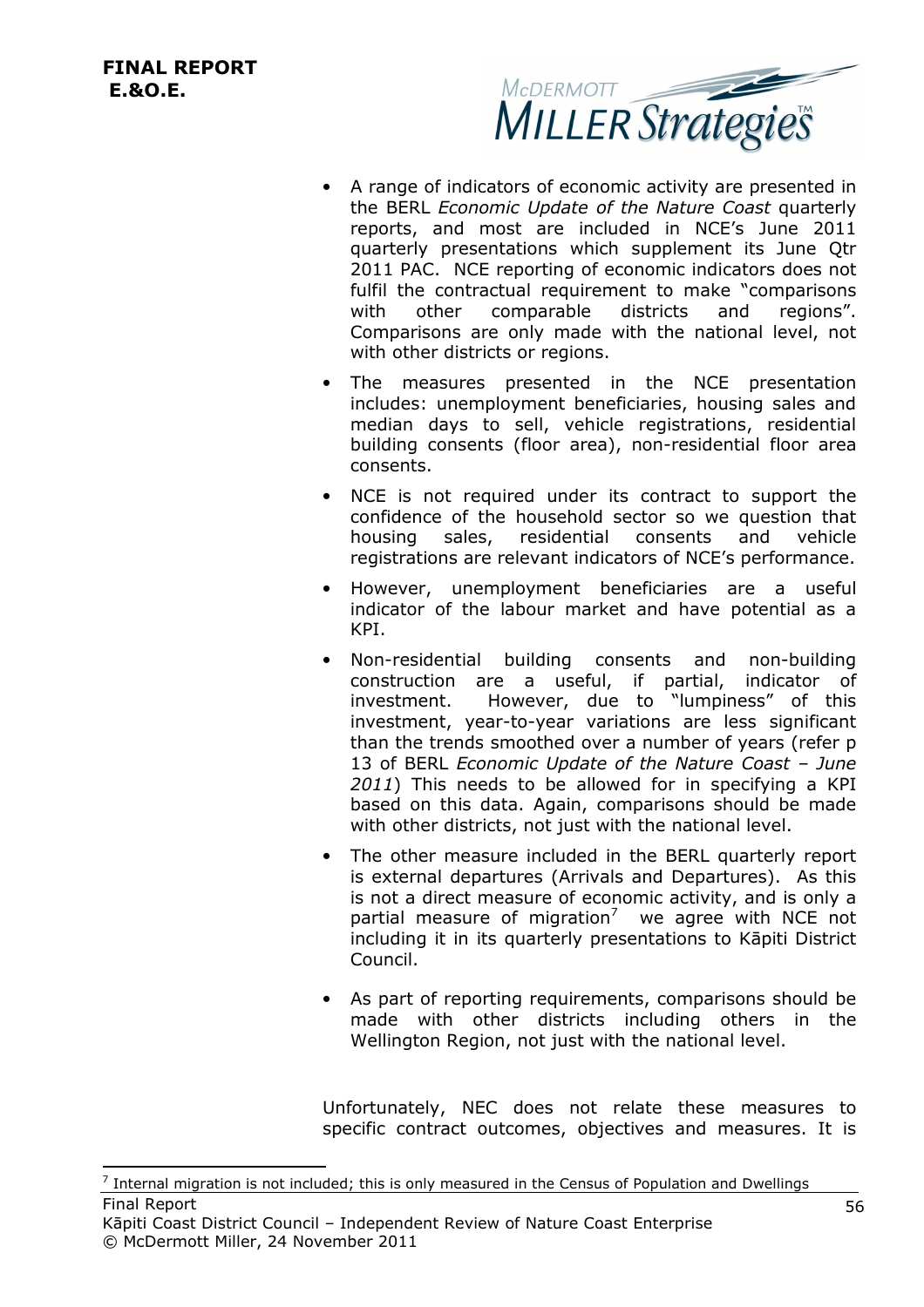- A range of indicators of economic activity are presented in the BERL *Economic Update of the Nature Coast* quarterly reports, and most are included in NCE's June 2011 quarterly presentations which supplement its June Qtr 2011 PAC. NCE reporting of economic indicators does not fulfil the contractual requirement to make "comparisons with other comparable districts and regions". Comparisons are only made with the national level, not with other districts or regions.
- The measures presented in the NCE presentation includes: unemployment beneficiaries, housing sales and median days to sell, vehicle registrations, residential building consents (floor area), non-residential floor area consents.
- NCE is not required under its contract to support the confidence of the household sector so we question that housing sales, residential consents and vehicle registrations are relevant indicators of NCE's performance.
- However, unemployment beneficiaries are a useful indicator of the labour market and have potential as a KPI.
- Non-residential building consents and non-building construction are a useful, if partial, indicator of investment. However, due to "lumpiness" of this investment, year-to-year variations are less significant than the trends smoothed over a number of years (refer p 13 of BERL *Economic Update of the Nature Coast – June 2011*) This needs to be allowed for in specifying a KPI based on this data. Again, comparisons should be made with other districts, not just with the national level.
- The other measure included in the BERL quarterly report is external departures (Arrivals and Departures). As this is not a direct measure of economic activity, and is only a partial measure of migration[7] we agree with NCE not including it in its quarterly presentations to Kāpiti District Council.
- As part of reporting requirements, comparisons should be made with other districts including others in the Wellington Region, not just with the national level.

Unfortunately, NEC does not relate these measures to specific contract outcomes, objectives and measures. It is

[7] Internal migration is not included; this is only measured in the Census of Population and Dwellings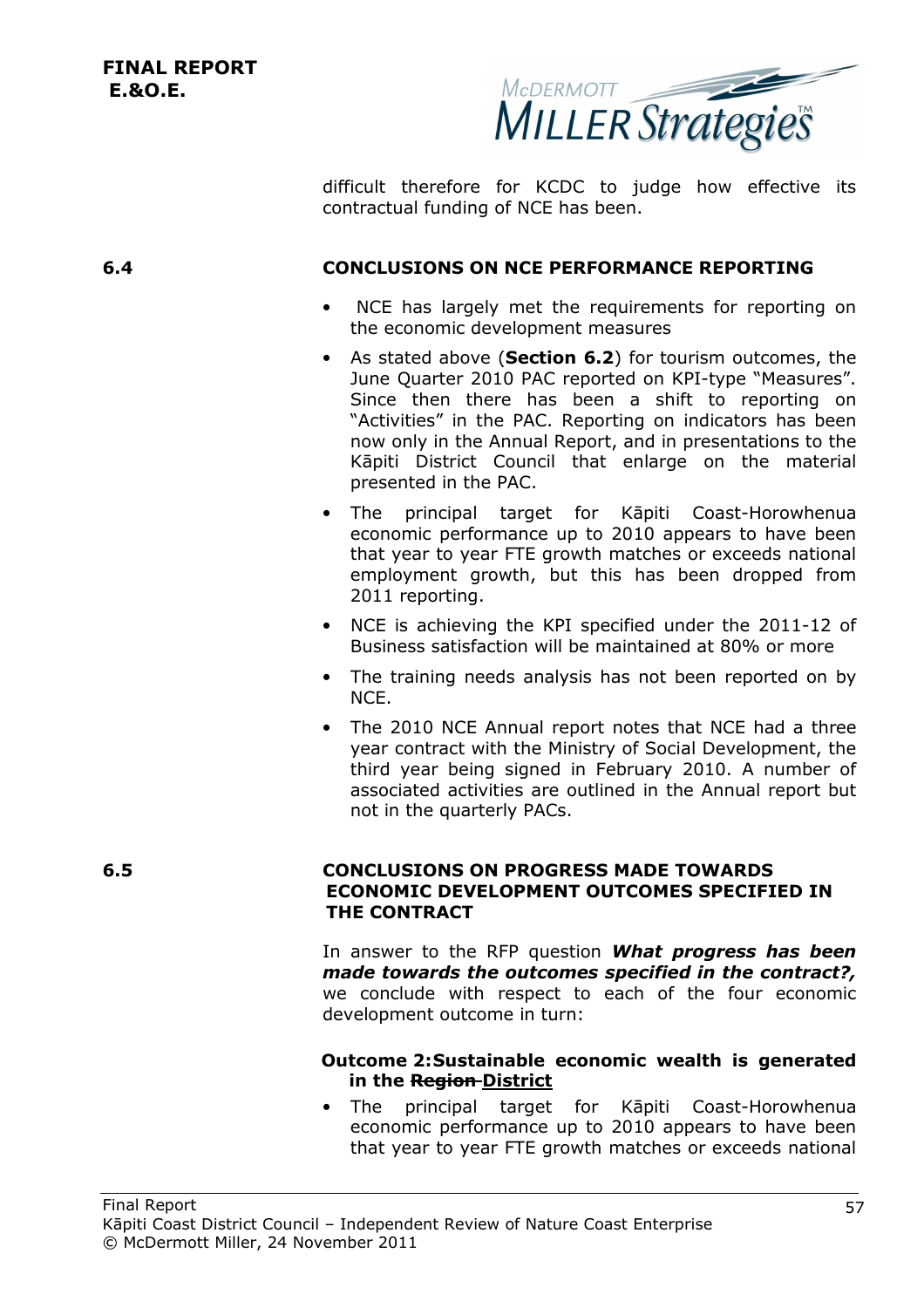difficult therefore for KCDC to judge how effective its contractual funding of NCE has been.

## 6.4 CONCLUSIONS ON NCE PERFORMANCE REPORTING

- NCE has largely met the requirements for reporting on the economic development measures
- As stated above (**Section 6.2**) for tourism outcomes, the June Quarter 2010 PAC reported on KPI-type "Measures". Since then there has been a shift to reporting on "Activities" in the PAC. Reporting on indicators has been now only in the Annual Report, and in presentations to the Kāpiti District Council that enlarge on the material presented in the PAC.
- The principal target for Kāpiti Coast-Horowhenua economic performance up to 2010 appears to have been that year to year FTE growth matches or exceeds national employment growth, but this has been dropped from 2011 reporting.
- NCE is achieving the KPI specified under the 2011-12 of Business satisfaction will be maintained at 80% or more
- The training needs analysis has not been reported on by NCE.
- The 2010 NCE Annual report notes that NCE had a three year contract with the Ministry of Social Development, the third year being signed in February 2010. A number of associated activities are outlined in the Annual report but not in the quarterly PACs.

## 6.5 CONCLUSIONS ON PROGRESS MADE TOWARDS ECONOMIC DEVELOPMENT OUTCOMES SPECIFIED IN THE CONTRACT

In answer to the RFP question ***What progress has been made towards the outcomes specified in the contract?,*** we conclude with respect to each of the four economic development outcome in turn:

**Outcome 2: Sustainable economic wealth is generated in the ~~Region~~ District**

- The principal target for Kāpiti Coast-Horowhenua economic performance up to 2010 appears to have been that year to year FTE growth matches or exceeds national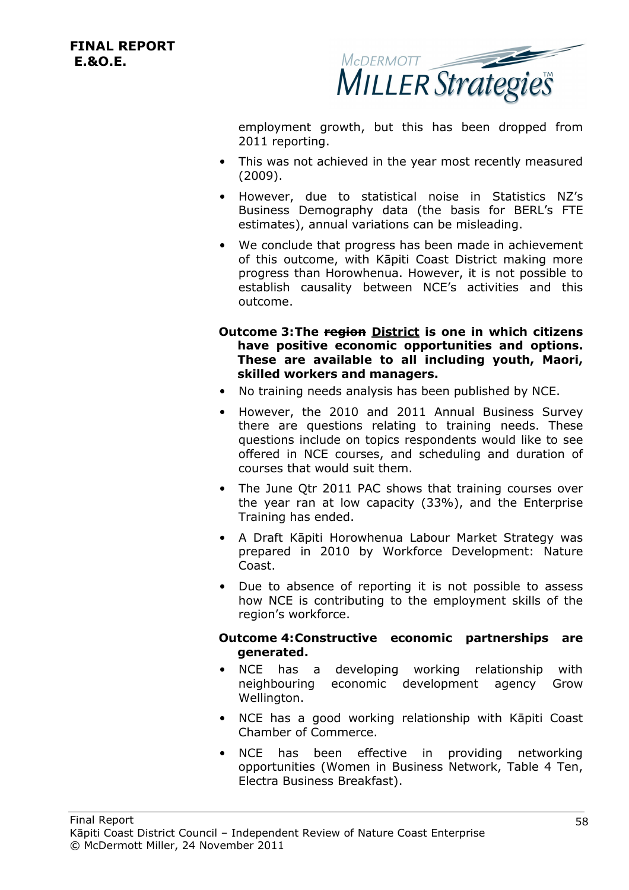employment growth, but this has been dropped from 2011 reporting.

- This was not achieved in the year most recently measured (2009).
- However, due to statistical noise in Statistics NZ's Business Demography data (the basis for BERL's FTE estimates), annual variations can be misleading.
- We conclude that progress has been made in achievement of this outcome, with Kāpiti Coast District making more progress than Horowhenua. However, it is not possible to establish causality between NCE's activities and this outcome.

**Outcome 3: The ~~region~~ <u>District</u> is one in which citizens have positive economic opportunities and options. These are available to all including youth, Maori, skilled workers and managers.**

- No training needs analysis has been published by NCE.
- However, the 2010 and 2011 Annual Business Survey there are questions relating to training needs. These questions include on topics respondents would like to see offered in NCE courses, and scheduling and duration of courses that would suit them.
- The June Qtr 2011 PAC shows that training courses over the year ran at low capacity (33%), and the Enterprise Training has ended.
- A Draft Kāpiti Horowhenua Labour Market Strategy was prepared in 2010 by Workforce Development: Nature Coast.
- Due to absence of reporting it is not possible to assess how NCE is contributing to the employment skills of the region's workforce.

**Outcome 4: Constructive economic partnerships are generated.**

- NCE has a developing working relationship with neighbouring economic development agency Grow Wellington.
- NCE has a good working relationship with Kāpiti Coast Chamber of Commerce.
- NCE has been effective in providing networking opportunities (Women in Business Network, Table 4 Ten, Electra Business Breakfast).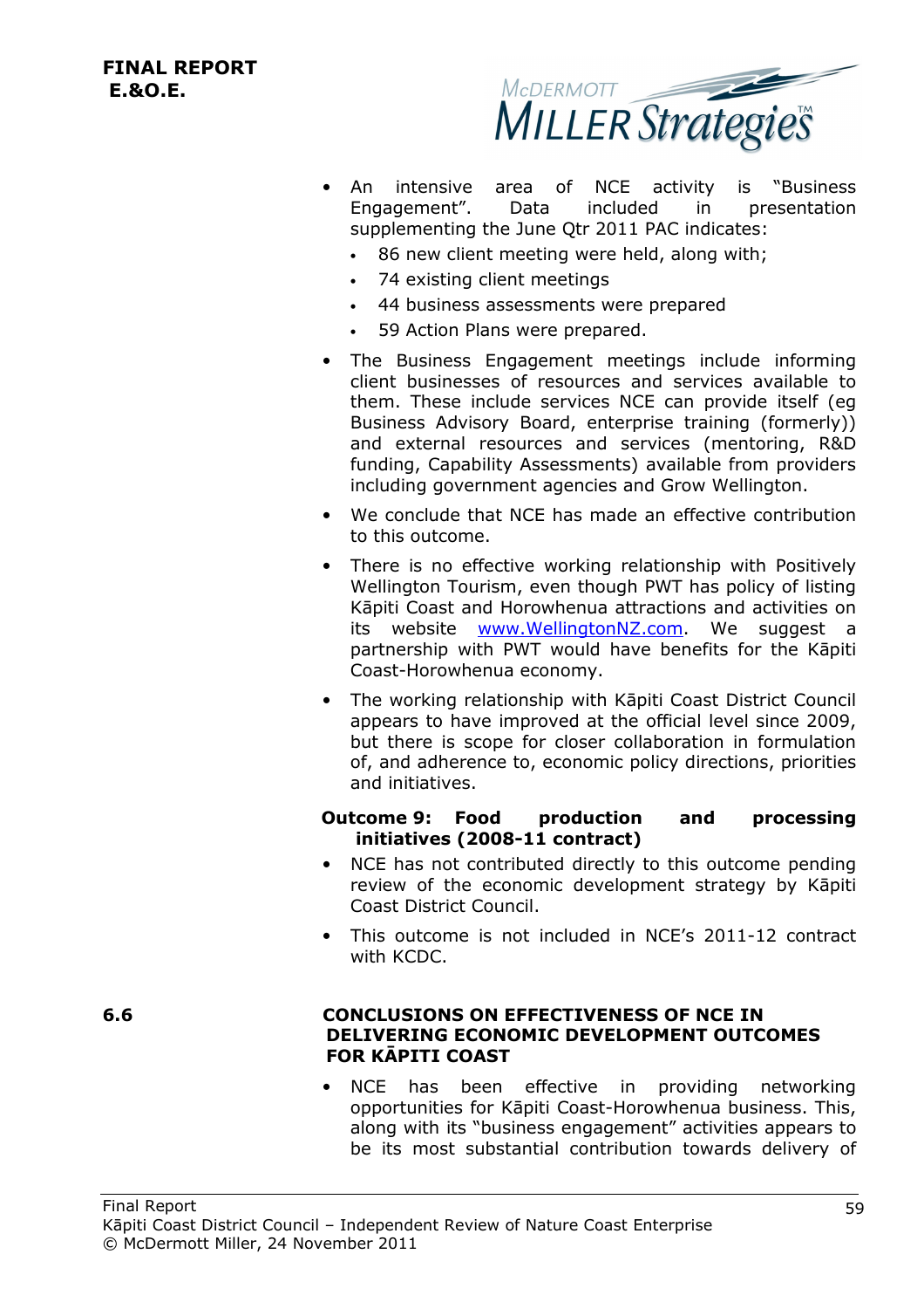- An intensive area of NCE activity is "Business Engagement". Data included in presentation supplementing the June Qtr 2011 PAC indicates:
  - 86 new client meeting were held, along with;
  - 74 existing client meetings
  - 44 business assessments were prepared
  - 59 Action Plans were prepared.
- The Business Engagement meetings include informing client businesses of resources and services available to them. These include services NCE can provide itself (eg Business Advisory Board, enterprise training (formerly)) and external resources and services (mentoring, R&D funding, Capability Assessments) available from providers including government agencies and Grow Wellington.
- We conclude that NCE has made an effective contribution to this outcome.
- There is no effective working relationship with Positively Wellington Tourism, even though PWT has policy of listing Kāpiti Coast and Horowhenua attractions and activities on its website www.WellingtonNZ.com. We suggest a partnership with PWT would have benefits for the Kāpiti Coast-Horowhenua economy.
- The working relationship with Kāpiti Coast District Council appears to have improved at the official level since 2009, but there is scope for closer collaboration in formulation of, and adherence to, economic policy directions, priorities and initiatives.

**Outcome 9: Food production and processing initiatives (2008-11 contract)**

- NCE has not contributed directly to this outcome pending review of the economic development strategy by Kāpiti Coast District Council.
- This outcome is not included in NCE's 2011-12 contract with KCDC.

## 6.6 CONCLUSIONS ON EFFECTIVENESS OF NCE IN DELIVERING ECONOMIC DEVELOPMENT OUTCOMES FOR KĀPITI COAST

- NCE has been effective in providing networking opportunities for Kāpiti Coast-Horowhenua business. This, along with its "business engagement" activities appears to be its most substantial contribution towards delivery of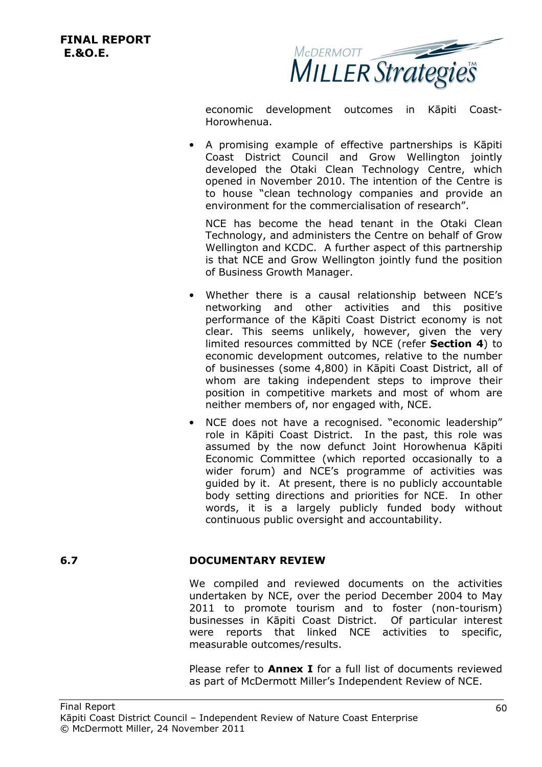economic development outcomes in Kāpiti Coast-Horowhenua.

- A promising example of effective partnerships is Kāpiti Coast District Council and Grow Wellington jointly developed the Otaki Clean Technology Centre, which opened in November 2010. The intention of the Centre is to house "clean technology companies and provide an environment for the commercialisation of research".

  NCE has become the head tenant in the Otaki Clean Technology, and administers the Centre on behalf of Grow Wellington and KCDC. A further aspect of this partnership is that NCE and Grow Wellington jointly fund the position of Business Growth Manager.

- Whether there is a causal relationship between NCE's networking and other activities and this positive performance of the Kāpiti Coast District economy is not clear. This seems unlikely, however, given the very limited resources committed by NCE (refer **Section 4**) to economic development outcomes, relative to the number of businesses (some 4,800) in Kāpiti Coast District, all of whom are taking independent steps to improve their position in competitive markets and most of whom are neither members of, nor engaged with, NCE.

- NCE does not have a recognised. "economic leadership" role in Kāpiti Coast District. In the past, this role was assumed by the now defunct Joint Horowhenua Kāpiti Economic Committee (which reported occasionally to a wider forum) and NCE's programme of activities was guided by it. At present, there is no publicly accountable body setting directions and priorities for NCE. In other words, it is a largely publicly funded body without continuous public oversight and accountability.

## 6.7 DOCUMENTARY REVIEW

We compiled and reviewed documents on the activities undertaken by NCE, over the period December 2004 to May 2011 to promote tourism and to foster (non-tourism) businesses in Kāpiti Coast District. Of particular interest were reports that linked NCE activities to specific, measurable outcomes/results.

Please refer to **Annex I** for a full list of documents reviewed as part of McDermott Miller's Independent Review of NCE.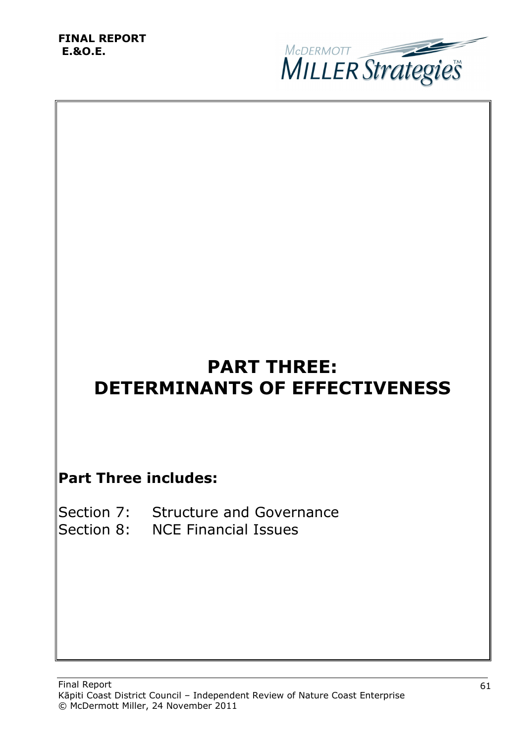# PART THREE: DETERMINANTS OF EFFECTIVENESS

## Part Three includes:

Section 7: Structure and Governance
Section 8: NCE Financial Issues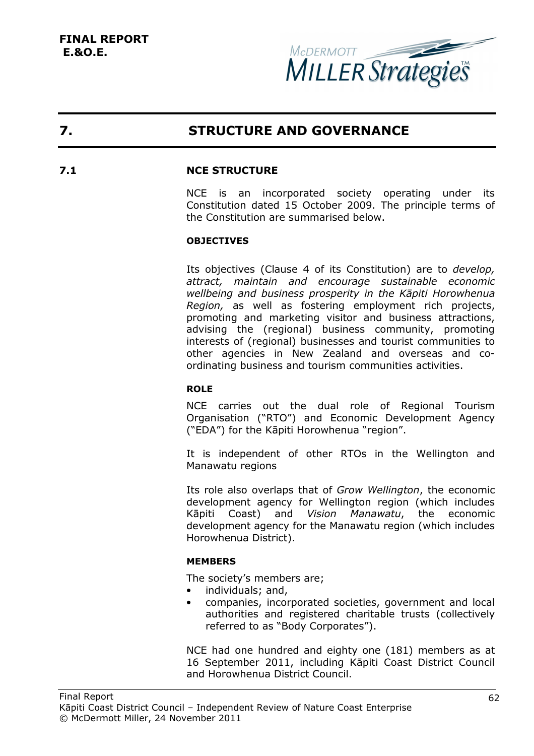## 7. STRUCTURE AND GOVERNANCE

### 7.1 NCE STRUCTURE

NCE is an incorporated society operating under its Constitution dated 15 October 2009. The principle terms of the Constitution are summarised below.

#### OBJECTIVES

Its objectives (Clause 4 of its Constitution) are to *develop, attract, maintain and encourage sustainable economic wellbeing and business prosperity in the Kāpiti Horowhenua Region,* as well as fostering employment rich projects, promoting and marketing visitor and business attractions, advising the (regional) business community, promoting interests of (regional) businesses and tourist communities to other agencies in New Zealand and overseas and co-ordinating business and tourism communities activities.

#### ROLE

NCE carries out the dual role of Regional Tourism Organisation ("RTO") and Economic Development Agency ("EDA") for the Kāpiti Horowhenua "region".

It is independent of other RTOs in the Wellington and Manawatu regions

Its role also overlaps that of *Grow Wellington*, the economic development agency for Wellington region (which includes Kāpiti Coast) and *Vision Manawatu*, the economic development agency for the Manawatu region (which includes Horowhenua District).

#### MEMBERS

The society's members are;

- individuals; and,
- companies, incorporated societies, government and local authorities and registered charitable trusts (collectively referred to as "Body Corporates").

NCE had one hundred and eighty one (181) members as at 16 September 2011, including Kāpiti Coast District Council and Horowhenua District Council.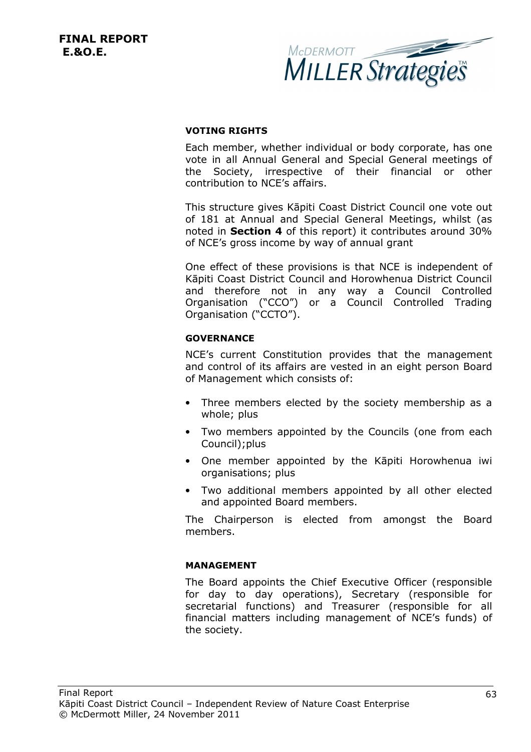**VOTING RIGHTS**

Each member, whether individual or body corporate, has one vote in all Annual General and Special General meetings of the Society, irrespective of their financial or other contribution to NCE's affairs.

This structure gives Kāpiti Coast District Council one vote out of 181 at Annual and Special General Meetings, whilst (as noted in **Section 4** of this report) it contributes around 30% of NCE's gross income by way of annual grant

One effect of these provisions is that NCE is independent of Kāpiti Coast District Council and Horowhenua District Council and therefore not in any way a Council Controlled Organisation ("CCO") or a Council Controlled Trading Organisation ("CCTO").

**GOVERNANCE**

NCE's current Constitution provides that the management and control of its affairs are vested in an eight person Board of Management which consists of:

- Three members elected by the society membership as a whole; plus
- Two members appointed by the Councils (one from each Council);plus
- One member appointed by the Kāpiti Horowhenua iwi organisations; plus
- Two additional members appointed by all other elected and appointed Board members.

The Chairperson is elected from amongst the Board members.

**MANAGEMENT**

The Board appoints the Chief Executive Officer (responsible for day to day operations), Secretary (responsible for secretarial functions) and Treasurer (responsible for all financial matters including management of NCE's funds) of the society.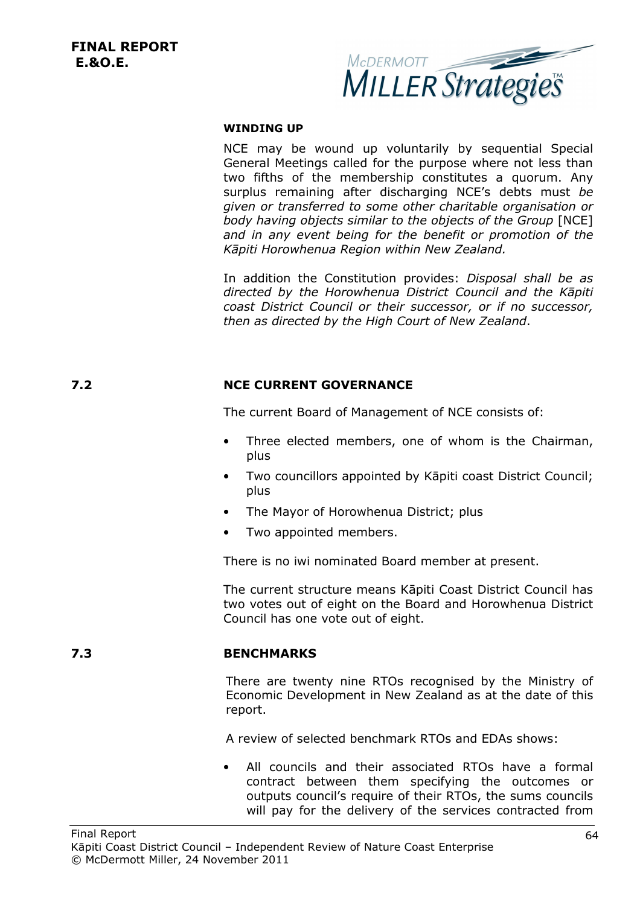#### WINDING UP

NCE may be wound up voluntarily by sequential Special General Meetings called for the purpose where not less than two fifths of the membership constitutes a quorum. Any surplus remaining after discharging NCE's debts must *be given or transferred to some other charitable organisation or body having objects similar to the objects of the Group* [NCE] *and in any event being for the benefit or promotion of the Kāpiti Horowhenua Region within New Zealand.*

In addition the Constitution provides: *Disposal shall be as directed by the Horowhenua District Council and the Kāpiti coast District Council or their successor, or if no successor, then as directed by the High Court of New Zealand*.

## 7.2 NCE CURRENT GOVERNANCE

The current Board of Management of NCE consists of:

- Three elected members, one of whom is the Chairman, plus
- Two councillors appointed by Kāpiti coast District Council; plus
- The Mayor of Horowhenua District; plus
- Two appointed members.

There is no iwi nominated Board member at present.

The current structure means Kāpiti Coast District Council has two votes out of eight on the Board and Horowhenua District Council has one vote out of eight.

## 7.3 BENCHMARKS

There are twenty nine RTOs recognised by the Ministry of Economic Development in New Zealand as at the date of this report.

A review of selected benchmark RTOs and EDAs shows:

- All councils and their associated RTOs have a formal contract between them specifying the outcomes or outputs council's require of their RTOs, the sums councils will pay for the delivery of the services contracted from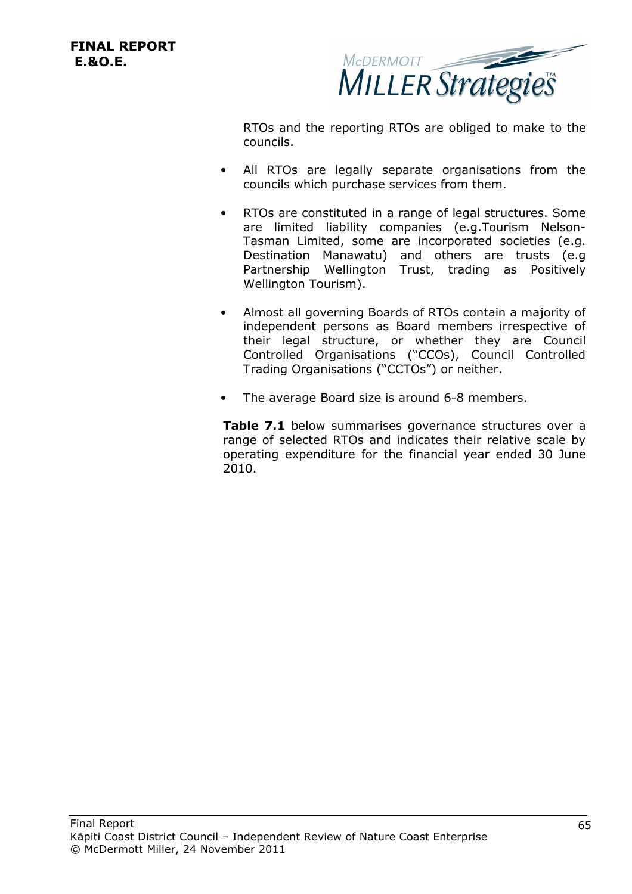RTOs and the reporting RTOs are obliged to make to the councils.

- All RTOs are legally separate organisations from the councils which purchase services from them.

- RTOs are constituted in a range of legal structures. Some are limited liability companies (e.g.Tourism Nelson-Tasman Limited, some are incorporated societies (e.g. Destination Manawatu) and others are trusts (e.g Partnership Wellington Trust, trading as Positively Wellington Tourism).

- Almost all governing Boards of RTOs contain a majority of independent persons as Board members irrespective of their legal structure, or whether they are Council Controlled Organisations ("CCOs), Council Controlled Trading Organisations ("CCTOs") or neither.

- The average Board size is around 6-8 members.

**Table 7.1** below summarises governance structures over a range of selected RTOs and indicates their relative scale by operating expenditure for the financial year ended 30 June 2010.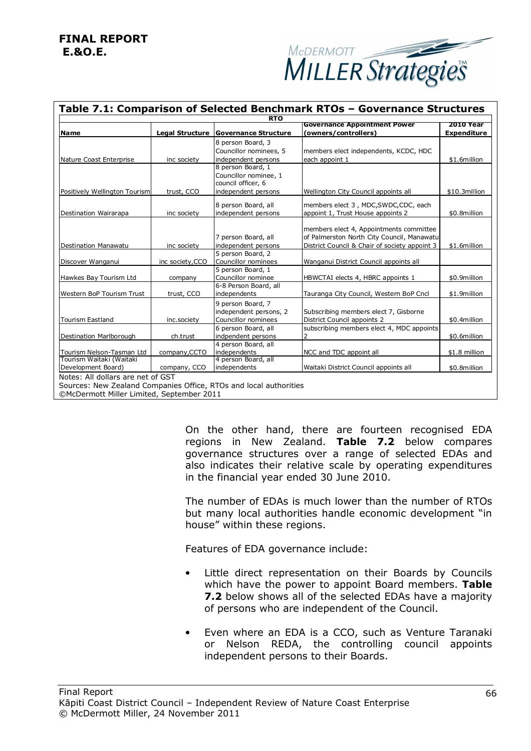**FINAL REPORT**
**E.&O.E.**

**Table 7.1: Comparison of Selected Benchmark RTOs – Governance Structures**

| RTO | | | | |
|---|---|---|---|---|
| **Name** | **Legal Structure** | **Governance Structure** | **Governance Appointment Power (owners/controllers)** | **2010 Year Expenditure** |
| Nature Coast Enterprise | inc society | 8 person Board, 3 Councillor nominees, 5 independent persons | members elect independents, KCDC, HDC each appoint 1 | $1.6million |
| Positively Wellington Tourism | trust, CCO | 8 person Board, 1 Councillor nominee, 1 council officer, 6 independent persons | Wellington City Council appoints all | $10.3million |
| Destination Wairarapa | inc society | 8 person Board, all independent persons | members elect 3 , MDC,SWDC,CDC, each appoint 1, Trust House appoints 2 | $0.8million |
| Destination Manawatu | inc society | 7 person Board, all independent persons | members elect 4, Appointments committee of Palmerston North City Council, Manawatu District Council & Chair of society appoint 3 | $1.6million |
| Discover Wanganui | inc society,CCO | 5 person Board, 2 Councillor nominees | Wanganui District Council appoints all | |
| Hawkes Bay Tourism Ltd | company | 5 person Board, 1 Councillor nominee | HBWCTAI elects 4, HBRC appoints 1 | $0.9million |
| Western BoP Tourism Trust | trust, CCO | 6-8 Person Board, all independents | Tauranga City Council, Western BoP Cncl | $1.9million |
| Tourism Eastland | inc.society | 9 person Board, 7 independent persons, 2 Councillor nominees | Subscribing members elect 7, Gisborne District Council appoints 2 | $0.4million |
| Destination Marlborough | ch.trust | 6 person Board, all indpendent persons | subscribing members elect 4, MDC appoints 2 | $0.6million |
| Tourism Nelson-Tasman Ltd | company,CCTO | 4 person Board, all independents | NCC and TDC appoint all | $1.8 million |
| Tourism Waitaki (Waitaki Development Board) | company, CCO | 4 person Board, all independents | Waitaki District Council appoints all | $0.8million |

Notes: All dollars are net of GST
Sources: New Zealand Companies Office, RTOs and local authorities
©McDermott Miller Limited, September 2011

On the other hand, there are fourteen recognised EDA regions in New Zealand. **Table 7.2** below compares governance structures over a range of selected EDAs and also indicates their relative scale by operating expenditures in the financial year ended 30 June 2010.

The number of EDAs is much lower than the number of RTOs but many local authorities handle economic development "in house" within these regions.

Features of EDA governance include:

- Little direct representation on their Boards by Councils which have the power to appoint Board members. **Table 7.2** below shows all of the selected EDAs have a majority of persons who are independent of the Council.
- Even where an EDA is a CCO, such as Venture Taranaki or Nelson REDA, the controlling council appoints independent persons to their Boards.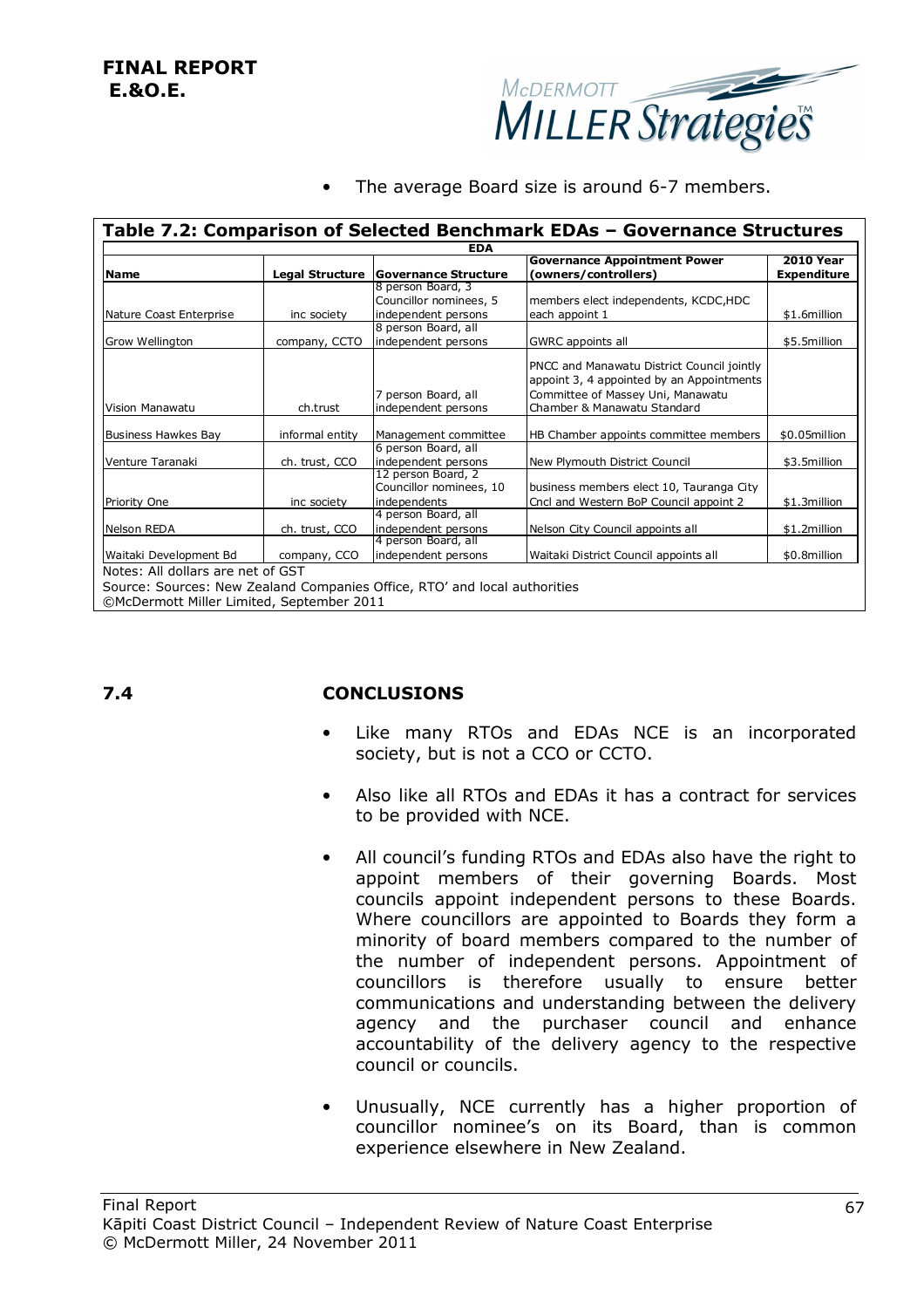- The average Board size is around 6-7 members.

**Table 7.2: Comparison of Selected Benchmark EDAs – Governance Structures**

| EDA | | | | |
|---|---|---|---|---|
| **Name** | **Legal Structure** | **Governance Structure** | **Governance Appointment Power (owners/controllers)** | **2010 Year Expenditure** |
| Nature Coast Enterprise | inc society | 8 person Board, 3 Councillor nominees, 5 independent persons | members elect independents, KCDC,HDC each appoint 1 | $1.6million |
| Grow Wellington | company, CCTO | 8 person Board, all independent persons | GWRC appoints all | $5.5million |
| Vision Manawatu | ch.trust | 7 person Board, all independent persons | PNCC and Manawatu District Council jointly appoint 3, 4 appointed by an Appointments Committee of Massey Uni, Manawatu Chamber & Manawatu Standard | |
| Business Hawkes Bay | informal entity | Management committee | HB Chamber appoints committee members | $0.05million |
| Venture Taranaki | ch. trust, CCO | 6 person Board, all independent persons | New Plymouth District Council | $3.5million |
| Priority One | inc society | 12 person Board, 2 Councillor nominees, 10 independents | business members elect 10, Tauranga City Cncl and Western BoP Council appoint 2 | $1.3million |
| Nelson REDA | ch. trust, CCO | 4 person Board, all independent persons | Nelson City Council appoints all | $1.2million |
| Waitaki Development Bd | company, CCO | 4 person Board, all independent persons | Waitaki District Council appoints all | $0.8million |

Notes: All dollars are net of GST

Source: Sources: New Zealand Companies Office, RTO' and local authorities

©McDermott Miller Limited, September 2011

## 7.4 CONCLUSIONS

- Like many RTOs and EDAs NCE is an incorporated society, but is not a CCO or CCTO.
- Also like all RTOs and EDAs it has a contract for services to be provided with NCE.
- All council's funding RTOs and EDAs also have the right to appoint members of their governing Boards. Most councils appoint independent persons to these Boards. Where councillors are appointed to Boards they form a minority of board members compared to the number of the number of independent persons. Appointment of councillors is therefore usually to ensure better communications and understanding between the delivery agency and the purchaser council and enhance accountability of the delivery agency to the respective council or councils.
- Unusually, NCE currently has a higher proportion of councillor nominee's on its Board, than is common experience elsewhere in New Zealand.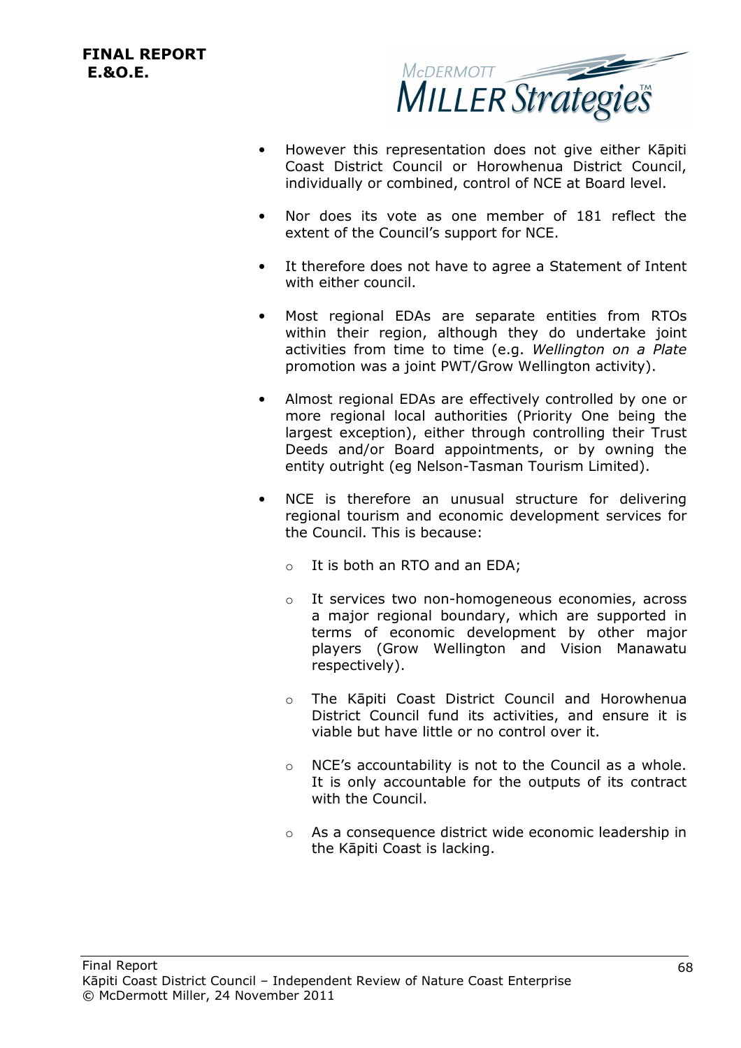- However this representation does not give either Kāpiti Coast District Council or Horowhenua District Council, individually or combined, control of NCE at Board level.

- Nor does its vote as one member of 181 reflect the extent of the Council's support for NCE.

- It therefore does not have to agree a Statement of Intent with either council.

- Most regional EDAs are separate entities from RTOs within their region, although they do undertake joint activities from time to time (e.g. *Wellington on a Plate* promotion was a joint PWT/Grow Wellington activity).

- Almost regional EDAs are effectively controlled by one or more regional local authorities (Priority One being the largest exception), either through controlling their Trust Deeds and/or Board appointments, or by owning the entity outright (eg Nelson-Tasman Tourism Limited).

- NCE is therefore an unusual structure for delivering regional tourism and economic development services for the Council. This is because:

    - It is both an RTO and an EDA;

    - It services two non-homogeneous economies, across a major regional boundary, which are supported in terms of economic development by other major players (Grow Wellington and Vision Manawatu respectively).

    - The Kāpiti Coast District Council and Horowhenua District Council fund its activities, and ensure it is viable but have little or no control over it.

    - NCE's accountability is not to the Council as a whole. It is only accountable for the outputs of its contract with the Council.

    - As a consequence district wide economic leadership in the Kāpiti Coast is lacking.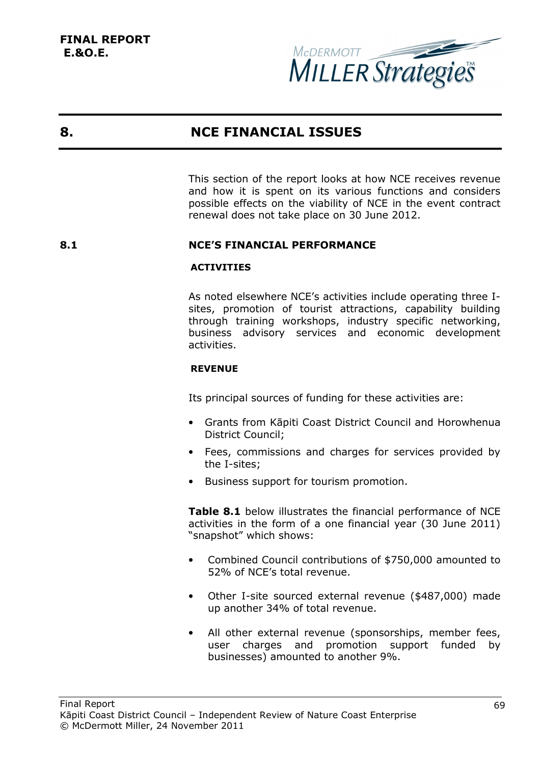# 8. NCE FINANCIAL ISSUES

This section of the report looks at how NCE receives revenue and how it is spent on its various functions and considers possible effects on the viability of NCE in the event contract renewal does not take place on 30 June 2012.

## 8.1 NCE'S FINANCIAL PERFORMANCE

### ACTIVITIES

As noted elsewhere NCE's activities include operating three I-sites, promotion of tourist attractions, capability building through training workshops, industry specific networking, business advisory services and economic development activities.

### REVENUE

Its principal sources of funding for these activities are:

- Grants from Kāpiti Coast District Council and Horowhenua District Council;
- Fees, commissions and charges for services provided by the I-sites;
- Business support for tourism promotion.

**Table 8.1** below illustrates the financial performance of NCE activities in the form of a one financial year (30 June 2011) "snapshot" which shows:

- Combined Council contributions of $750,000 amounted to 52% of NCE's total revenue.
- Other I-site sourced external revenue ($487,000) made up another 34% of total revenue.
- All other external revenue (sponsorships, member fees, user charges and promotion support funded by businesses) amounted to another 9%.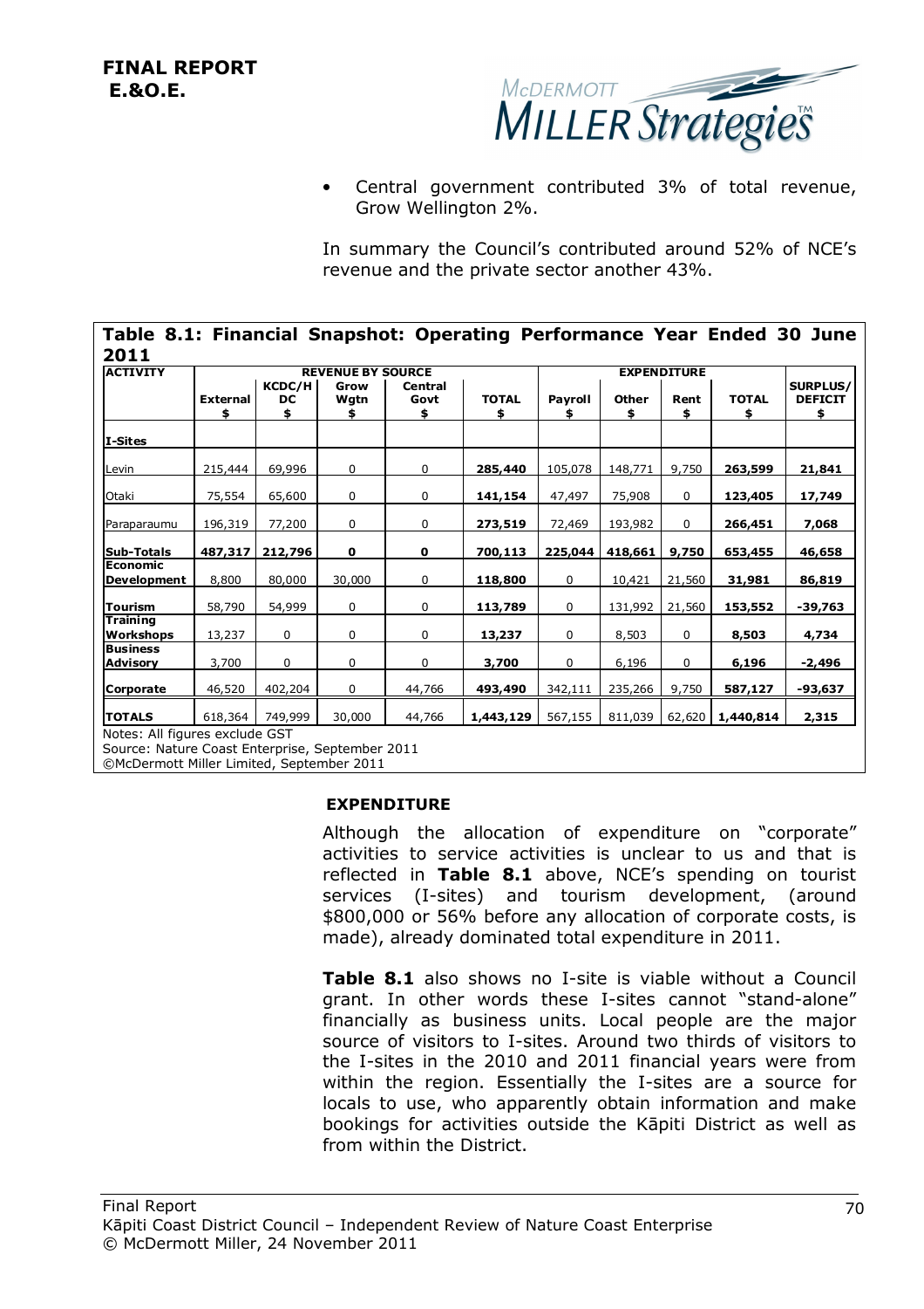- Central government contributed 3% of total revenue, Grow Wellington 2%.

In summary the Council's contributed around 52% of NCE's revenue and the private sector another 43%.

**Table 8.1: Financial Snapshot: Operating Performance Year Ended 30 June 2011**

| ACTIVITY | REVENUE BY SOURCE | | | | | EXPENDITURE | | | | |
|---|---|---|---|---|---|---|---|---|---|---|
| | External $ | KCDC/H DC $ | Grow Wgtn $ | Central Govt $ | TOTAL $ | Payroll $ | Other $ | Rent $ | TOTAL $ | SURPLUS/ DEFICIT $ |
| **I-Sites** | | | | | | | | | | |
| Levin | 215,444 | 69,996 | 0 | 0 | **285,440** | 105,078 | 148,771 | 9,750 | **263,599** | **21,841** |
| Otaki | 75,554 | 65,600 | 0 | 0 | **141,154** | 47,497 | 75,908 | 0 | **123,405** | **17,749** |
| Paraparaumu | 196,319 | 77,200 | 0 | 0 | **273,519** | 72,469 | 193,982 | 0 | **266,451** | **7,068** |
| **Sub-Totals** | **487,317** | **212,796** | **0** | **0** | **700,113** | **225,044** | **418,661** | **9,750** | **653,455** | **46,658** |
| **Economic Development** | 8,800 | 80,000 | 30,000 | 0 | **118,800** | 0 | 10,421 | 21,560 | **31,981** | **86,819** |
| **Tourism** | 58,790 | 54,999 | 0 | 0 | **113,789** | 0 | 131,992 | 21,560 | **153,552** | **-39,763** |
| **Training Workshops** | 13,237 | 0 | 0 | 0 | **13,237** | 0 | 8,503 | 0 | **8,503** | **4,734** |
| **Business Advisory** | 3,700 | 0 | 0 | 0 | **3,700** | 0 | 6,196 | 0 | **6,196** | **-2,496** |
| **Corporate** | 46,520 | 402,204 | 0 | 44,766 | **493,490** | 342,111 | 235,266 | 9,750 | **587,127** | **-93,637** |
| **TOTALS** | 618,364 | 749,999 | 30,000 | 44,766 | **1,443,129** | 567,155 | 811,039 | 62,620 | **1,440,814** | **2,315** |

Notes: All figures exclude GST
Source: Nature Coast Enterprise, September 2011
©McDermott Miller Limited, September 2011

**EXPENDITURE**

Although the allocation of expenditure on "corporate" activities to service activities is unclear to us and that is reflected in **Table 8.1** above, NCE's spending on tourist services (I-sites) and tourism development, (around $800,000 or 56% before any allocation of corporate costs, is made), already dominated total expenditure in 2011.

**Table 8.1** also shows no I-site is viable without a Council grant. In other words these I-sites cannot "stand-alone" financially as business units. Local people are the major source of visitors to I-sites. Around two thirds of visitors to the I-sites in the 2010 and 2011 financial years were from within the region. Essentially the I-sites are a source for locals to use, who apparently obtain information and make bookings for activities outside the Kāpiti District as well as from within the District.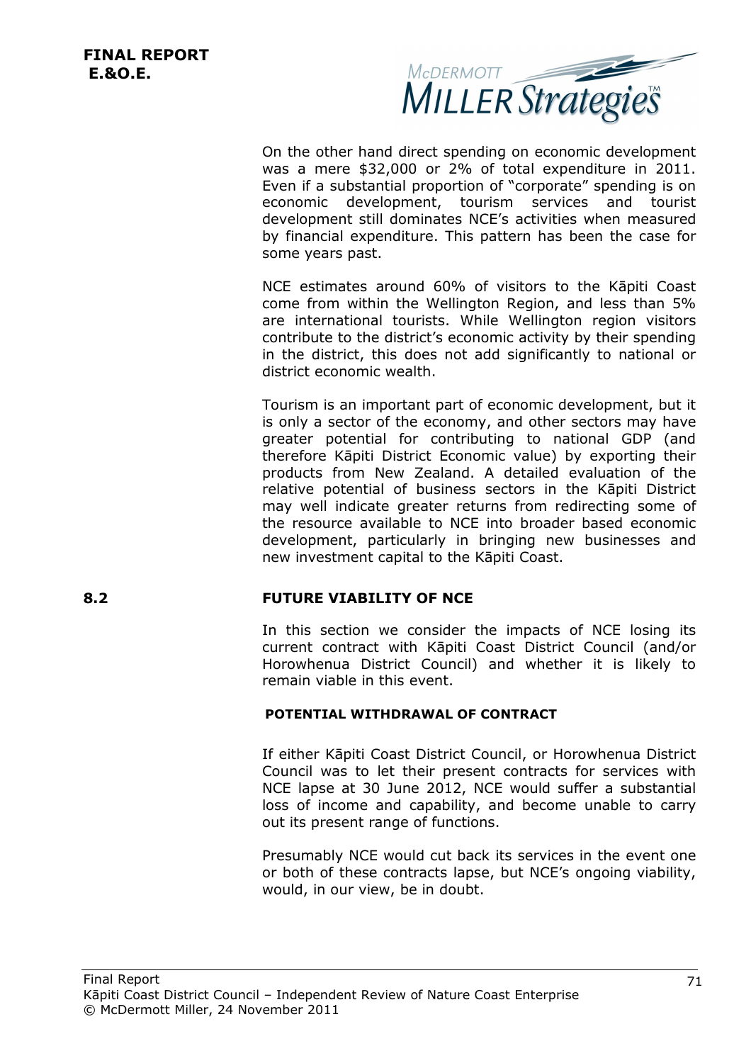On the other hand direct spending on economic development was a mere $32,000 or 2% of total expenditure in 2011. Even if a substantial proportion of "corporate" spending is on economic development, tourism services and tourist development still dominates NCE's activities when measured by financial expenditure. This pattern has been the case for some years past.

NCE estimates around 60% of visitors to the Kāpiti Coast come from within the Wellington Region, and less than 5% are international tourists. While Wellington region visitors contribute to the district's economic activity by their spending in the district, this does not add significantly to national or district economic wealth.

Tourism is an important part of economic development, but it is only a sector of the economy, and other sectors may have greater potential for contributing to national GDP (and therefore Kāpiti District Economic value) by exporting their products from New Zealand. A detailed evaluation of the relative potential of business sectors in the Kāpiti District may well indicate greater returns from redirecting some of the resource available to NCE into broader based economic development, particularly in bringing new businesses and new investment capital to the Kāpiti Coast.

## 8.2 FUTURE VIABILITY OF NCE

In this section we consider the impacts of NCE losing its current contract with Kāpiti Coast District Council (and/or Horowhenua District Council) and whether it is likely to remain viable in this event.

#### POTENTIAL WITHDRAWAL OF CONTRACT

If either Kāpiti Coast District Council, or Horowhenua District Council was to let their present contracts for services with NCE lapse at 30 June 2012, NCE would suffer a substantial loss of income and capability, and become unable to carry out its present range of functions.

Presumably NCE would cut back its services in the event one or both of these contracts lapse, but NCE's ongoing viability, would, in our view, be in doubt.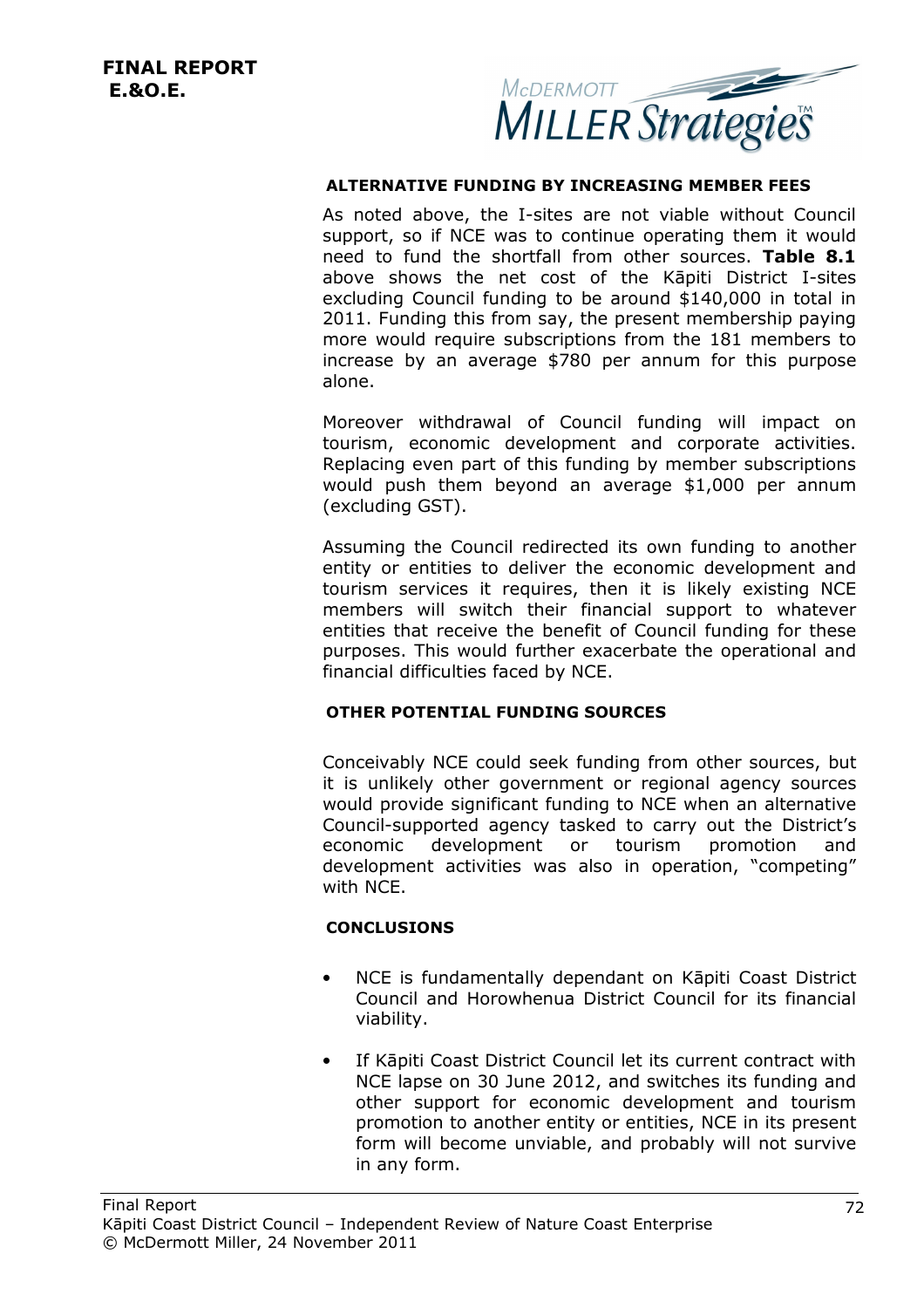### ALTERNATIVE FUNDING BY INCREASING MEMBER FEES

As noted above, the I-sites are not viable without Council support, so if NCE was to continue operating them it would need to fund the shortfall from other sources. **Table 8.1** above shows the net cost of the Kāpiti District I-sites excluding Council funding to be around $140,000 in total in 2011. Funding this from say, the present membership paying more would require subscriptions from the 181 members to increase by an average $780 per annum for this purpose alone.

Moreover withdrawal of Council funding will impact on tourism, economic development and corporate activities. Replacing even part of this funding by member subscriptions would push them beyond an average $1,000 per annum (excluding GST).

Assuming the Council redirected its own funding to another entity or entities to deliver the economic development and tourism services it requires, then it is likely existing NCE members will switch their financial support to whatever entities that receive the benefit of Council funding for these purposes. This would further exacerbate the operational and financial difficulties faced by NCE.

### OTHER POTENTIAL FUNDING SOURCES

Conceivably NCE could seek funding from other sources, but it is unlikely other government or regional agency sources would provide significant funding to NCE when an alternative Council-supported agency tasked to carry out the District's economic development or tourism promotion and development activities was also in operation, "competing" with NCE.

### CONCLUSIONS

- NCE is fundamentally dependant on Kāpiti Coast District Council and Horowhenua District Council for its financial viability.
- If Kāpiti Coast District Council let its current contract with NCE lapse on 30 June 2012, and switches its funding and other support for economic development and tourism promotion to another entity or entities, NCE in its present form will become unviable, and probably will not survive in any form.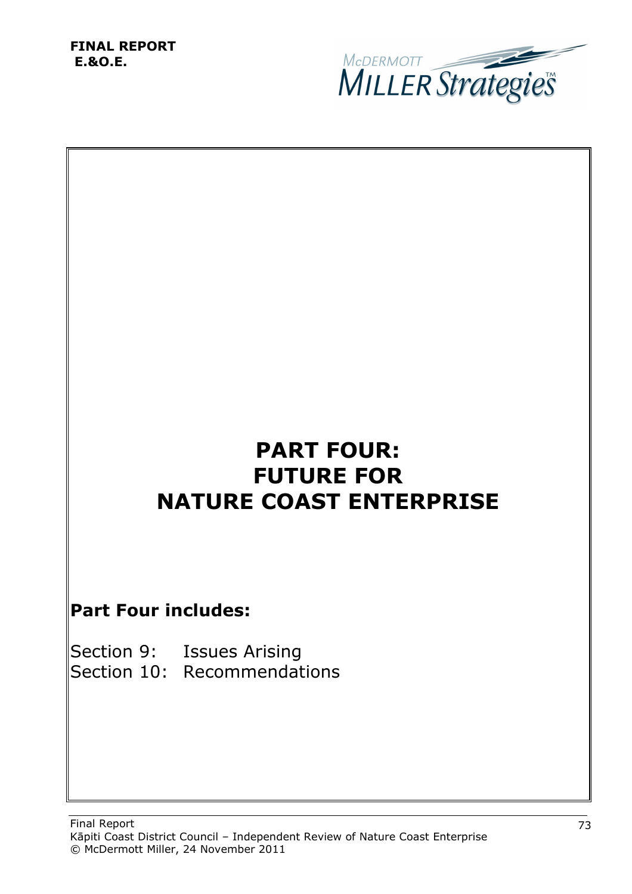**FINAL REPORT**
**E.&O.E.**

# PART FOUR: FUTURE FOR NATURE COAST ENTERPRISE

## Part Four includes:

Section 9: Issues Arising
Section 10: Recommendations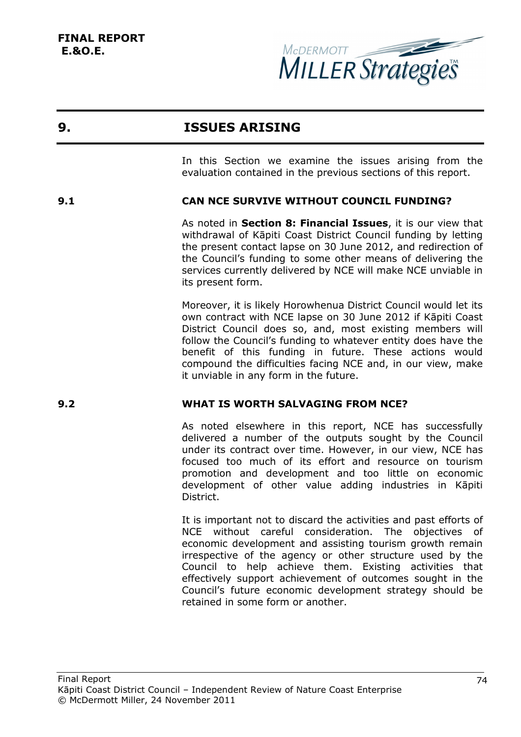# 9. ISSUES ARISING

In this Section we examine the issues arising from the evaluation contained in the previous sections of this report.

## 9.1 CAN NCE SURVIVE WITHOUT COUNCIL FUNDING?

As noted in **Section 8: Financial Issues**, it is our view that withdrawal of Kāpiti Coast District Council funding by letting the present contact lapse on 30 June 2012, and redirection of the Council's funding to some other means of delivering the services currently delivered by NCE will make NCE unviable in its present form.

Moreover, it is likely Horowhenua District Council would let its own contract with NCE lapse on 30 June 2012 if Kāpiti Coast District Council does so, and, most existing members will follow the Council's funding to whatever entity does have the benefit of this funding in future. These actions would compound the difficulties facing NCE and, in our view, make it unviable in any form in the future.

## 9.2 WHAT IS WORTH SALVAGING FROM NCE?

As noted elsewhere in this report, NCE has successfully delivered a number of the outputs sought by the Council under its contract over time. However, in our view, NCE has focused too much of its effort and resource on tourism promotion and development and too little on economic development of other value adding industries in Kāpiti District.

It is important not to discard the activities and past efforts of NCE without careful consideration. The objectives of economic development and assisting tourism growth remain irrespective of the agency or other structure used by the Council to help achieve them. Existing activities that effectively support achievement of outcomes sought in the Council's future economic development strategy should be retained in some form or another.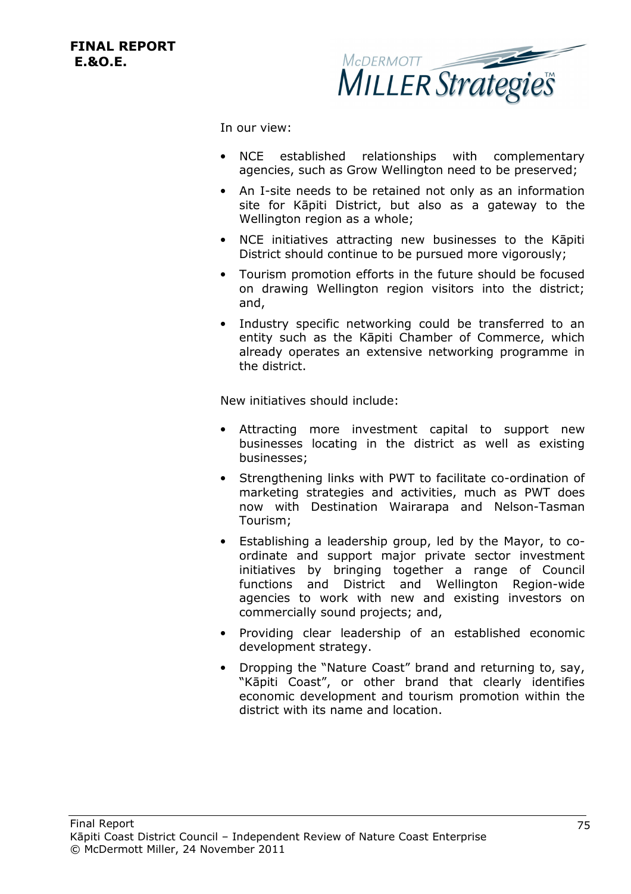In our view:

- NCE established relationships with complementary agencies, such as Grow Wellington need to be preserved;
- An I-site needs to be retained not only as an information site for Kāpiti District, but also as a gateway to the Wellington region as a whole;
- NCE initiatives attracting new businesses to the Kāpiti District should continue to be pursued more vigorously;
- Tourism promotion efforts in the future should be focused on drawing Wellington region visitors into the district; and,
- Industry specific networking could be transferred to an entity such as the Kāpiti Chamber of Commerce, which already operates an extensive networking programme in the district.

New initiatives should include:

- Attracting more investment capital to support new businesses locating in the district as well as existing businesses;
- Strengthening links with PWT to facilitate co-ordination of marketing strategies and activities, much as PWT does now with Destination Wairarapa and Nelson-Tasman Tourism;
- Establishing a leadership group, led by the Mayor, to co-ordinate and support major private sector investment initiatives by bringing together a range of Council functions and District and Wellington Region-wide agencies to work with new and existing investors on commercially sound projects; and,
- Providing clear leadership of an established economic development strategy.
- Dropping the "Nature Coast" brand and returning to, say, "Kāpiti Coast", or other brand that clearly identifies economic development and tourism promotion within the district with its name and location.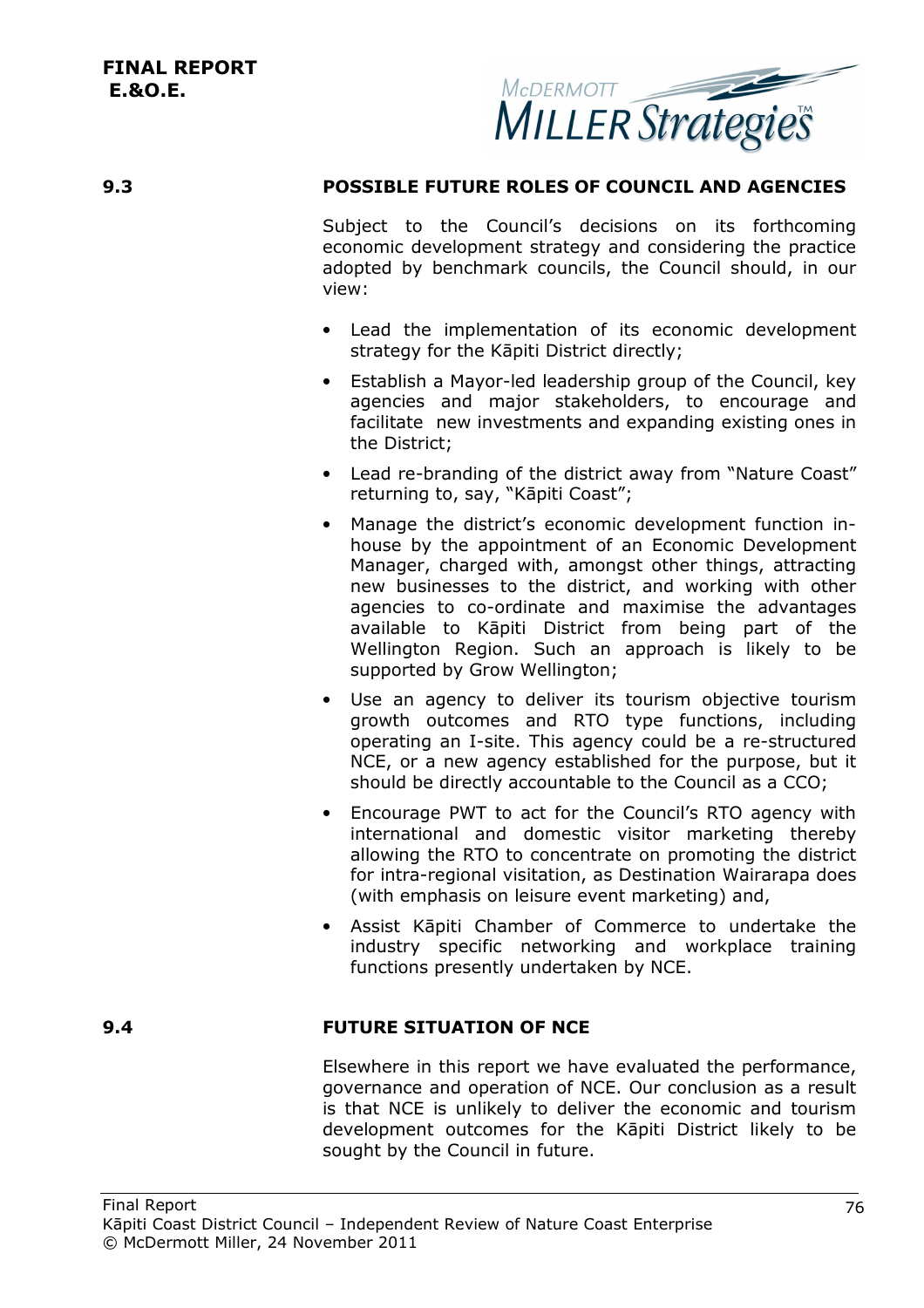## 9.3 POSSIBLE FUTURE ROLES OF COUNCIL AND AGENCIES

Subject to the Council's decisions on its forthcoming economic development strategy and considering the practice adopted by benchmark councils, the Council should, in our view:

- Lead the implementation of its economic development strategy for the Kāpiti District directly;
- Establish a Mayor-led leadership group of the Council, key agencies and major stakeholders, to encourage and facilitate new investments and expanding existing ones in the District;
- Lead re-branding of the district away from "Nature Coast" returning to, say, "Kāpiti Coast";
- Manage the district's economic development function in-house by the appointment of an Economic Development Manager, charged with, amongst other things, attracting new businesses to the district, and working with other agencies to co-ordinate and maximise the advantages available to Kāpiti District from being part of the Wellington Region. Such an approach is likely to be supported by Grow Wellington;
- Use an agency to deliver its tourism objective tourism growth outcomes and RTO type functions, including operating an I-site. This agency could be a re-structured NCE, or a new agency established for the purpose, but it should be directly accountable to the Council as a CCO;
- Encourage PWT to act for the Council's RTO agency with international and domestic visitor marketing thereby allowing the RTO to concentrate on promoting the district for intra-regional visitation, as Destination Wairarapa does (with emphasis on leisure event marketing) and,
- Assist Kāpiti Chamber of Commerce to undertake the industry specific networking and workplace training functions presently undertaken by NCE.

## 9.4 FUTURE SITUATION OF NCE

Elsewhere in this report we have evaluated the performance, governance and operation of NCE. Our conclusion as a result is that NCE is unlikely to deliver the economic and tourism development outcomes for the Kāpiti District likely to be sought by the Council in future.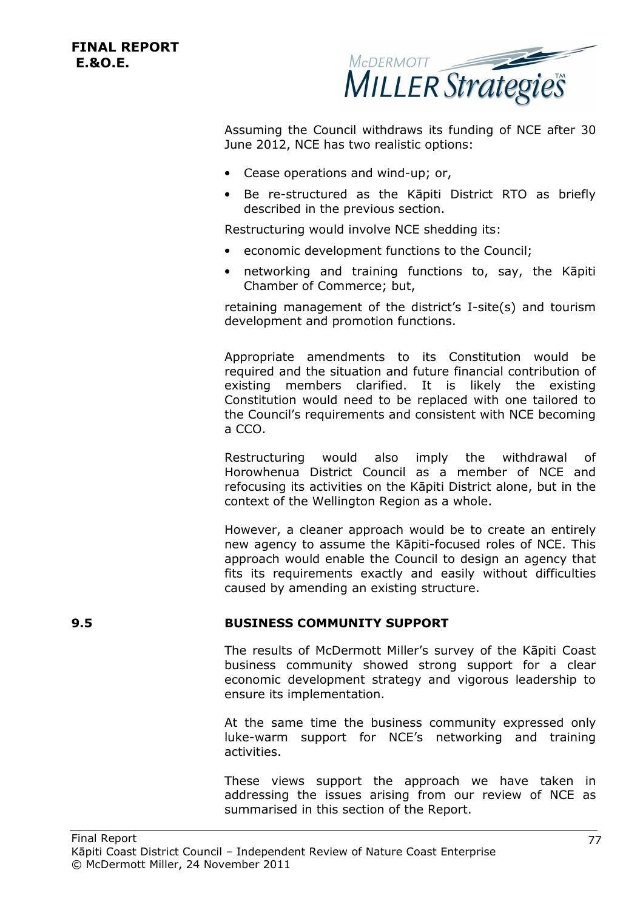Assuming the Council withdraws its funding of NCE after 30 June 2012, NCE has two realistic options:

- Cease operations and wind-up; or,
- Be re-structured as the Kāpiti District RTO as briefly described in the previous section.

Restructuring would involve NCE shedding its:

- economic development functions to the Council;
- networking and training functions to, say, the Kāpiti Chamber of Commerce; but,

retaining management of the district's I-site(s) and tourism development and promotion functions.

Appropriate amendments to its Constitution would be required and the situation and future financial contribution of existing members clarified. It is likely the existing Constitution would need to be replaced with one tailored to the Council's requirements and consistent with NCE becoming a CCO.

Restructuring would also imply the withdrawal of Horowhenua District Council as a member of NCE and refocusing its activities on the Kāpiti District alone, but in the context of the Wellington Region as a whole.

However, a cleaner approach would be to create an entirely new agency to assume the Kāpiti-focused roles of NCE. This approach would enable the Council to design an agency that fits its requirements exactly and easily without difficulties caused by amending an existing structure.

## 9.5 BUSINESS COMMUNITY SUPPORT

The results of McDermott Miller's survey of the Kāpiti Coast business community showed strong support for a clear economic development strategy and vigorous leadership to ensure its implementation.

At the same time the business community expressed only luke-warm support for NCE's networking and training activities.

These views support the approach we have taken in addressing the issues arising from our review of NCE as summarised in this section of the Report.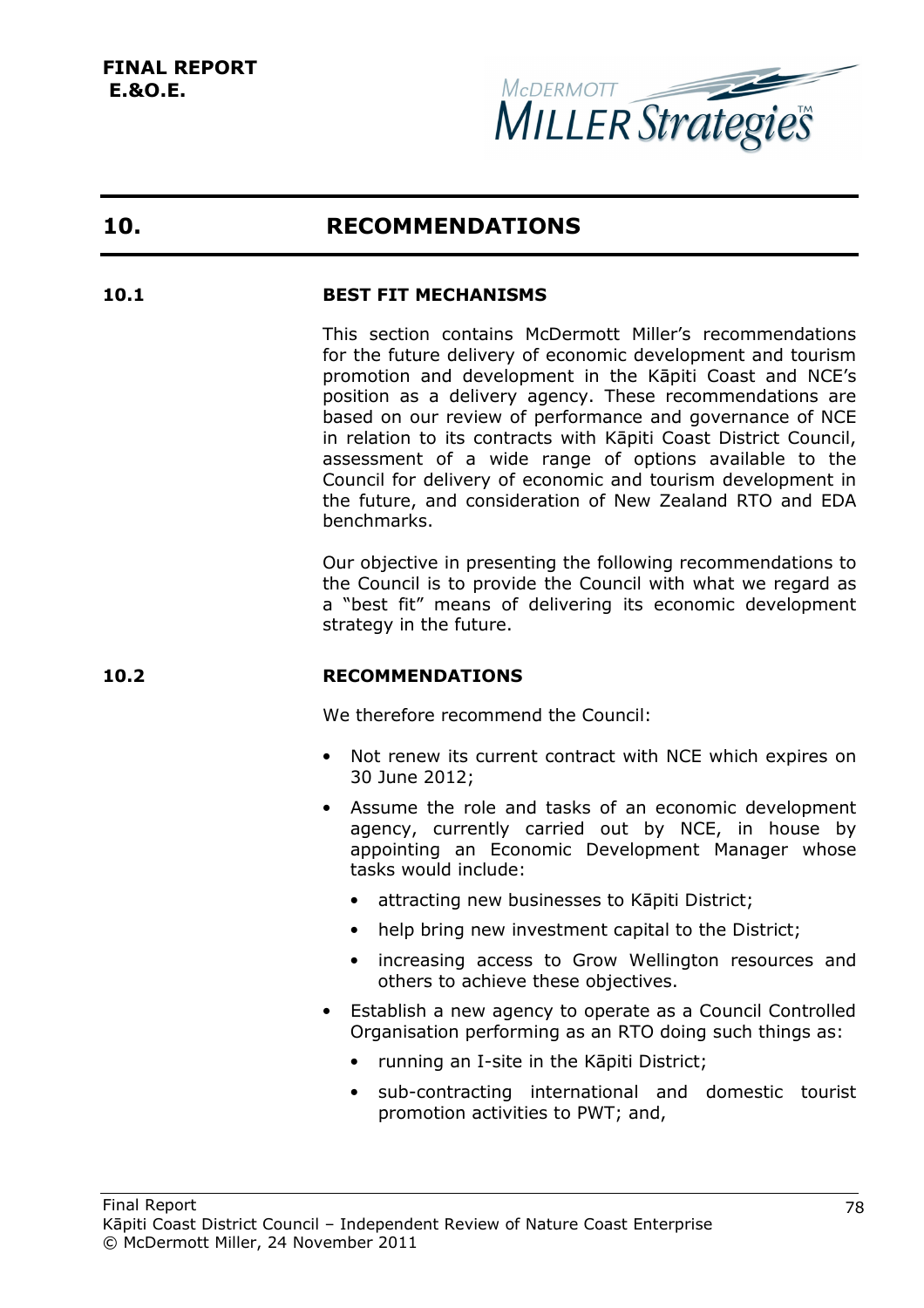**FINAL REPORT**
**E.&O.E.**

# 10. RECOMMENDATIONS

## 10.1 BEST FIT MECHANISMS

This section contains McDermott Miller's recommendations for the future delivery of economic development and tourism promotion and development in the Kāpiti Coast and NCE's position as a delivery agency. These recommendations are based on our review of performance and governance of NCE in relation to its contracts with Kāpiti Coast District Council, assessment of a wide range of options available to the Council for delivery of economic and tourism development in the future, and consideration of New Zealand RTO and EDA benchmarks.

Our objective in presenting the following recommendations to the Council is to provide the Council with what we regard as a "best fit" means of delivering its economic development strategy in the future.

## 10.2 RECOMMENDATIONS

We therefore recommend the Council:

- Not renew its current contract with NCE which expires on 30 June 2012;
- Assume the role and tasks of an economic development agency, currently carried out by NCE, in house by appointing an Economic Development Manager whose tasks would include:
  - attracting new businesses to Kāpiti District;
  - help bring new investment capital to the District;
  - increasing access to Grow Wellington resources and others to achieve these objectives.
- Establish a new agency to operate as a Council Controlled Organisation performing as an RTO doing such things as:
  - running an I-site in the Kāpiti District;
  - sub-contracting international and domestic tourist promotion activities to PWT; and,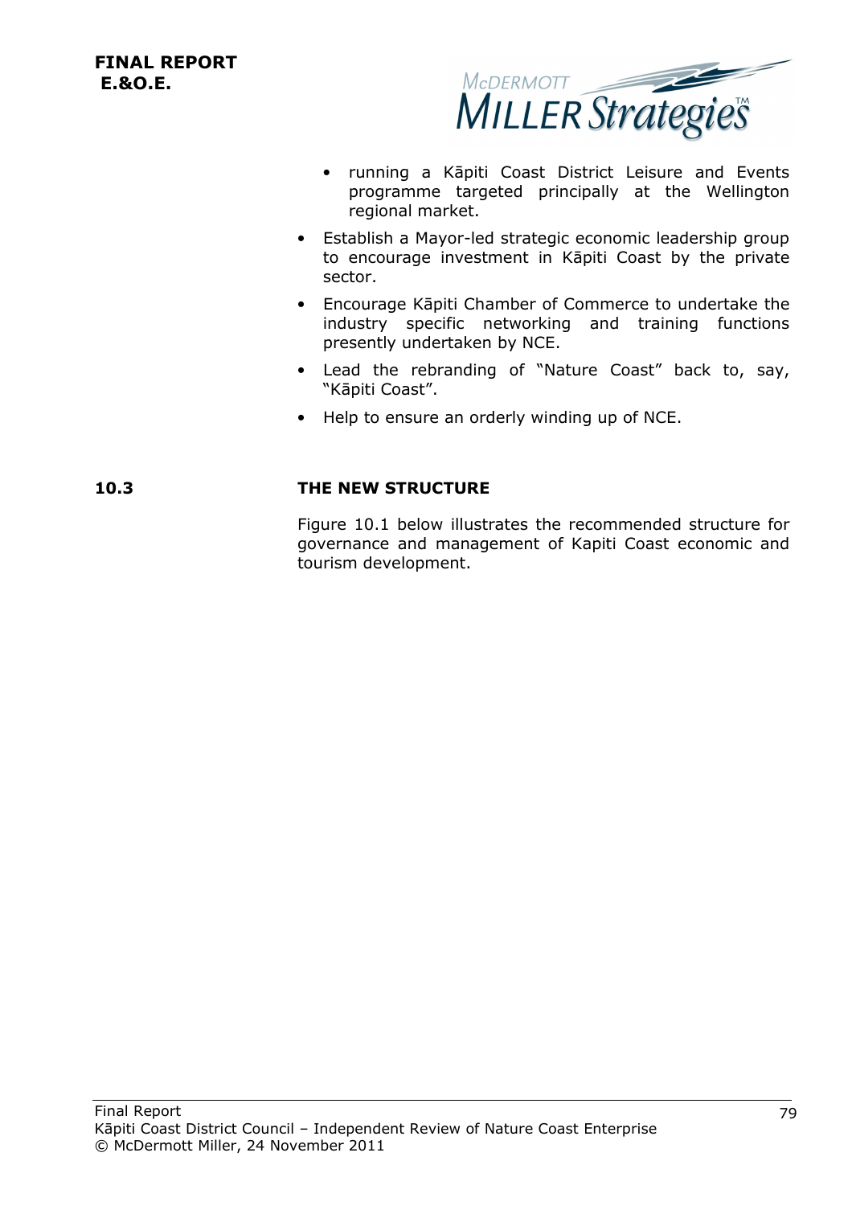- running a Kāpiti Coast District Leisure and Events programme targeted principally at the Wellington regional market.
- Establish a Mayor-led strategic economic leadership group to encourage investment in Kāpiti Coast by the private sector.
- Encourage Kāpiti Chamber of Commerce to undertake the industry specific networking and training functions presently undertaken by NCE.
- Lead the rebranding of "Nature Coast" back to, say, "Kāpiti Coast".
- Help to ensure an orderly winding up of NCE.

## 10.3 THE NEW STRUCTURE

Figure 10.1 below illustrates the recommended structure for governance and management of Kapiti Coast economic and tourism development.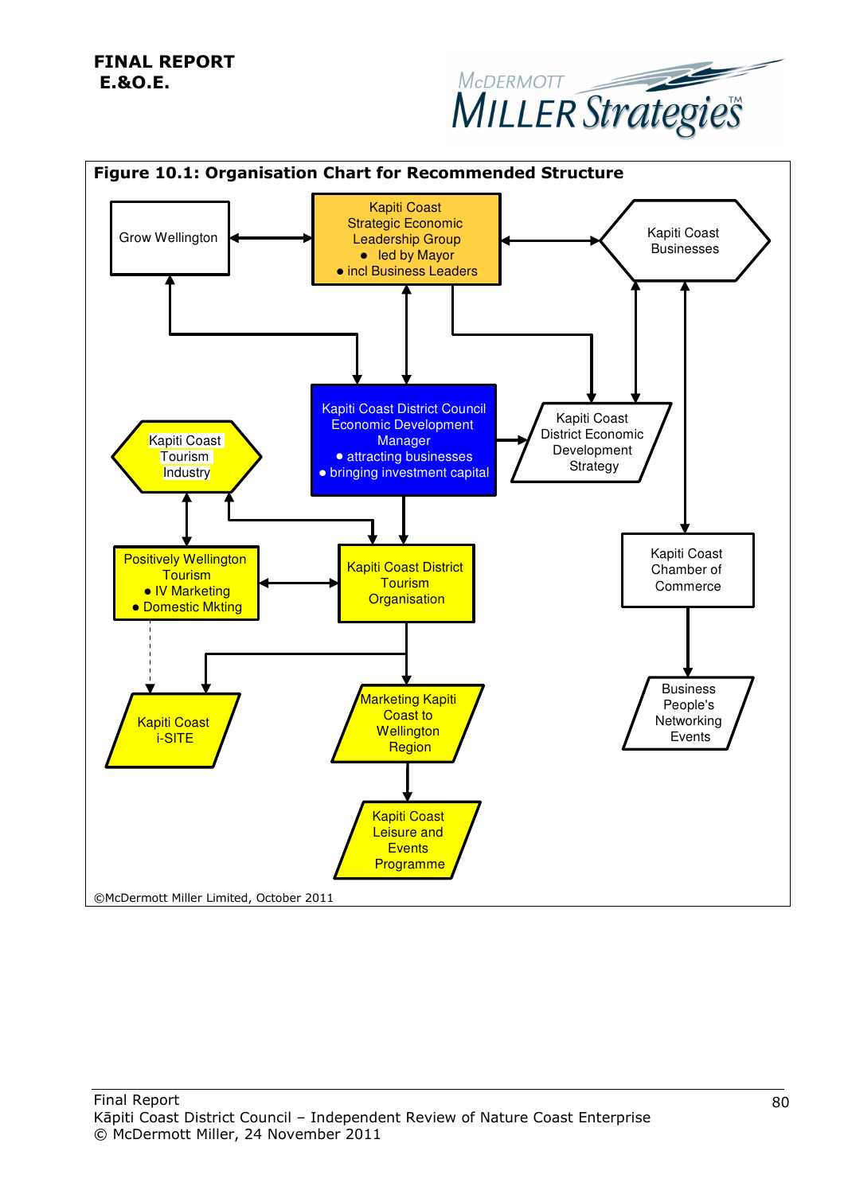**FINAL REPORT**
**E.&O.E.**

**Figure 10.1: Organisation Chart for Recommended Structure**

Grow Wellington

Kapiti Coast Strategic Economic Leadership Group
- led by Mayor
- incl Business Leaders

Kapiti Coast Businesses

Kapiti Coast District Council Economic Development Manager
- attracting businesses
- bringing investment capital

Kapiti Coast District Economic Development Strategy

Kapiti Coast Tourism Industry

Positively Wellington Tourism
- IV Marketing
- Domestic Mkting

Kapiti Coast District Tourism Organisation

Kapiti Coast Chamber of Commerce

Kapiti Coast i-SITE

Marketing Kapiti Coast to Wellington Region

Business People's Networking Events

Kapiti Coast Leisure and Events Programme

©McDermott Miller Limited, October 2011